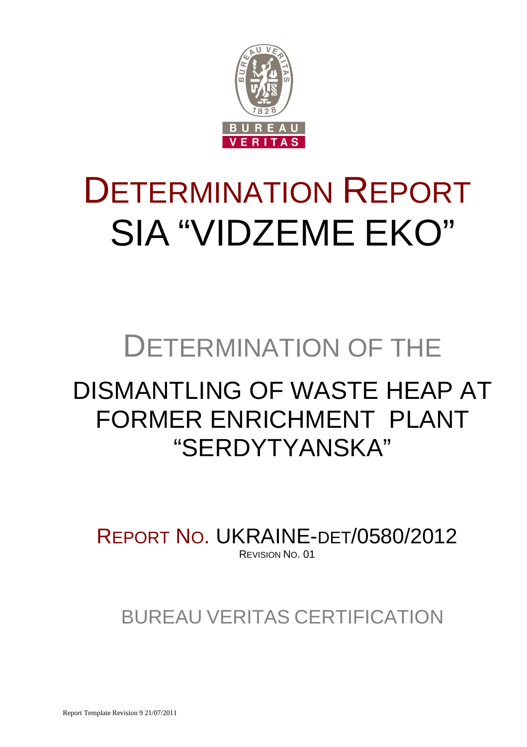# DETERMINATION REPORT
# SIA "VIDZEME EKO"

## DETERMINATION OF THE

## DISMANTLING OF WASTE HEAP AT FORMER ENRICHMENT PLANT "SERDYTYANSKA"

REPORT NO. UKRAINE-DET/0580/2012

REVISION NO. 01

BUREAU VERITAS CERTIFICATION

Report Template Revision 9 21/07/2011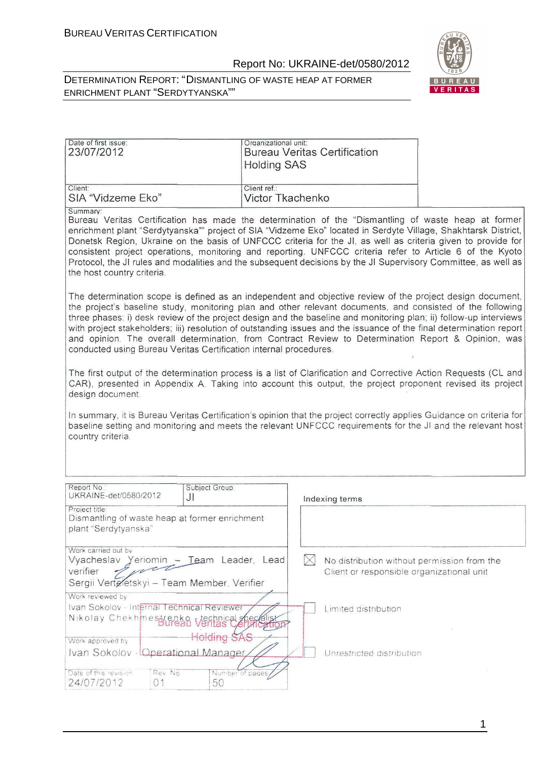| Date of first issue: 23/07/2012 | Organizational unit: Bureau Veritas Certification Holding SAS |
|---|---|
| Client: SIA "Vidzeme Eko" | Client ref.: Victor Tkachenko |

Summary:

Bureau Veritas Certification has made the determination of the "Dismantling of waste heap at former enrichment plant "Serdytyanska"" project of SIA "Vidzeme Eko" located in Serdyte Village, Shakhtarsk District, Donetsk Region, Ukraine on the basis of UNFCCC criteria for the JI, as well as criteria given to provide for consistent project operations, monitoring and reporting. UNFCCC criteria refer to Article 6 of the Kyoto Protocol, the JI rules and modalities and the subsequent decisions by the JI Supervisory Committee, as well as the host country criteria.

The determination scope is defined as an independent and objective review of the project design document, the project's baseline study, monitoring plan and other relevant documents, and consisted of the following three phases: i) desk review of the project design and the baseline and monitoring plan; ii) follow-up interviews with project stakeholders; iii) resolution of outstanding issues and the issuance of the final determination report and opinion. The overall determination, from Contract Review to Determination Report & Opinion, was conducted using Bureau Veritas Certification internal procedures.

The first output of the determination process is a list of Clarification and Corrective Action Requests (CL and CAR), presented in Appendix A. Taking into account this output, the project proponent revised its project design document.

In summary, it is Bureau Veritas Certification's opinion that the project correctly applies Guidance on criteria for baseline setting and monitoring and meets the relevant UNFCCC requirements for the JI and the relevant host country criteria.

| Report No.: UKRAINE-det/0580/2012 | Subject Group: JI | Indexing terms |
|---|---|---|
| Project title: Dismantling of waste heap at former enrichment plant "Serdytyanska" | | |
| Work carried out by: Vyacheslav Yeriomin – Team Leader, Lead verifier; Sergii Verteletskyi – Team Member, Verifier | | ☒ No distribution without permission from the Client or responsible organizational unit |
| Work reviewed by: Ivan Sokolov - Internal Technical Reviewer; Nikolay Chekhmestrenko - technical specialist | | ☐ Limited distribution |
| Work approved by: Ivan Sokolov - Operational Manager | | ☐ Unrestricted distribution |
| Date of this revision: 24/07/2012 | Rev. No.: 01 | Number of pages: 50 |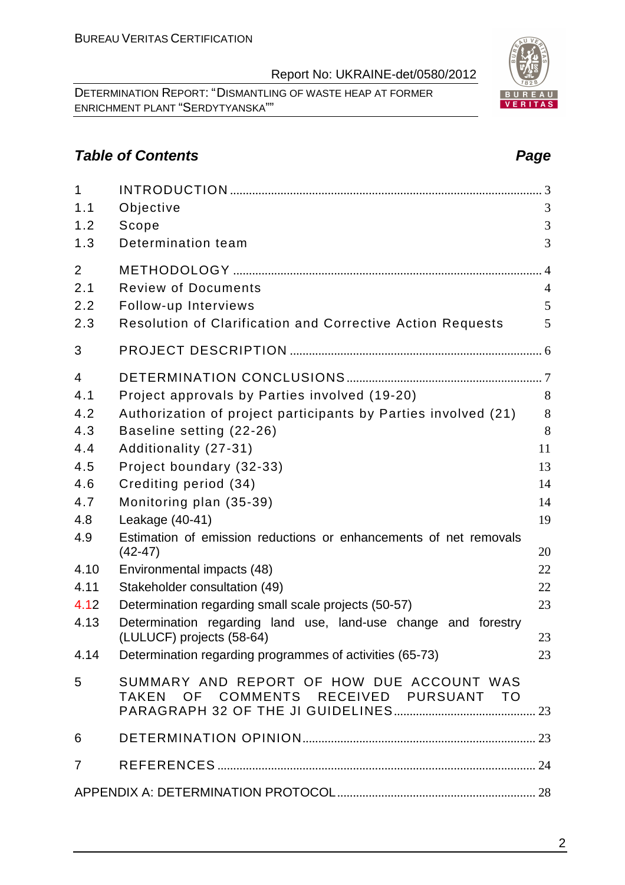## Table of Contents

| | | Page |
|---|---|---|
| 1 | INTRODUCTION | 3 |
| 1.1 | Objective | 3 |
| 1.2 | Scope | 3 |
| 1.3 | Determination team | 3 |
| 2 | METHODOLOGY | 4 |
| 2.1 | Review of Documents | 4 |
| 2.2 | Follow-up Interviews | 5 |
| 2.3 | Resolution of Clarification and Corrective Action Requests | 5 |
| 3 | PROJECT DESCRIPTION | 6 |
| 4 | DETERMINATION CONCLUSIONS | 7 |
| 4.1 | Project approvals by Parties involved (19-20) | 8 |
| 4.2 | Authorization of project participants by Parties involved (21) | 8 |
| 4.3 | Baseline setting (22-26) | 8 |
| 4.4 | Additionality (27-31) | 11 |
| 4.5 | Project boundary (32-33) | 13 |
| 4.6 | Crediting period (34) | 14 |
| 4.7 | Monitoring plan (35-39) | 14 |
| 4.8 | Leakage (40-41) | 19 |
| 4.9 | Estimation of emission reductions or enhancements of net removals (42-47) | 20 |
| 4.10 | Environmental impacts (48) | 22 |
| 4.11 | Stakeholder consultation (49) | 22 |
| 4.12 | Determination regarding small scale projects (50-57) | 23 |
| 4.13 | Determination regarding land use, land-use change and forestry (LULUCF) projects (58-64) | 23 |
| 4.14 | Determination regarding programmes of activities (65-73) | 23 |
| 5 | SUMMARY AND REPORT OF HOW DUE ACCOUNT WAS TAKEN OF COMMENTS RECEIVED PURSUANT TO PARAGRAPH 32 OF THE JI GUIDELINES | 23 |
| 6 | DETERMINATION OPINION | 23 |
| 7 | REFERENCES | 24 |
| | APPENDIX A: DETERMINATION PROTOCOL | 28 |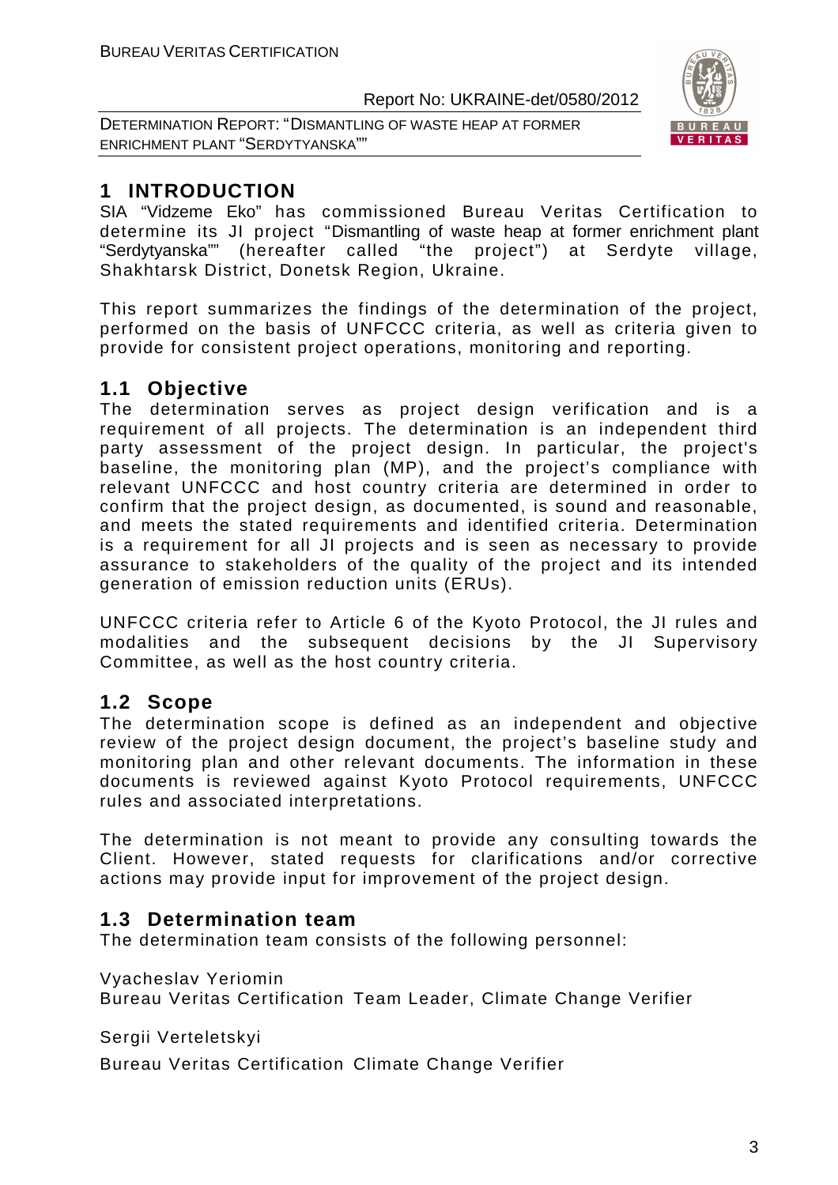# 1 INTRODUCTION

SIA "Vidzeme Eko" has commissioned Bureau Veritas Certification to determine its JI project "Dismantling of waste heap at former enrichment plant "Serdytyanska"" (hereafter called "the project") at Serdyte village, Shakhtarsk District, Donetsk Region, Ukraine.

This report summarizes the findings of the determination of the project, performed on the basis of UNFCCC criteria, as well as criteria given to provide for consistent project operations, monitoring and reporting.

## 1.1 Objective

The determination serves as project design verification and is a requirement of all projects. The determination is an independent third party assessment of the project design. In particular, the project's baseline, the monitoring plan (MP), and the project's compliance with relevant UNFCCC and host country criteria are determined in order to confirm that the project design, as documented, is sound and reasonable, and meets the stated requirements and identified criteria. Determination is a requirement for all JI projects and is seen as necessary to provide assurance to stakeholders of the quality of the project and its intended generation of emission reduction units (ERUs).

UNFCCC criteria refer to Article 6 of the Kyoto Protocol, the JI rules and modalities and the subsequent decisions by the JI Supervisory Committee, as well as the host country criteria.

## 1.2 Scope

The determination scope is defined as an independent and objective review of the project design document, the project's baseline study and monitoring plan and other relevant documents. The information in these documents is reviewed against Kyoto Protocol requirements, UNFCCC rules and associated interpretations.

The determination is not meant to provide any consulting towards the Client. However, stated requests for clarifications and/or corrective actions may provide input for improvement of the project design.

## 1.3 Determination team

The determination team consists of the following personnel:

Vyacheslav Yeriomin
Bureau Veritas Certification Team Leader, Climate Change Verifier

Sergii Verteletskyi
Bureau Veritas Certification Climate Change Verifier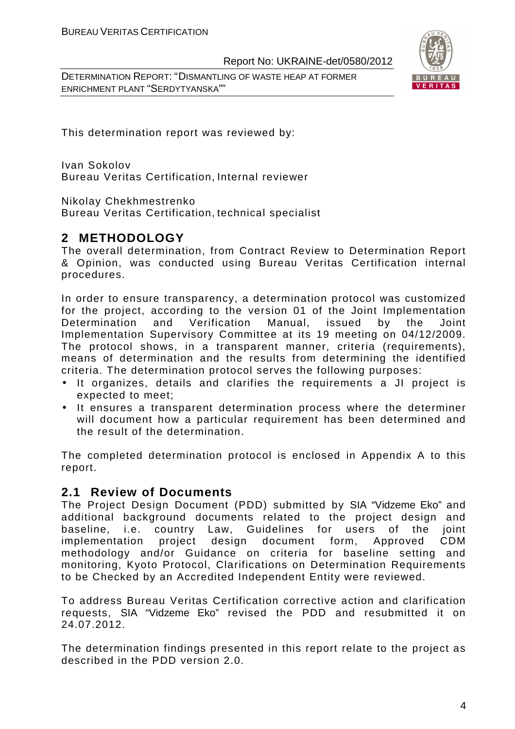This determination report was reviewed by:

Ivan Sokolov
Bureau Veritas Certification, Internal reviewer

Nikolay Chekhmestrenko
Bureau Veritas Certification, technical specialist

## 2 METHODOLOGY

The overall determination, from Contract Review to Determination Report & Opinion, was conducted using Bureau Veritas Certification internal procedures.

In order to ensure transparency, a determination protocol was customized for the project, according to the version 01 of the Joint Implementation Determination and Verification Manual, issued by the Joint Implementation Supervisory Committee at its 19 meeting on 04/12/2009. The protocol shows, in a transparent manner, criteria (requirements), means of determination and the results from determining the identified criteria. The determination protocol serves the following purposes:

- It organizes, details and clarifies the requirements a JI project is expected to meet;
- It ensures a transparent determination process where the determiner will document how a particular requirement has been determined and the result of the determination.

The completed determination protocol is enclosed in Appendix A to this report.

### 2.1 Review of Documents

The Project Design Document (PDD) submitted by SIA "Vidzeme Eko" and additional background documents related to the project design and baseline, i.e. country Law, Guidelines for users of the joint implementation project design document form, Approved CDM methodology and/or Guidance on criteria for baseline setting and monitoring, Kyoto Protocol, Clarifications on Determination Requirements to be Checked by an Accredited Independent Entity were reviewed.

To address Bureau Veritas Certification corrective action and clarification requests, SIA "Vidzeme Eko" revised the PDD and resubmitted it on 24.07.2012.

The determination findings presented in this report relate to the project as described in the PDD version 2.0.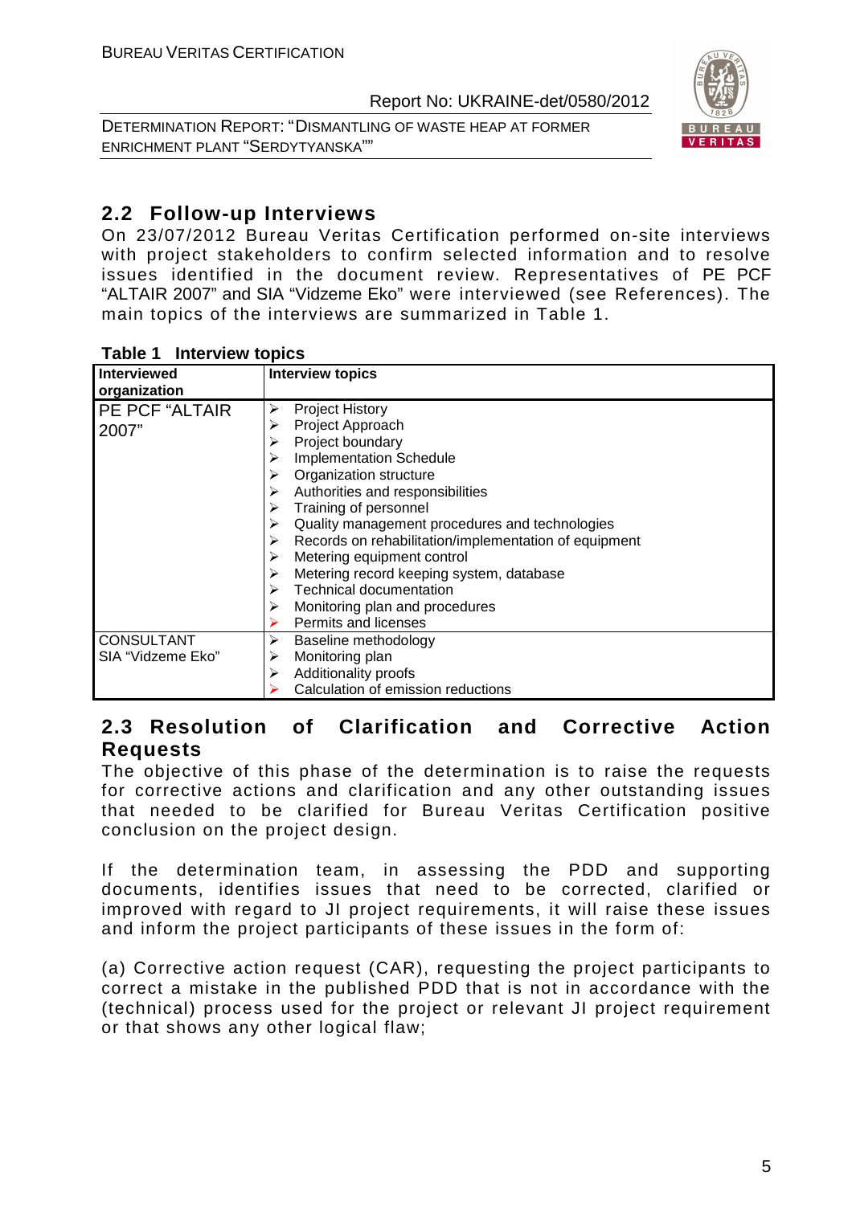## 2.2 Follow-up Interviews

On 23/07/2012 Bureau Veritas Certification performed on-site interviews with project stakeholders to confirm selected information and to resolve issues identified in the document review. Representatives of PE PCF "ALTAIR 2007" and SIA "Vidzeme Eko" were interviewed (see References). The main topics of the interviews are summarized in Table 1.

**Table 1 Interview topics**

| Interviewed organization | Interview topics |
|---|---|
| PE PCF "ALTAIR 2007" | ➢ Project History<br>➢ Project Approach<br>➢ Project boundary<br>➢ Implementation Schedule<br>➢ Organization structure<br>➢ Authorities and responsibilities<br>➢ Training of personnel<br>➢ Quality management procedures and technologies<br>➢ Records on rehabilitation/implementation of equipment<br>➢ Metering equipment control<br>➢ Metering record keeping system, database<br>➢ Technical documentation<br>➢ Monitoring plan and procedures<br>➢ Permits and licenses |
| CONSULTANT SIA "Vidzeme Eko" | ➢ Baseline methodology<br>➢ Monitoring plan<br>➢ Additionality proofs<br>➢ Calculation of emission reductions |

## 2.3 Resolution of Clarification and Corrective Action Requests

The objective of this phase of the determination is to raise the requests for corrective actions and clarification and any other outstanding issues that needed to be clarified for Bureau Veritas Certification positive conclusion on the project design.

If the determination team, in assessing the PDD and supporting documents, identifies issues that need to be corrected, clarified or improved with regard to JI project requirements, it will raise these issues and inform the project participants of these issues in the form of:

(a) Corrective action request (CAR), requesting the project participants to correct a mistake in the published PDD that is not in accordance with the (technical) process used for the project or relevant JI project requirement or that shows any other logical flaw;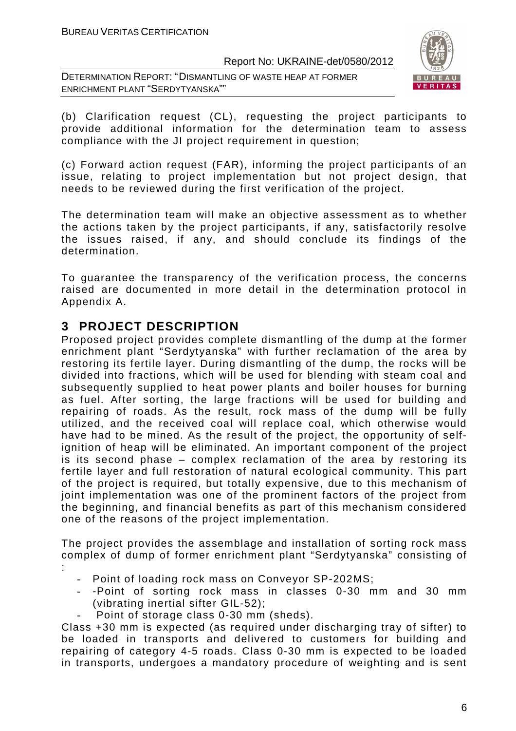(b) Clarification request (CL), requesting the project participants to provide additional information for the determination team to assess compliance with the JI project requirement in question;

(c) Forward action request (FAR), informing the project participants of an issue, relating to project implementation but not project design, that needs to be reviewed during the first verification of the project.

The determination team will make an objective assessment as to whether the actions taken by the project participants, if any, satisfactorily resolve the issues raised, if any, and should conclude its findings of the determination.

To guarantee the transparency of the verification process, the concerns raised are documented in more detail in the determination protocol in Appendix A.

## 3 PROJECT DESCRIPTION

Proposed project provides complete dismantling of the dump at the former enrichment plant "Serdytyanska" with further reclamation of the area by restoring its fertile layer. During dismantling of the dump, the rocks will be divided into fractions, which will be used for blending with steam coal and subsequently supplied to heat power plants and boiler houses for burning as fuel. After sorting, the large fractions will be used for building and repairing of roads. As the result, rock mass of the dump will be fully utilized, and the received coal will replace coal, which otherwise would have had to be mined. As the result of the project, the opportunity of self-ignition of heap will be eliminated. An important component of the project is its second phase – complex reclamation of the area by restoring its fertile layer and full restoration of natural ecological community. This part of the project is required, but totally expensive, due to this mechanism of joint implementation was one of the prominent factors of the project from the beginning, and financial benefits as part of this mechanism considered one of the reasons of the project implementation.

The project provides the assemblage and installation of sorting rock mass complex of dump of former enrichment plant "Serdytyanska" consisting of :

- Point of loading rock mass on Conveyor SP-202MS;
- -Point of sorting rock mass in classes 0-30 mm and 30 mm (vibrating inertial sifter GIL-52);
- Point of storage class 0-30 mm (sheds).

Class +30 mm is expected (as required under discharging tray of sifter) to be loaded in transports and delivered to customers for building and repairing of category 4-5 roads. Class 0-30 mm is expected to be loaded in transports, undergoes a mandatory procedure of weighting and is sent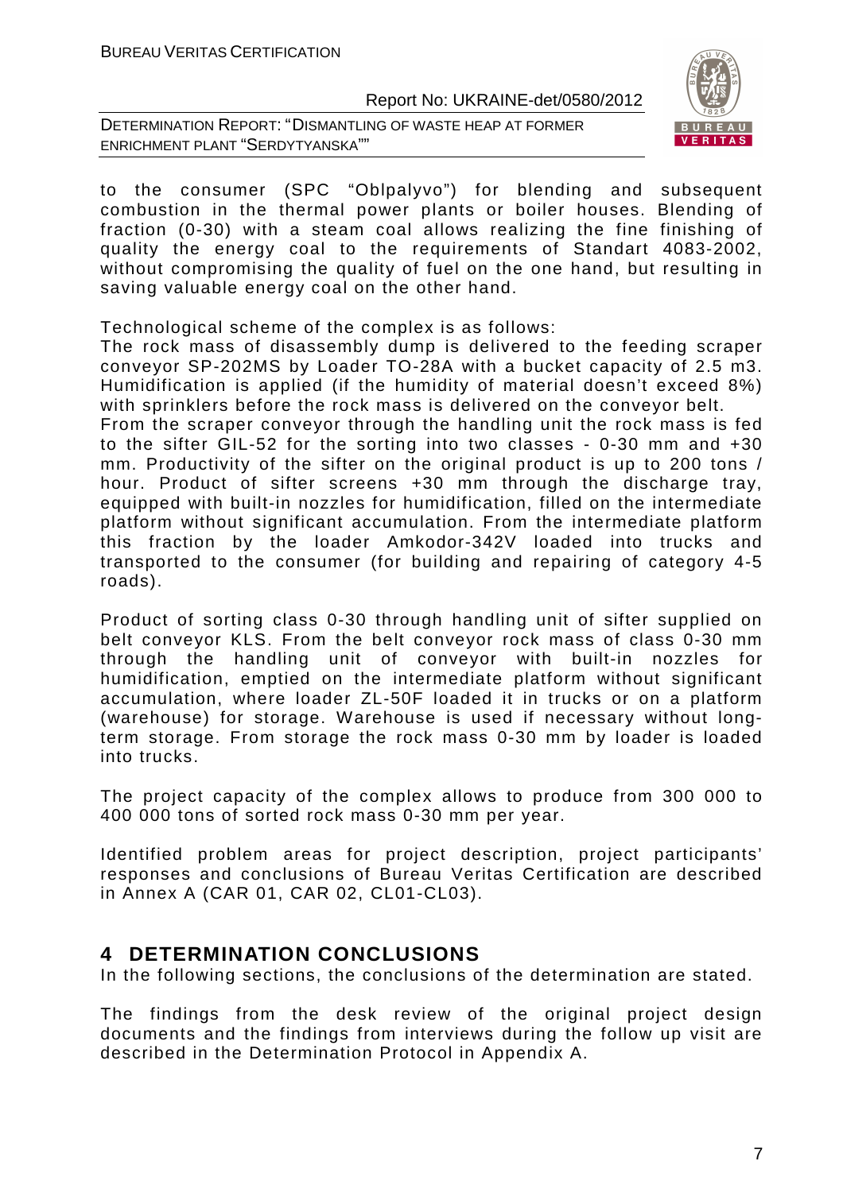to the consumer (SPC "Oblpalyvo") for blending and subsequent combustion in the thermal power plants or boiler houses. Blending of fraction (0-30) with a steam coal allows realizing the fine finishing of quality the energy coal to the requirements of Standart 4083-2002, without compromising the quality of fuel on the one hand, but resulting in saving valuable energy coal on the other hand.

Technological scheme of the complex is as follows:

The rock mass of disassembly dump is delivered to the feeding scraper conveyor SP-202MS by Loader TO-28A with a bucket capacity of 2.5 m3. Humidification is applied (if the humidity of material doesn't exceed 8%) with sprinklers before the rock mass is delivered on the conveyor belt.

From the scraper conveyor through the handling unit the rock mass is fed to the sifter GIL-52 for the sorting into two classes - 0-30 mm and +30 mm. Productivity of the sifter on the original product is up to 200 tons / hour. Product of sifter screens +30 mm through the discharge tray, equipped with built-in nozzles for humidification, filled on the intermediate platform without significant accumulation. From the intermediate platform this fraction by the loader Amkodor-342V loaded into trucks and transported to the consumer (for building and repairing of category 4-5 roads).

Product of sorting class 0-30 through handling unit of sifter supplied on belt conveyor KLS. From the belt conveyor rock mass of class 0-30 mm through the handling unit of conveyor with built-in nozzles for humidification, emptied on the intermediate platform without significant accumulation, where loader ZL-50F loaded it in trucks or on a platform (warehouse) for storage. Warehouse is used if necessary without long-term storage. From storage the rock mass 0-30 mm by loader is loaded into trucks.

The project capacity of the complex allows to produce from 300 000 to 400 000 tons of sorted rock mass 0-30 mm per year.

Identified problem areas for project description, project participants' responses and conclusions of Bureau Veritas Certification are described in Annex A (CAR 01, CAR 02, CL01-CL03).

# 4 DETERMINATION CONCLUSIONS

In the following sections, the conclusions of the determination are stated.

The findings from the desk review of the original project design documents and the findings from interviews during the follow up visit are described in the Determination Protocol in Appendix A.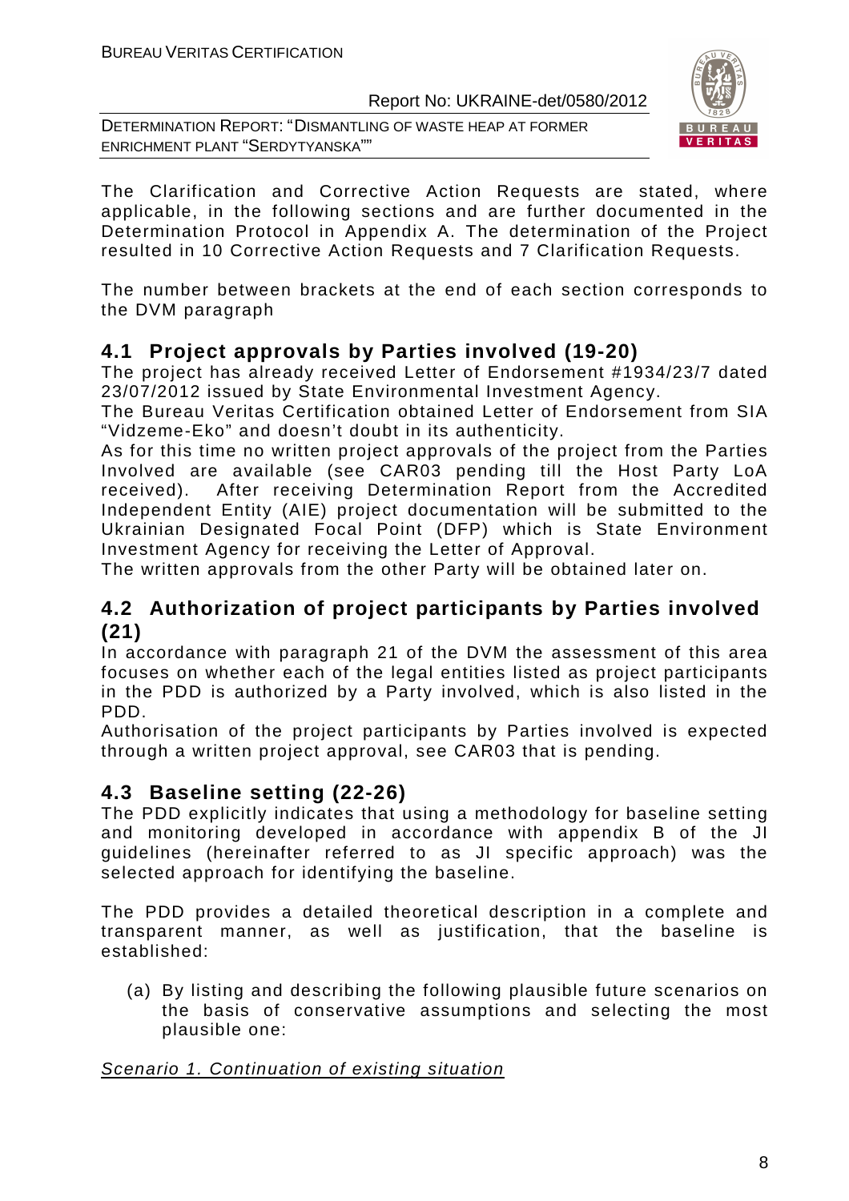The Clarification and Corrective Action Requests are stated, where applicable, in the following sections and are further documented in the Determination Protocol in Appendix A. The determination of the Project resulted in 10 Corrective Action Requests and 7 Clarification Requests.

The number between brackets at the end of each section corresponds to the DVM paragraph

## 4.1 Project approvals by Parties involved (19-20)

The project has already received Letter of Endorsement #1934/23/7 dated 23/07/2012 issued by State Environmental Investment Agency.

The Bureau Veritas Certification obtained Letter of Endorsement from SIA "Vidzeme-Eko" and doesn't doubt in its authenticity.

As for this time no written project approvals of the project from the Parties Involved are available (see CAR03 pending till the Host Party LoA received). After receiving Determination Report from the Accredited Independent Entity (AIE) project documentation will be submitted to the Ukrainian Designated Focal Point (DFP) which is State Environment Investment Agency for receiving the Letter of Approval.

The written approvals from the other Party will be obtained later on.

## 4.2 Authorization of project participants by Parties involved (21)

In accordance with paragraph 21 of the DVM the assessment of this area focuses on whether each of the legal entities listed as project participants in the PDD is authorized by a Party involved, which is also listed in the PDD.

Authorisation of the project participants by Parties involved is expected through a written project approval, see CAR03 that is pending.

## 4.3 Baseline setting (22-26)

The PDD explicitly indicates that using a methodology for baseline setting and monitoring developed in accordance with appendix B of the JI guidelines (hereinafter referred to as JI specific approach) was the selected approach for identifying the baseline.

The PDD provides a detailed theoretical description in a complete and transparent manner, as well as justification, that the baseline is established:

(a) By listing and describing the following plausible future scenarios on the basis of conservative assumptions and selecting the most plausible one:

*Scenario 1. Continuation of existing situation*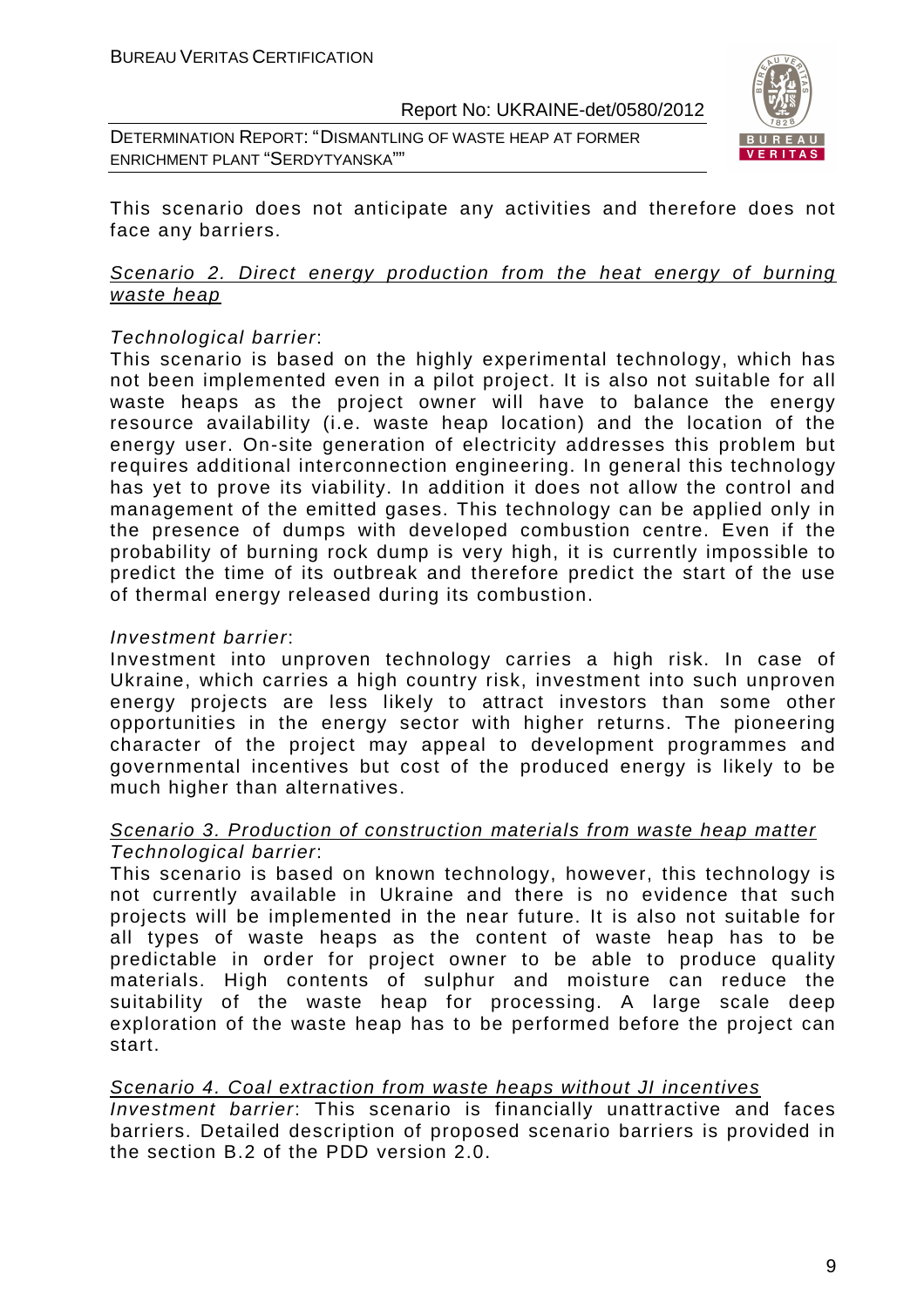This scenario does not anticipate any activities and therefore does not face any barriers.

<u>Scenario 2. Direct energy production from the heat energy of burning waste heap</u>

*Technological barrier*:

This scenario is based on the highly experimental technology, which has not been implemented even in a pilot project. It is also not suitable for all waste heaps as the project owner will have to balance the energy resource availability (i.e. waste heap location) and the location of the energy user. On-site generation of electricity addresses this problem but requires additional interconnection engineering. In general this technology has yet to prove its viability. In addition it does not allow the control and management of the emitted gases. This technology can be applied only in the presence of dumps with developed combustion centre. Even if the probability of burning rock dump is very high, it is currently impossible to predict the time of its outbreak and therefore predict the start of the use of thermal energy released during its combustion.

*Investment barrier*:

Investment into unproven technology carries a high risk. In case of Ukraine, which carries a high country risk, investment into such unproven energy projects are less likely to attract investors than some other opportunities in the energy sector with higher returns. The pioneering character of the project may appeal to development programmes and governmental incentives but cost of the produced energy is likely to be much higher than alternatives.

<u>Scenario 3. Production of construction materials from waste heap matter</u>

*Technological barrier*:

This scenario is based on known technology, however, this technology is not currently available in Ukraine and there is no evidence that such projects will be implemented in the near future. It is also not suitable for all types of waste heaps as the content of waste heap has to be predictable in order for project owner to be able to produce quality materials. High contents of sulphur and moisture can reduce the suitability of the waste heap for processing. A large scale deep exploration of the waste heap has to be performed before the project can start.

<u>Scenario 4. Coal extraction from waste heaps without JI incentives</u>

*Investment barrier*: This scenario is financially unattractive and faces barriers. Detailed description of proposed scenario barriers is provided in the section B.2 of the PDD version 2.0.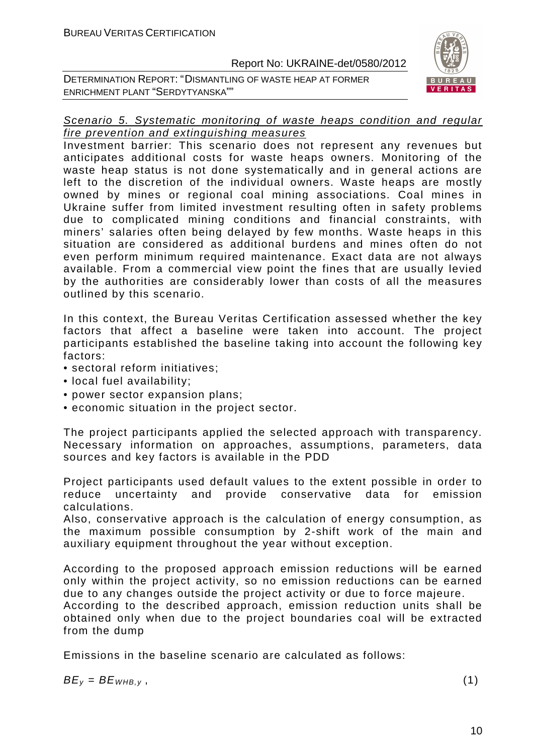<u>Scenario 5. Systematic monitoring of waste heaps condition and regular fire prevention and extinguishing measures</u>

Investment barrier: This scenario does not represent any revenues but anticipates additional costs for waste heaps owners. Monitoring of the waste heap status is not done systematically and in general actions are left to the discretion of the individual owners. Waste heaps are mostly owned by mines or regional coal mining associations. Coal mines in Ukraine suffer from limited investment resulting often in safety problems due to complicated mining conditions and financial constraints, with miners' salaries often being delayed by few months. Waste heaps in this situation are considered as additional burdens and mines often do not even perform minimum required maintenance. Exact data are not always available. From a commercial view point the fines that are usually levied by the authorities are considerably lower than costs of all the measures outlined by this scenario.

In this context, the Bureau Veritas Certification assessed whether the key factors that affect a baseline were taken into account. The project participants established the baseline taking into account the following key factors:

- sectoral reform initiatives;
- local fuel availability;
- power sector expansion plans;
- economic situation in the project sector.

The project participants applied the selected approach with transparency. Necessary information on approaches, assumptions, parameters, data sources and key factors is available in the PDD

Project participants used default values to the extent possible in order to reduce uncertainty and provide conservative data for emission calculations.
Also, conservative approach is the calculation of energy consumption, as the maximum possible consumption by 2-shift work of the main and auxiliary equipment throughout the year without exception.

According to the proposed approach emission reductions will be earned only within the project activity, so no emission reductions can be earned due to any changes outside the project activity or due to force majeure.
According to the described approach, emission reduction units shall be obtained only when due to the project boundaries coal will be extracted from the dump

Emissions in the baseline scenario are calculated as follows:

$$BE_y = BE_{WHB,y} , \qquad (1)$$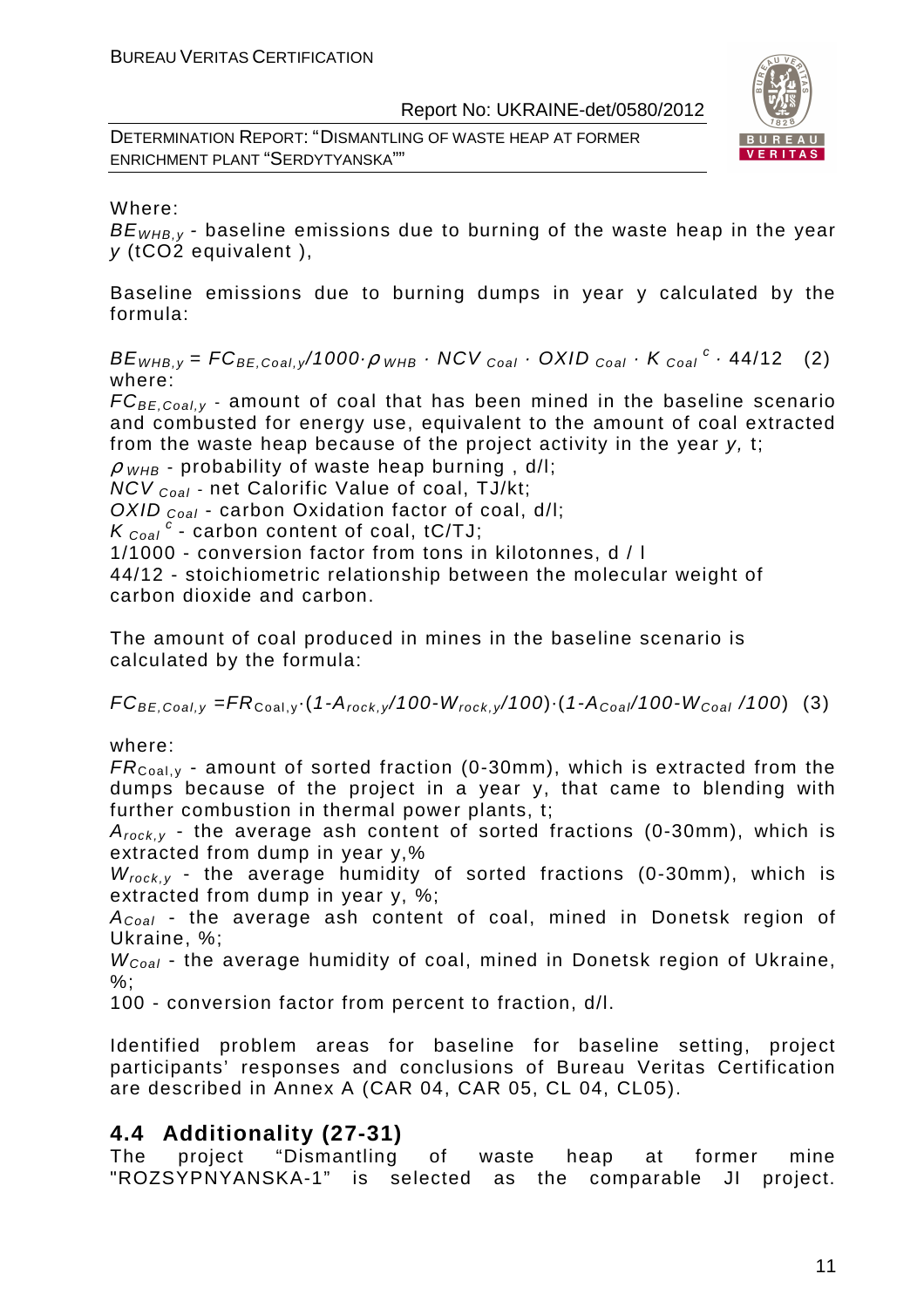Where:

$BE_{WHB,y}$ - baseline emissions due to burning of the waste heap in the year $y$ (tCO2 equivalent ),

Baseline emissions due to burning dumps in year y calculated by the formula:

$$BE_{WHB,y} = FC_{BE,Coal,y}/1000 \cdot \rho_{WHB} \cdot NCV_{Coal} \cdot OXID_{Coal} \cdot K_{Coal}^{c} \cdot 44/12 \quad (2)$$

where:

$FC_{BE,Coal,y}$ - amount of coal that has been mined in the baseline scenario and combusted for energy use, equivalent to the amount of coal extracted from the waste heap because of the project activity in the year $y$, t;

$\rho_{WHB}$ - probability of waste heap burning , d/l;

$NCV_{Coal}$ - net Calorific Value of coal, TJ/kt;

$OXID_{Coal}$ - carbon Oxidation factor of coal, d/l;

$K_{Coal}^{c}$ - carbon content of coal, tC/TJ;

1/1000 - conversion factor from tons in kilotonnes, d / l

44/12 - stoichiometric relationship between the molecular weight of carbon dioxide and carbon.

The amount of coal produced in mines in the baseline scenario is calculated by the formula:

$$FC_{BE,Coal,y} = FR_{Coal,y} \cdot (1 - A_{rock,y}/100 - W_{rock,y}/100) \cdot (1 - A_{Coal}/100 - W_{Coal}/100) \quad (3)$$

where:

$FR_{Coal,y}$ - amount of sorted fraction (0-30mm), which is extracted from the dumps because of the project in a year y, that came to blending with further combustion in thermal power plants, t;

$A_{rock,y}$ - the average ash content of sorted fractions (0-30mm), which is extracted from dump in year y,%

$W_{rock,y}$ - the average humidity of sorted fractions (0-30mm), which is extracted from dump in year y, %;

$A_{Coal}$ - the average ash content of coal, mined in Donetsk region of Ukraine, %;

$W_{Coal}$ - the average humidity of coal, mined in Donetsk region of Ukraine, %;

100 - conversion factor from percent to fraction, d/l.

Identified problem areas for baseline for baseline setting, project participants' responses and conclusions of Bureau Veritas Certification are described in Annex A (CAR 04, CAR 05, CL 04, CL05).

## 4.4 Additionality (27-31)

The project "Dismantling of waste heap at former mine "ROZSYPNYANSKA-1" is selected as the comparable JI project.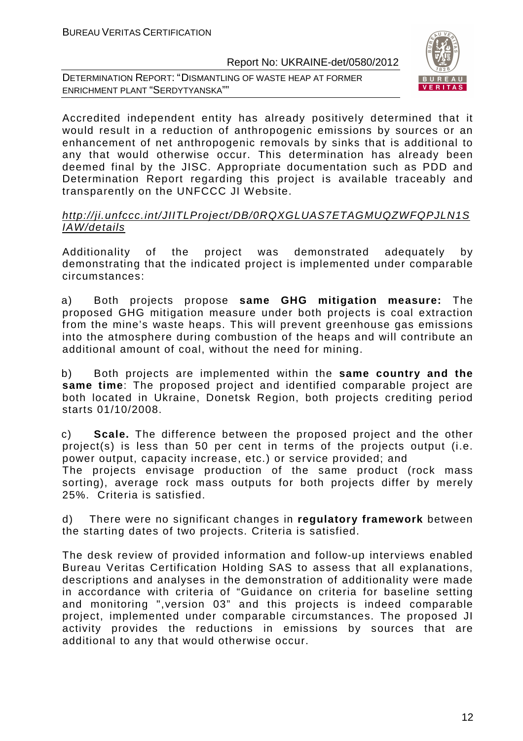Accredited independent entity has already positively determined that it would result in a reduction of anthropogenic emissions by sources or an enhancement of net anthropogenic removals by sinks that is additional to any that would otherwise occur. This determination has already been deemed final by the JISC. Appropriate documentation such as PDD and Determination Report regarding this project is available traceably and transparently on the UNFCCC JI Website.

http://ji.unfccc.int/JIITLProject/DB/0RQXGLUAS7ETAGMUQZWFQPJLN1SIAW/details

Additionality of the project was demonstrated adequately by demonstrating that the indicated project is implemented under comparable circumstances:

a) Both projects propose **same GHG mitigation measure:** The proposed GHG mitigation measure under both projects is coal extraction from the mine's waste heaps. This will prevent greenhouse gas emissions into the atmosphere during combustion of the heaps and will contribute an additional amount of coal, without the need for mining.

b) Both projects are implemented within the **same country and the same time**: The proposed project and identified comparable project are both located in Ukraine, Donetsk Region, both projects crediting period starts 01/10/2008.

c) **Scale.** The difference between the proposed project and the other project(s) is less than 50 per cent in terms of the projects output (i.e. power output, capacity increase, etc.) or service provided; and
The projects envisage production of the same product (rock mass sorting), average rock mass outputs for both projects differ by merely 25%. Criteria is satisfied.

d) There were no significant changes in **regulatory framework** between the starting dates of two projects. Criteria is satisfied.

The desk review of provided information and follow-up interviews enabled Bureau Veritas Certification Holding SAS to assess that all explanations, descriptions and analyses in the demonstration of additionality were made in accordance with criteria of "Guidance on criteria for baseline setting and monitoring ",version 03" and this projects is indeed comparable project, implemented under comparable circumstances. The proposed JI activity provides the reductions in emissions by sources that are additional to any that would otherwise occur.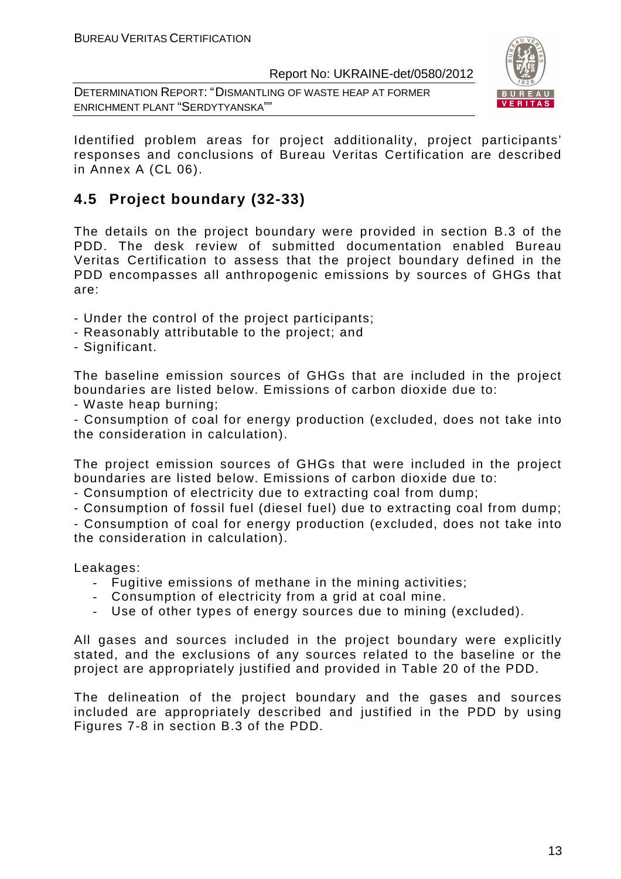Identified problem areas for project additionality, project participants' responses and conclusions of Bureau Veritas Certification are described in Annex A (CL 06).

## 4.5 Project boundary (32-33)

The details on the project boundary were provided in section B.3 of the PDD. The desk review of submitted documentation enabled Bureau Veritas Certification to assess that the project boundary defined in the PDD encompasses all anthropogenic emissions by sources of GHGs that are:

- Under the control of the project participants;
- Reasonably attributable to the project; and
- Significant.

The baseline emission sources of GHGs that are included in the project boundaries are listed below. Emissions of carbon dioxide due to:
- Waste heap burning;
- Consumption of coal for energy production (excluded, does not take into the consideration in calculation).

The project emission sources of GHGs that were included in the project boundaries are listed below. Emissions of carbon dioxide due to:
- Consumption of electricity due to extracting coal from dump;
- Consumption of fossil fuel (diesel fuel) due to extracting coal from dump;
- Consumption of coal for energy production (excluded, does not take into the consideration in calculation).

Leakages:
- Fugitive emissions of methane in the mining activities;
- Consumption of electricity from a grid at coal mine.
- Use of other types of energy sources due to mining (excluded).

All gases and sources included in the project boundary were explicitly stated, and the exclusions of any sources related to the baseline or the project are appropriately justified and provided in Table 20 of the PDD.

The delineation of the project boundary and the gases and sources included are appropriately described and justified in the PDD by using Figures 7-8 in section B.3 of the PDD.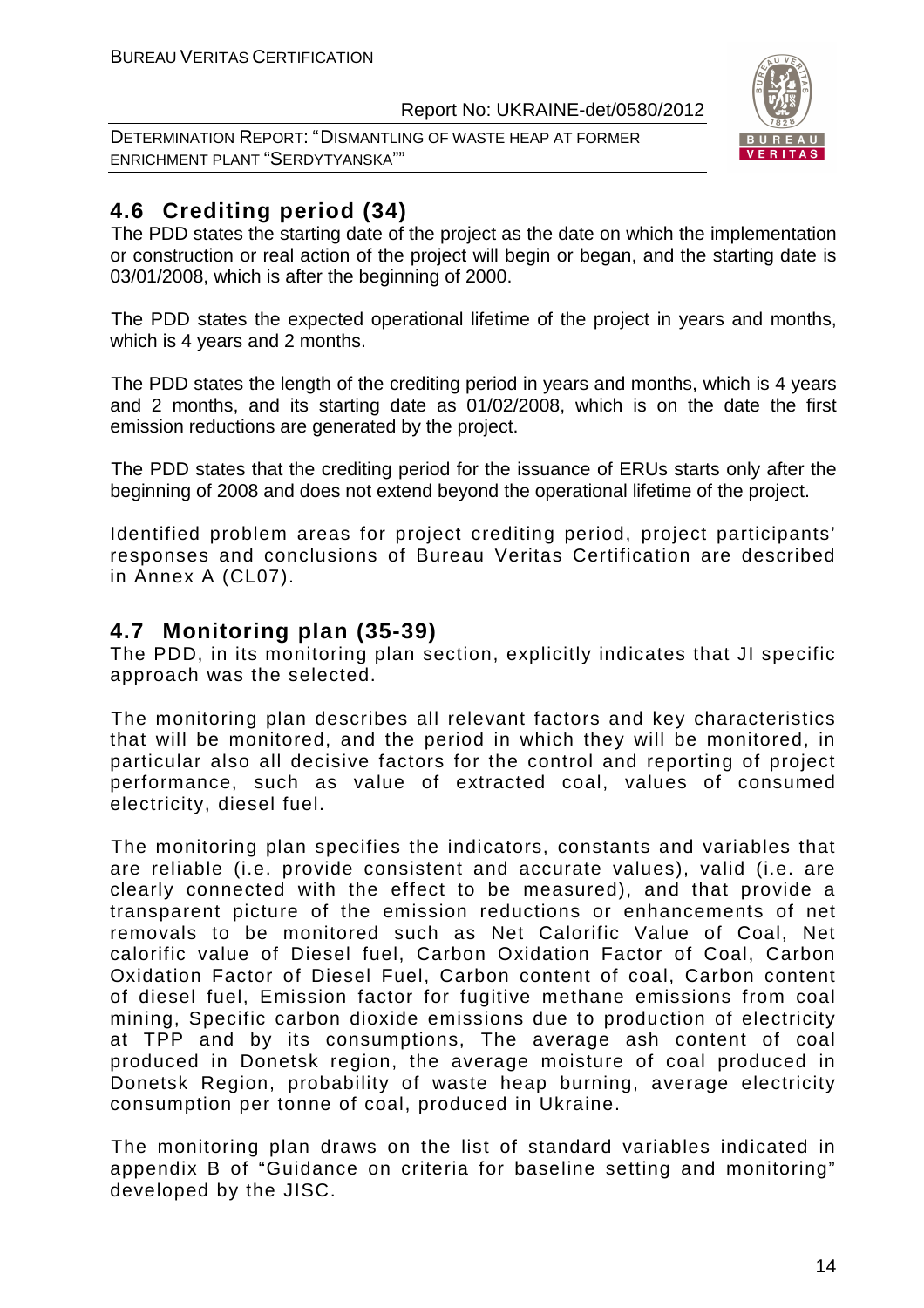## 4.6 Crediting period (34)

The PDD states the starting date of the project as the date on which the implementation or construction or real action of the project will begin or began, and the starting date is 03/01/2008, which is after the beginning of 2000.

The PDD states the expected operational lifetime of the project in years and months, which is 4 years and 2 months.

The PDD states the length of the crediting period in years and months, which is 4 years and 2 months, and its starting date as 01/02/2008, which is on the date the first emission reductions are generated by the project.

The PDD states that the crediting period for the issuance of ERUs starts only after the beginning of 2008 and does not extend beyond the operational lifetime of the project.

Identified problem areas for project crediting period, project participants' responses and conclusions of Bureau Veritas Certification are described in Annex A (CL07).

## 4.7 Monitoring plan (35-39)

The PDD, in its monitoring plan section, explicitly indicates that JI specific approach was the selected.

The monitoring plan describes all relevant factors and key characteristics that will be monitored, and the period in which they will be monitored, in particular also all decisive factors for the control and reporting of project performance, such as value of extracted coal, values of consumed electricity, diesel fuel.

The monitoring plan specifies the indicators, constants and variables that are reliable (i.e. provide consistent and accurate values), valid (i.e. are clearly connected with the effect to be measured), and that provide a transparent picture of the emission reductions or enhancements of net removals to be monitored such as Net Calorific Value of Coal, Net calorific value of Diesel fuel, Carbon Oxidation Factor of Coal, Carbon Oxidation Factor of Diesel Fuel, Carbon content of coal, Carbon content of diesel fuel, Emission factor for fugitive methane emissions from coal mining, Specific carbon dioxide emissions due to production of electricity at TPP and by its consumptions, The average ash content of coal produced in Donetsk region, the average moisture of coal produced in Donetsk Region, probability of waste heap burning, average electricity consumption per tonne of coal, produced in Ukraine.

The monitoring plan draws on the list of standard variables indicated in appendix B of "Guidance on criteria for baseline setting and monitoring" developed by the JISC.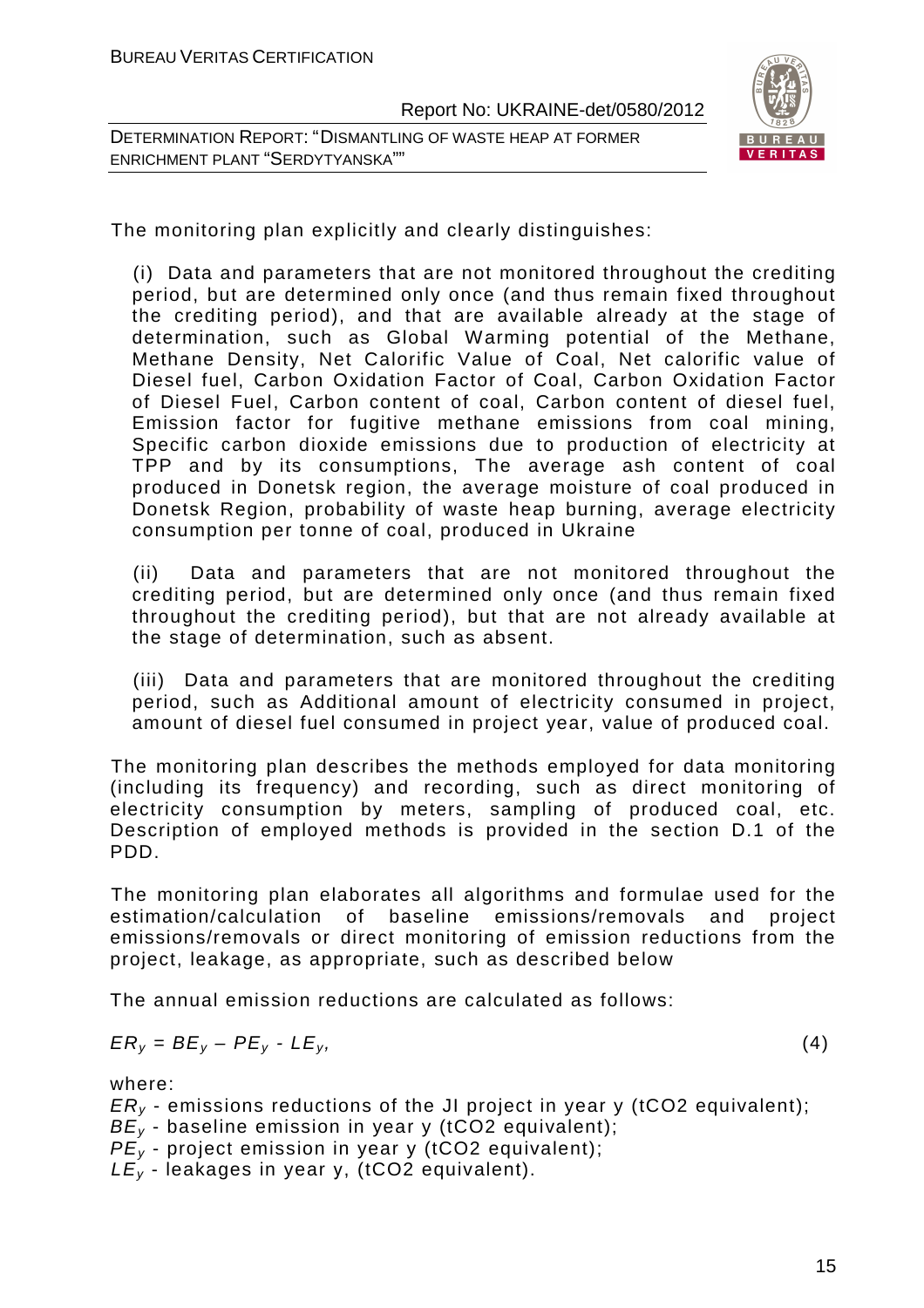The monitoring plan explicitly and clearly distinguishes:

(i) Data and parameters that are not monitored throughout the crediting period, but are determined only once (and thus remain fixed throughout the crediting period), and that are available already at the stage of determination, such as Global Warming potential of the Methane, Methane Density, Net Calorific Value of Coal, Net calorific value of Diesel fuel, Carbon Oxidation Factor of Coal, Carbon Oxidation Factor of Diesel Fuel, Carbon content of coal, Carbon content of diesel fuel, Emission factor for fugitive methane emissions from coal mining, Specific carbon dioxide emissions due to production of electricity at TPP and by its consumptions, The average ash content of coal produced in Donetsk region, the average moisture of coal produced in Donetsk Region, probability of waste heap burning, average electricity consumption per tonne of coal, produced in Ukraine

(ii) Data and parameters that are not monitored throughout the crediting period, but are determined only once (and thus remain fixed throughout the crediting period), but that are not already available at the stage of determination, such as absent.

(iii) Data and parameters that are monitored throughout the crediting period, such as Additional amount of electricity consumed in project, amount of diesel fuel consumed in project year, value of produced coal.

The monitoring plan describes the methods employed for data monitoring (including its frequency) and recording, such as direct monitoring of electricity consumption by meters, sampling of produced coal, etc. Description of employed methods is provided in the section D.1 of the PDD.

The monitoring plan elaborates all algorithms and formulae used for the estimation/calculation of baseline emissions/removals and project emissions/removals or direct monitoring of emission reductions from the project, leakage, as appropriate, such as described below

The annual emission reductions are calculated as follows:

$$ER_y = BE_y – PE_y - LE_y, \tag{4}$$

where:

$ER_y$ - emissions reductions of the JI project in year y (tCO2 equivalent);
$BE_y$ - baseline emission in year y (tCO2 equivalent);
$PE_y$ - project emission in year y (tCO2 equivalent);
$LE_y$ - leakages in year y, (tCO2 equivalent).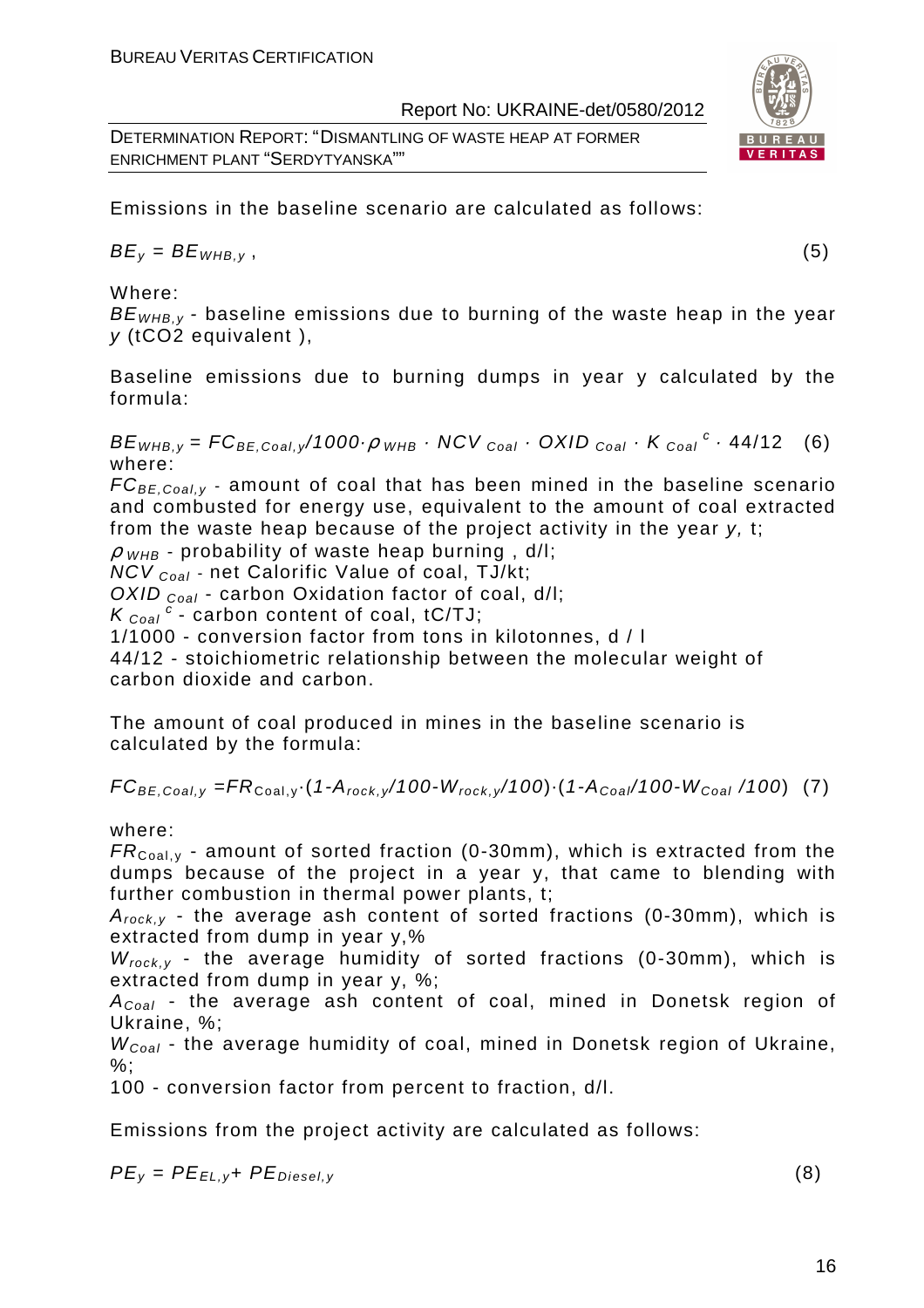Emissions in the baseline scenario are calculated as follows:

$$BE_y = BE_{WHB,y} \text{ ,} \quad (5)$$

Where:
$BE_{WHB,y}$ - baseline emissions due to burning of the waste heap in the year $y$ (tCO2 equivalent ),

Baseline emissions due to burning dumps in year y calculated by the formula:

$$BE_{WHB,y} = FC_{BE,Coal,y}/1000 \cdot \rho_{WHB} \cdot NCV_{Coal} \cdot OXID_{Coal} \cdot K_{Coal}^{c} \cdot 44/12 \quad (6)$$

where:
$FC_{BE,Coal,y}$ - amount of coal that has been mined in the baseline scenario and combusted for energy use, equivalent to the amount of coal extracted from the waste heap because of the project activity in the year $y$, t;
$\rho_{WHB}$ - probability of waste heap burning , d/l;
$NCV_{Coal}$ - net Calorific Value of coal, TJ/kt;
$OXID_{Coal}$ - carbon Oxidation factor of coal, d/l;
$K_{Coal}^{c}$ - carbon content of coal, tC/TJ;
1/1000 - conversion factor from tons in kilotonnes, d / l
44/12 - stoichiometric relationship between the molecular weight of carbon dioxide and carbon.

The amount of coal produced in mines in the baseline scenario is calculated by the formula:

$$FC_{BE,Coal,y} = FR_{Coal,y} \cdot (1 - A_{rock,y}/100 - W_{rock,y}/100) \cdot (1 - A_{Coal}/100 - W_{Coal}/100) \quad (7)$$

where:
$FR_{Coal,y}$ - amount of sorted fraction (0-30mm), which is extracted from the dumps because of the project in a year y, that came to blending with further combustion in thermal power plants, t;
$A_{rock,y}$ - the average ash content of sorted fractions (0-30mm), which is extracted from dump in year y,%
$W_{rock,y}$ - the average humidity of sorted fractions (0-30mm), which is extracted from dump in year y, %;
$A_{Coal}$ - the average ash content of coal, mined in Donetsk region of Ukraine, %;
$W_{Coal}$ - the average humidity of coal, mined in Donetsk region of Ukraine, %;
100 - conversion factor from percent to fraction, d/l.

Emissions from the project activity are calculated as follows:

$$PE_y = PE_{EL,y} + PE_{Diesel,y} \quad (8)$$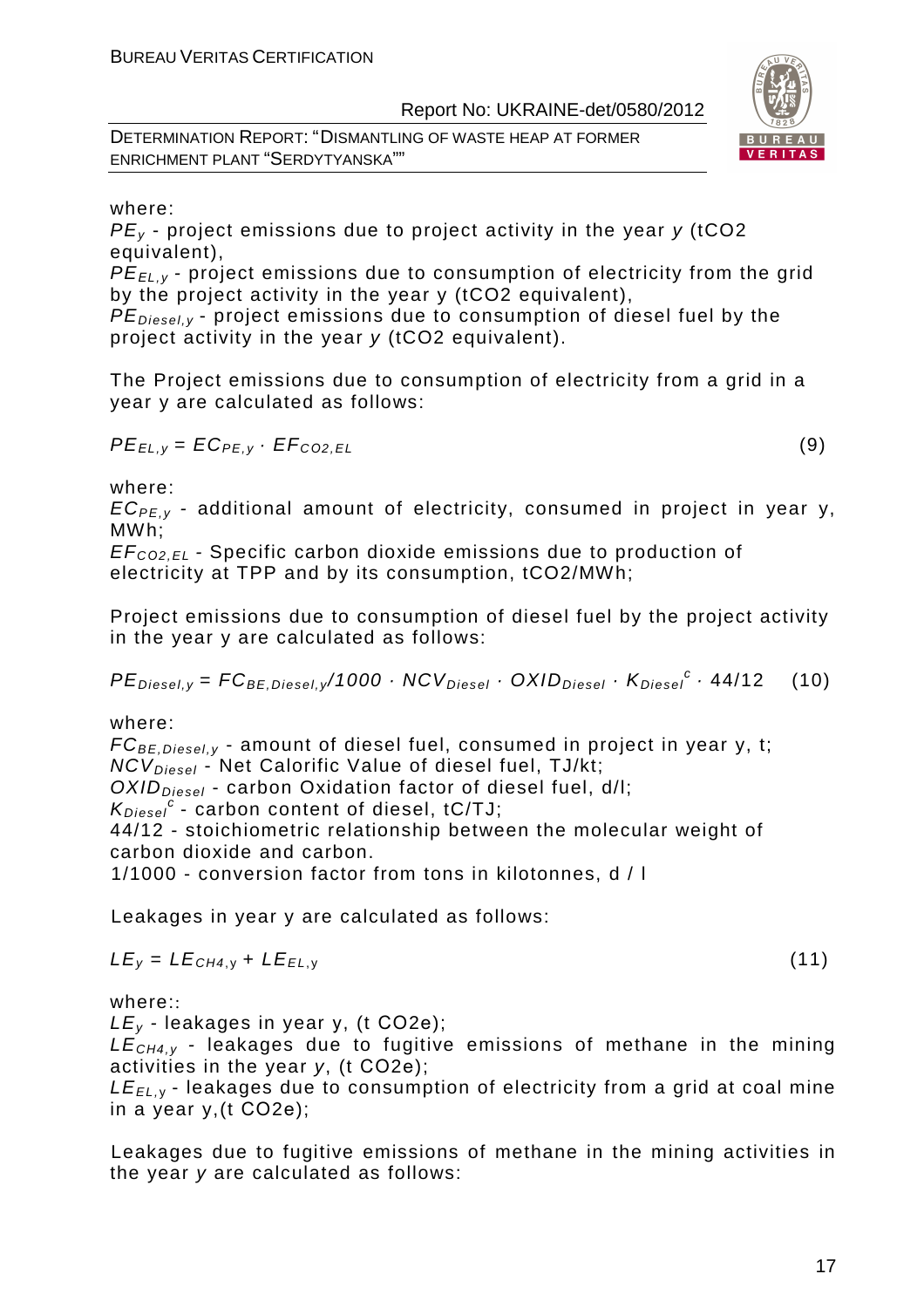where:

$PE_y$ - project emissions due to project activity in the year $y$ (tCO2 equivalent),

$PE_{EL,y}$ - project emissions due to consumption of electricity from the grid by the project activity in the year y (tCO2 equivalent),

$PE_{Diesel,y}$ - project emissions due to consumption of diesel fuel by the project activity in the year $y$ (tCO2 equivalent).

The Project emissions due to consumption of electricity from a grid in a year y are calculated as follows:

$$PE_{EL,y} = EC_{PE,y} \cdot EF_{CO2,EL} \qquad (9)$$

where:

$EC_{PE,y}$ - additional amount of electricity, consumed in project in year y, MWh;

$EF_{CO2,EL}$ - Specific carbon dioxide emissions due to production of electricity at TPP and by its consumption, tCO2/MWh;

Project emissions due to consumption of diesel fuel by the project activity in the year y are calculated as follows:

$$PE_{Diesel,y} = FC_{BE,Diesel,y}/1000 \cdot NCV_{Diesel} \cdot OXID_{Diesel} \cdot K_{Diesel}^{c} \cdot 44/12 \qquad (10)$$

where:

$FC_{BE,Diesel,y}$ - amount of diesel fuel, consumed in project in year y, t;

$NCV_{Diesel}$ - Net Calorific Value of diesel fuel, TJ/kt;

$OXID_{Diesel}$ - carbon Oxidation factor of diesel fuel, d/l;

$K_{Diesel}^{c}$ - carbon content of diesel, tC/TJ;

44/12 - stoichiometric relationship between the molecular weight of carbon dioxide and carbon.

1/1000 - conversion factor from tons in kilotonnes, d / l

Leakages in year y are calculated as follows:

$$LE_y = LE_{CH4,y} + LE_{EL,y} \qquad (11)$$

where::

$LE_y$ - leakages in year y, (t CO2e);

$LE_{CH4,y}$ - leakages due to fugitive emissions of methane in the mining activities in the year $y$, (t CO2e);

$LE_{EL,y}$ - leakages due to consumption of electricity from a grid at coal mine in a year y,(t CO2e);

Leakages due to fugitive emissions of methane in the mining activities in the year $y$ are calculated as follows: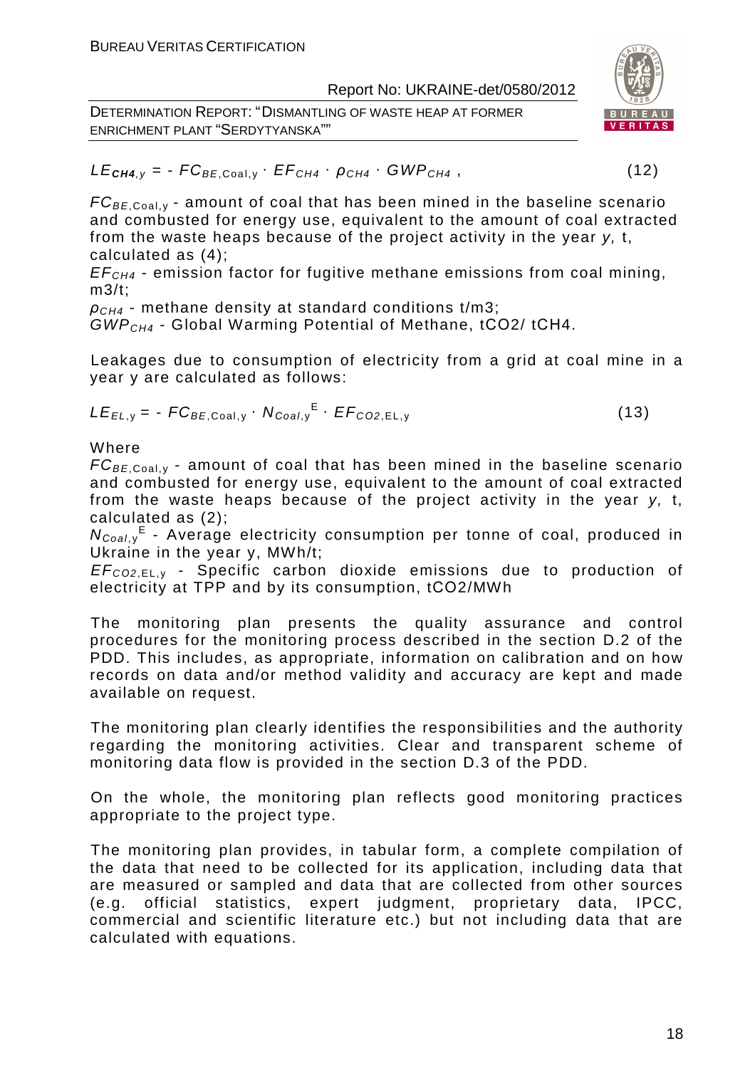$$LE_{CH4,y} = - FC_{BE,\text{Coal},y} \cdot EF_{CH4} \cdot \rho_{CH4} \cdot GWP_{CH4} , \qquad (12)$$

$FC_{BE,\text{Coal},y}$ - amount of coal that has been mined in the baseline scenario and combusted for energy use, equivalent to the amount of coal extracted from the waste heaps because of the project activity in the year *y,* t, calculated as (4);

$EF_{CH4}$ - emission factor for fugitive methane emissions from coal mining, m3/t;

$\rho_{CH4}$ - methane density at standard conditions t/m3;

$GWP_{CH4}$ - Global Warming Potential of Methane, tCO2/ tCH4.

Leakages due to consumption of electricity from a grid at coal mine in a year y are calculated as follows:

$$LE_{EL,y} = - FC_{BE,\text{Coal},y} \cdot N_{Coal,y}^{E} \cdot EF_{CO2,\text{EL},y} \qquad (13)$$

Where

$FC_{BE,\text{Coal},y}$ - amount of coal that has been mined in the baseline scenario and combusted for energy use, equivalent to the amount of coal extracted from the waste heaps because of the project activity in the year *y,* t, calculated as (2);

$N_{Coal,y}^{E}$ - Average electricity consumption per tonne of coal, produced in Ukraine in the year y, MWh/t;

$EF_{CO2,\text{EL},y}$ - Specific carbon dioxide emissions due to production of electricity at TPP and by its consumption, tCO2/MWh

The monitoring plan presents the quality assurance and control procedures for the monitoring process described in the section D.2 of the PDD. This includes, as appropriate, information on calibration and on how records on data and/or method validity and accuracy are kept and made available on request.

The monitoring plan clearly identifies the responsibilities and the authority regarding the monitoring activities. Clear and transparent scheme of monitoring data flow is provided in the section D.3 of the PDD.

On the whole, the monitoring plan reflects good monitoring practices appropriate to the project type.

The monitoring plan provides, in tabular form, a complete compilation of the data that need to be collected for its application, including data that are measured or sampled and data that are collected from other sources (e.g. official statistics, expert judgment, proprietary data, IPCC, commercial and scientific literature etc.) but not including data that are calculated with equations.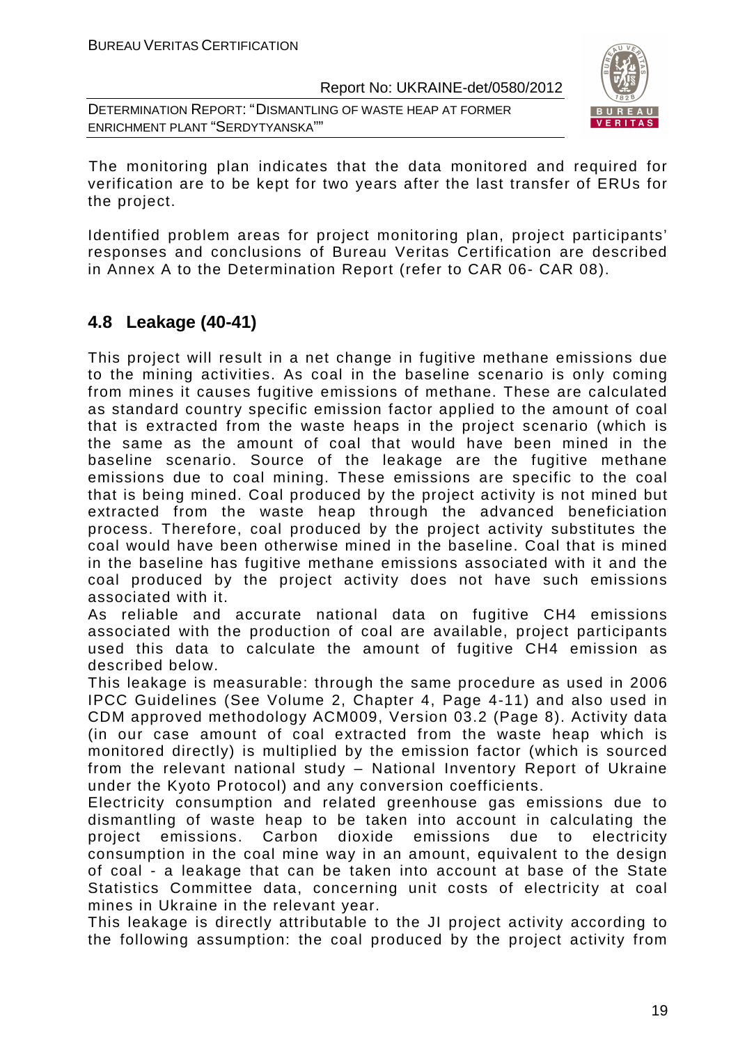The monitoring plan indicates that the data monitored and required for verification are to be kept for two years after the last transfer of ERUs for the project.

Identified problem areas for project monitoring plan, project participants' responses and conclusions of Bureau Veritas Certification are described in Annex A to the Determination Report (refer to CAR 06- CAR 08).

## 4.8 Leakage (40-41)

This project will result in a net change in fugitive methane emissions due to the mining activities. As coal in the baseline scenario is only coming from mines it causes fugitive emissions of methane. These are calculated as standard country specific emission factor applied to the amount of coal that is extracted from the waste heaps in the project scenario (which is the same as the amount of coal that would have been mined in the baseline scenario. Source of the leakage are the fugitive methane emissions due to coal mining. These emissions are specific to the coal that is being mined. Coal produced by the project activity is not mined but extracted from the waste heap through the advanced beneficiation process. Therefore, coal produced by the project activity substitutes the coal would have been otherwise mined in the baseline. Coal that is mined in the baseline has fugitive methane emissions associated with it and the coal produced by the project activity does not have such emissions associated with it.

As reliable and accurate national data on fugitive $CH_4$ emissions associated with the production of coal are available, project participants used this data to calculate the amount of fugitive $CH_4$ emission as described below.

This leakage is measurable: through the same procedure as used in 2006 IPCC Guidelines (See Volume 2, Chapter 4, Page 4-11) and also used in CDM approved methodology ACM009, Version 03.2 (Page 8). Activity data (in our case amount of coal extracted from the waste heap which is monitored directly) is multiplied by the emission factor (which is sourced from the relevant national study – National Inventory Report of Ukraine under the Kyoto Protocol) and any conversion coefficients.

Electricity consumption and related greenhouse gas emissions due to dismantling of waste heap to be taken into account in calculating the project emissions. Carbon dioxide emissions due to electricity consumption in the coal mine way in an amount, equivalent to the design of coal - a leakage that can be taken into account at base of the State Statistics Committee data, concerning unit costs of electricity at coal mines in Ukraine in the relevant year.

This leakage is directly attributable to the JI project activity according to the following assumption: the coal produced by the project activity from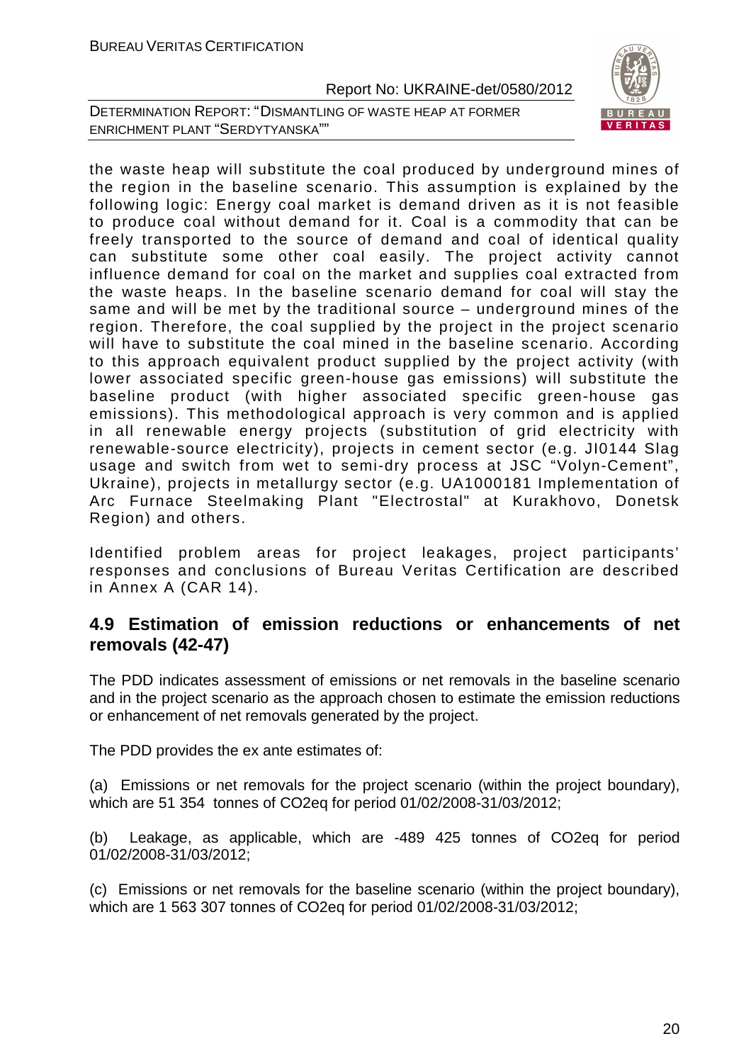the waste heap will substitute the coal produced by underground mines of the region in the baseline scenario. This assumption is explained by the following logic: Energy coal market is demand driven as it is not feasible to produce coal without demand for it. Coal is a commodity that can be freely transported to the source of demand and coal of identical quality can substitute some other coal easily. The project activity cannot influence demand for coal on the market and supplies coal extracted from the waste heaps. In the baseline scenario demand for coal will stay the same and will be met by the traditional source – underground mines of the region. Therefore, the coal supplied by the project in the project scenario will have to substitute the coal mined in the baseline scenario. According to this approach equivalent product supplied by the project activity (with lower associated specific green-house gas emissions) will substitute the baseline product (with higher associated specific green-house gas emissions). This methodological approach is very common and is applied in all renewable energy projects (substitution of grid electricity with renewable-source electricity), projects in cement sector (e.g. JI0144 Slag usage and switch from wet to semi-dry process at JSC "Volyn-Cement", Ukraine), projects in metallurgy sector (e.g. UA1000181 Implementation of Arc Furnace Steelmaking Plant "Electrostal" at Kurakhovo, Donetsk Region) and others.

Identified problem areas for project leakages, project participants' responses and conclusions of Bureau Veritas Certification are described in Annex A (CAR 14).

## 4.9 Estimation of emission reductions or enhancements of net removals (42-47)

The PDD indicates assessment of emissions or net removals in the baseline scenario and in the project scenario as the approach chosen to estimate the emission reductions or enhancement of net removals generated by the project.

The PDD provides the ex ante estimates of:

(a) Emissions or net removals for the project scenario (within the project boundary), which are 51 354 tonnes of CO2eq for period 01/02/2008-31/03/2012;

(b) Leakage, as applicable, which are -489 425 tonnes of CO2eq for period 01/02/2008-31/03/2012;

(c) Emissions or net removals for the baseline scenario (within the project boundary), which are 1 563 307 tonnes of CO2eq for period 01/02/2008-31/03/2012;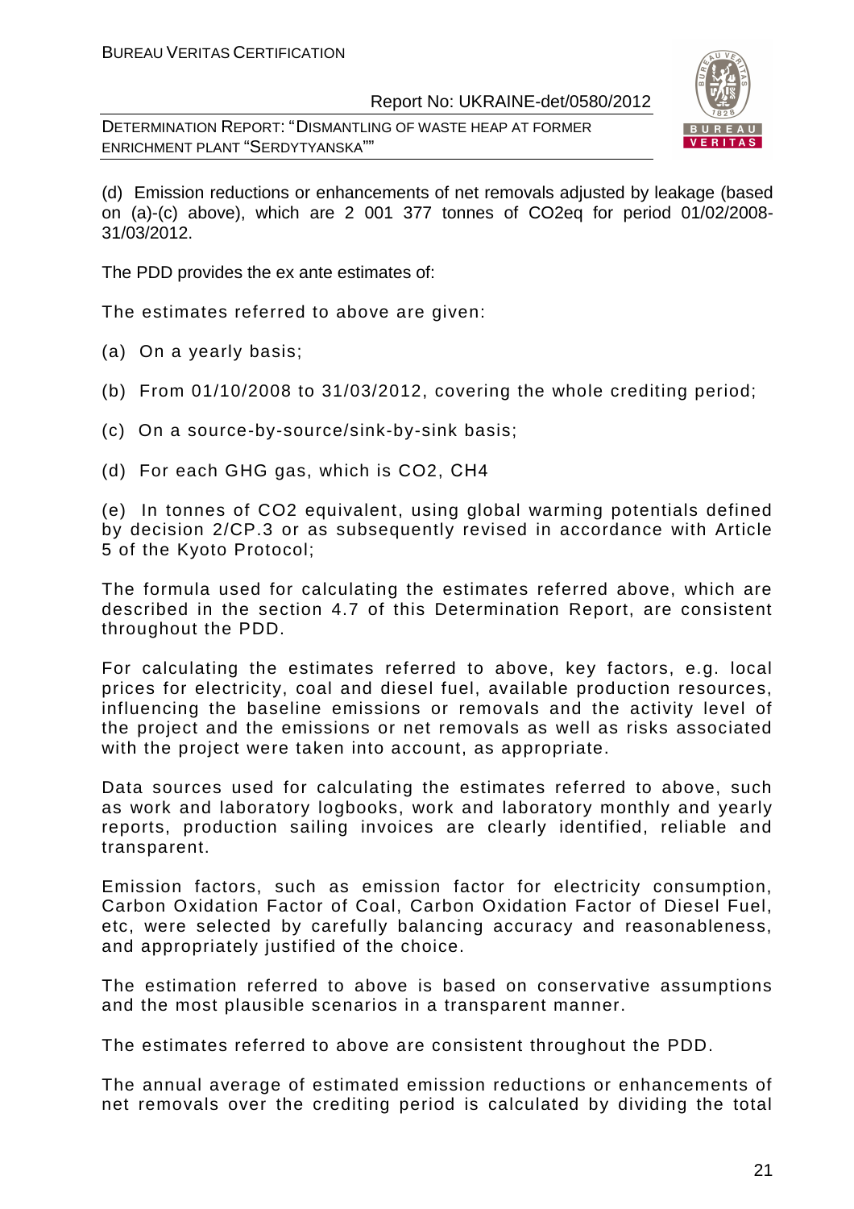(d) Emission reductions or enhancements of net removals adjusted by leakage (based on (a)-(c) above), which are 2 001 377 tonnes of CO2eq for period 01/02/2008-31/03/2012.

The PDD provides the ex ante estimates of:

The estimates referred to above are given:

(a) On a yearly basis;

(b) From 01/10/2008 to 31/03/2012, covering the whole crediting period;

(c) On a source-by-source/sink-by-sink basis;

(d) For each GHG gas, which is CO2, CH4

(e) In tonnes of CO2 equivalent, using global warming potentials defined by decision 2/CP.3 or as subsequently revised in accordance with Article 5 of the Kyoto Protocol;

The formula used for calculating the estimates referred above, which are described in the section 4.7 of this Determination Report, are consistent throughout the PDD.

For calculating the estimates referred to above, key factors, e.g. local prices for electricity, coal and diesel fuel, available production resources, influencing the baseline emissions or removals and the activity level of the project and the emissions or net removals as well as risks associated with the project were taken into account, as appropriate.

Data sources used for calculating the estimates referred to above, such as work and laboratory logbooks, work and laboratory monthly and yearly reports, production sailing invoices are clearly identified, reliable and transparent.

Emission factors, such as emission factor for electricity consumption, Carbon Oxidation Factor of Coal, Carbon Oxidation Factor of Diesel Fuel, etc, were selected by carefully balancing accuracy and reasonableness, and appropriately justified of the choice.

The estimation referred to above is based on conservative assumptions and the most plausible scenarios in a transparent manner.

The estimates referred to above are consistent throughout the PDD.

The annual average of estimated emission reductions or enhancements of net removals over the crediting period is calculated by dividing the total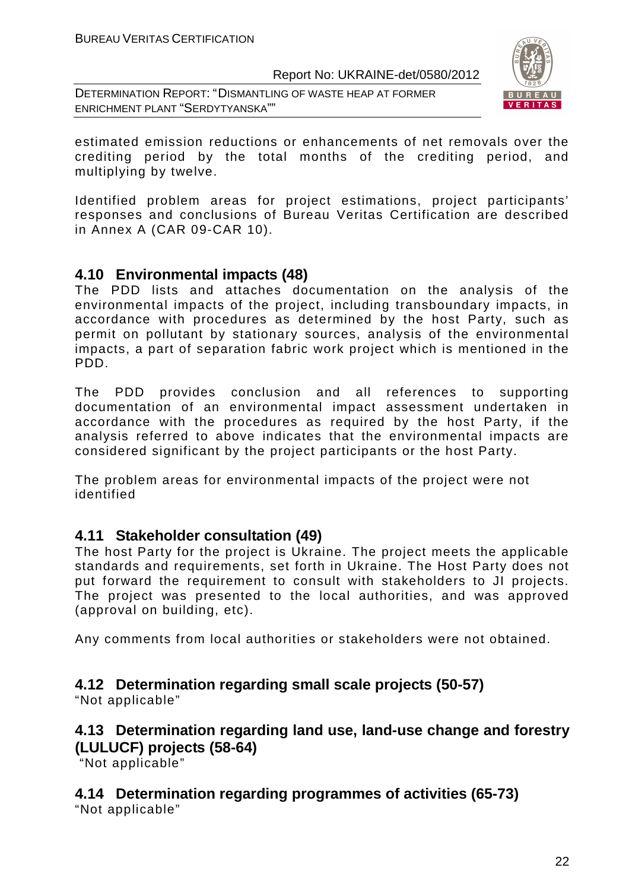estimated emission reductions or enhancements of net removals over the crediting period by the total months of the crediting period, and multiplying by twelve.

Identified problem areas for project estimations, project participants' responses and conclusions of Bureau Veritas Certification are described in Annex A (CAR 09-CAR 10).

## 4.10 Environmental impacts (48)

The PDD lists and attaches documentation on the analysis of the environmental impacts of the project, including transboundary impacts, in accordance with procedures as determined by the host Party, such as permit on pollutant by stationary sources, analysis of the environmental impacts, a part of separation fabric work project which is mentioned in the PDD.

The PDD provides conclusion and all references to supporting documentation of an environmental impact assessment undertaken in accordance with the procedures as required by the host Party, if the analysis referred to above indicates that the environmental impacts are considered significant by the project participants or the host Party.

The problem areas for environmental impacts of the project were not identified

## 4.11 Stakeholder consultation (49)

The host Party for the project is Ukraine. The project meets the applicable standards and requirements, set forth in Ukraine. The Host Party does not put forward the requirement to consult with stakeholders to JI projects. The project was presented to the local authorities, and was approved (approval on building, etc).

Any comments from local authorities or stakeholders were not obtained.

## 4.12 Determination regarding small scale projects (50-57)

"Not applicable"

## 4.13 Determination regarding land use, land-use change and forestry (LULUCF) projects (58-64)

"Not applicable"

## 4.14 Determination regarding programmes of activities (65-73)

"Not applicable"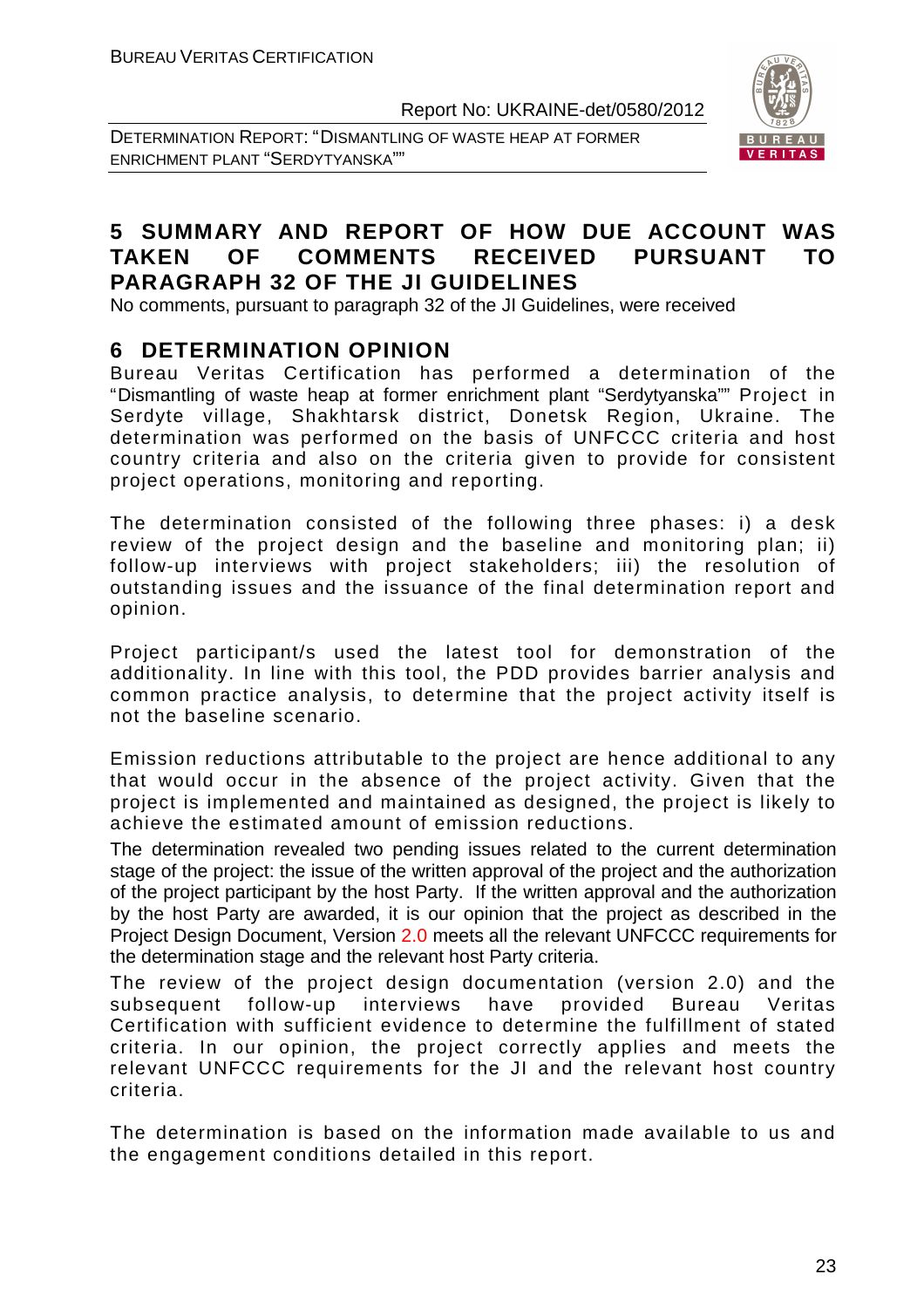## 5 SUMMARY AND REPORT OF HOW DUE ACCOUNT WAS TAKEN OF COMMENTS RECEIVED PURSUANT TO PARAGRAPH 32 OF THE JI GUIDELINES

No comments, pursuant to paragraph 32 of the JI Guidelines, were received

## 6 DETERMINATION OPINION

Bureau Veritas Certification has performed a determination of the "Dismantling of waste heap at former enrichment plant "Serdytyanska"" Project in Serdyte village, Shakhtarsk district, Donetsk Region, Ukraine. The determination was performed on the basis of UNFCCC criteria and host country criteria and also on the criteria given to provide for consistent project operations, monitoring and reporting.

The determination consisted of the following three phases: i) a desk review of the project design and the baseline and monitoring plan; ii) follow-up interviews with project stakeholders; iii) the resolution of outstanding issues and the issuance of the final determination report and opinion.

Project participant/s used the latest tool for demonstration of the additionality. In line with this tool, the PDD provides barrier analysis and common practice analysis, to determine that the project activity itself is not the baseline scenario.

Emission reductions attributable to the project are hence additional to any that would occur in the absence of the project activity. Given that the project is implemented and maintained as designed, the project is likely to achieve the estimated amount of emission reductions.

The determination revealed two pending issues related to the current determination stage of the project: the issue of the written approval of the project and the authorization of the project participant by the host Party. If the written approval and the authorization by the host Party are awarded, it is our opinion that the project as described in the Project Design Document, Version 2.0 meets all the relevant UNFCCC requirements for the determination stage and the relevant host Party criteria.

The review of the project design documentation (version 2.0) and the subsequent follow-up interviews have provided Bureau Veritas Certification with sufficient evidence to determine the fulfillment of stated criteria. In our opinion, the project correctly applies and meets the relevant UNFCCC requirements for the JI and the relevant host country criteria.

The determination is based on the information made available to us and the engagement conditions detailed in this report.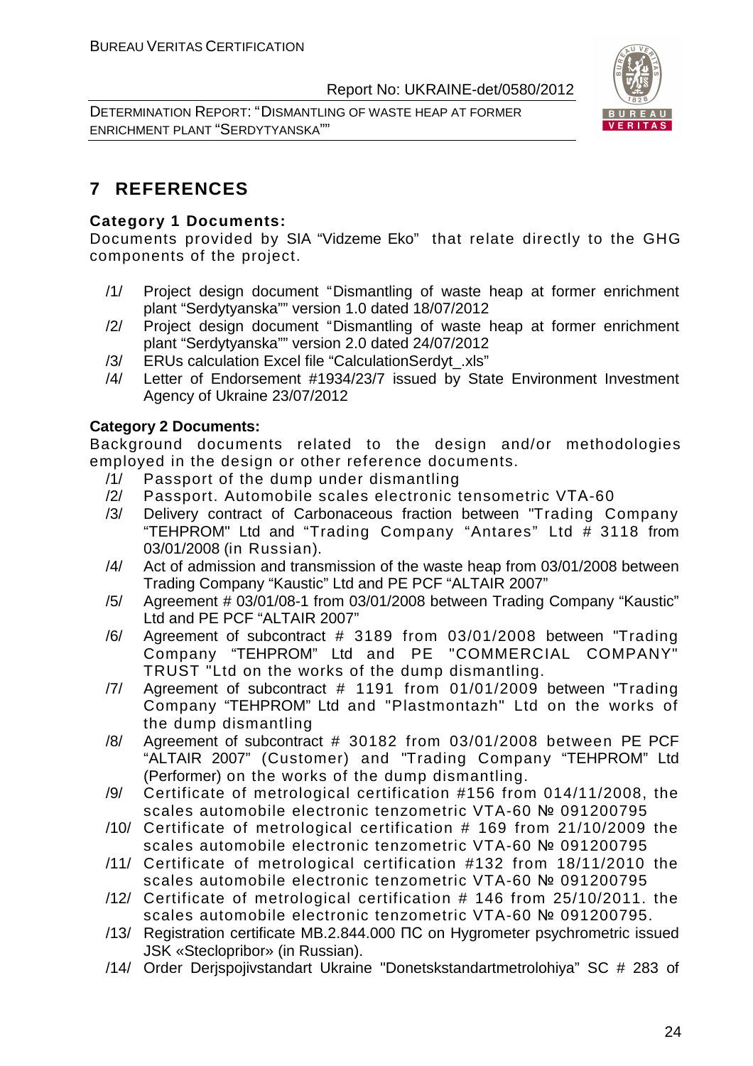# 7 REFERENCES

**Category 1 Documents:**

Documents provided by SIA "Vidzeme Eko" that relate directly to the GHG components of the project.

/1/ Project design document "Dismantling of waste heap at former enrichment plant "Serdytyanska"" version 1.0 dated 18/07/2012

/2/ Project design document "Dismantling of waste heap at former enrichment plant "Serdytyanska"" version 2.0 dated 24/07/2012

/3/ ERUs calculation Excel file "CalculationSerdyt_.xls"

/4/ Letter of Endorsement #1934/23/7 issued by State Environment Investment Agency of Ukraine 23/07/2012

**Category 2 Documents:**

Background documents related to the design and/or methodologies employed in the design or other reference documents.

/1/ Passport of the dump under dismantling

/2/ Passport. Automobile scales electronic tensometric VTA-60

/3/ Delivery contract of Carbonaceous fraction between "Trading Company "TEHPROM" Ltd and "Trading Company "Antares" Ltd # 3118 from 03/01/2008 (in Russian).

/4/ Act of admission and transmission of the waste heap from 03/01/2008 between Trading Company "Kaustic" Ltd and PE PCF "ALTAIR 2007"

/5/ Agreement # 03/01/08-1 from 03/01/2008 between Trading Company "Kaustic" Ltd and PE PCF "ALTAIR 2007"

/6/ Agreement of subcontract # 3189 from 03/01/2008 between "Trading Company "TEHPROM" Ltd and PE "COMMERCIAL COMPANY" TRUST "Ltd on the works of the dump dismantling.

/7/ Agreement of subcontract # 1191 from 01/01/2009 between "Trading Company "TEHPROM" Ltd and "Plastmontazh" Ltd on the works of the dump dismantling

/8/ Agreement of subcontract # 30182 from 03/01/2008 between PE PCF "ALTAIR 2007" (Customer) and "Trading Company "TEHPROM" Ltd (Performer) on the works of the dump dismantling.

/9/ Certificate of metrological certification #156 from 014/11/2008, the scales automobile electronic tenzometric VTA-60 № 091200795

/10/ Certificate of metrological certification # 169 from 21/10/2009 the scales automobile electronic tenzometric VTA-60 № 091200795

/11/ Certificate of metrological certification #132 from 18/11/2010 the scales automobile electronic tenzometric VTA-60 № 091200795

/12/ Certificate of metrological certification # 146 from 25/10/2011. the scales automobile electronic tenzometric VTA-60 № 091200795.

/13/ Registration certificate MB.2.844.000 ПС on Hygrometer psychrometric issued JSK «Steclopribor» (in Russian).

/14/ Order Derjspojivstandart Ukraine "Donetskstandartmetrolohiya" SC # 283 of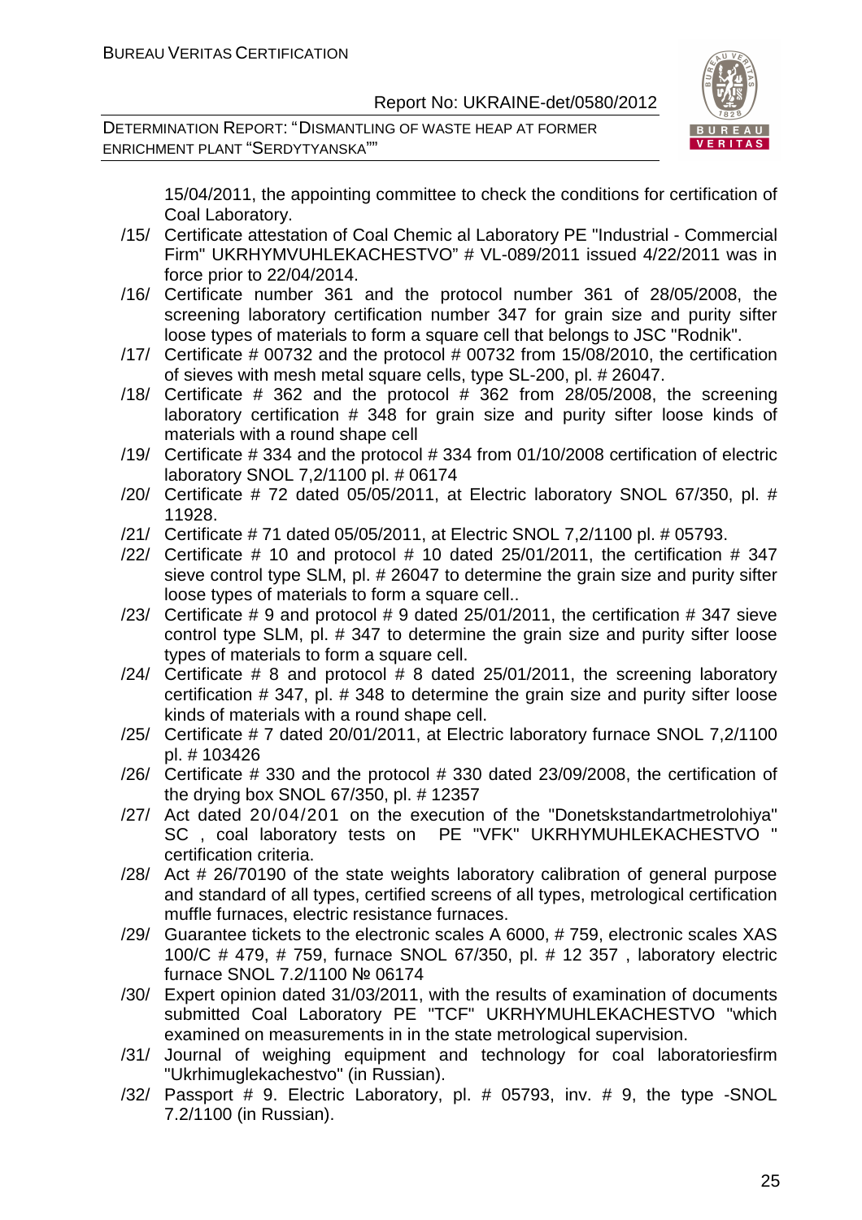15/04/2011, the appointing committee to check the conditions for certification of Coal Laboratory.

/15/ Certificate attestation of Coal Chemic al Laboratory PE "Industrial - Commercial Firm" UKRHYMVUHLEKACHESTVO" # VL-089/2011 issued 4/22/2011 was in force prior to 22/04/2014.

/16/ Certificate number 361 and the protocol number 361 of 28/05/2008, the screening laboratory certification number 347 for grain size and purity sifter loose types of materials to form a square cell that belongs to JSC "Rodnik".

/17/ Certificate # 00732 and the protocol # 00732 from 15/08/2010, the certification of sieves with mesh metal square cells, type SL-200, pl. # 26047.

/18/ Certificate # 362 and the protocol # 362 from 28/05/2008, the screening laboratory certification # 348 for grain size and purity sifter loose kinds of materials with a round shape cell

/19/ Certificate # 334 and the protocol # 334 from 01/10/2008 certification of electric laboratory SNOL 7,2/1100 pl. # 06174

/20/ Certificate # 72 dated 05/05/2011, at Electric laboratory SNOL 67/350, pl. # 11928.

/21/ Certificate # 71 dated 05/05/2011, at Electric SNOL 7,2/1100 pl. # 05793.

/22/ Certificate # 10 and protocol # 10 dated 25/01/2011, the certification # 347 sieve control type SLM, pl. # 26047 to determine the grain size and purity sifter loose types of materials to form a square cell..

/23/ Certificate # 9 and protocol # 9 dated 25/01/2011, the certification # 347 sieve control type SLM, pl. # 347 to determine the grain size and purity sifter loose types of materials to form a square cell.

/24/ Certificate # 8 and protocol # 8 dated 25/01/2011, the screening laboratory certification # 347, pl. # 348 to determine the grain size and purity sifter loose kinds of materials with a round shape cell.

/25/ Certificate # 7 dated 20/01/2011, at Electric laboratory furnace SNOL 7,2/1100 pl. # 103426

/26/ Certificate # 330 and the protocol # 330 dated 23/09/2008, the certification of the drying box SNOL 67/350, pl. # 12357

/27/ Act dated 20/04/201 on the execution of the "Donetskstandartmetrolohiya" SC , coal laboratory tests on PE "VFK" UKRHYMUHLEKACHESTVO " certification criteria.

/28/ Act # 26/70190 of the state weights laboratory calibration of general purpose and standard of all types, certified screens of all types, metrological certification muffle furnaces, electric resistance furnaces.

/29/ Guarantee tickets to the electronic scales A 6000, # 759, electronic scales XAS 100/C # 479, # 759, furnace SNOL 67/350, pl. # 12 357 , laboratory electric furnace SNOL 7.2/1100 № 06174

/30/ Expert opinion dated 31/03/2011, with the results of examination of documents submitted Coal Laboratory PE "TCF" UKRHYMUHLEKACHESTVO "which examined on measurements in in the state metrological supervision.

/31/ Journal of weighing equipment and technology for coal laboratoriesfirm "Ukrhimuglekachestvo" (in Russian).

/32/ Passport # 9. Electric Laboratory, pl. # 05793, inv. # 9, the type -SNOL 7.2/1100 (in Russian).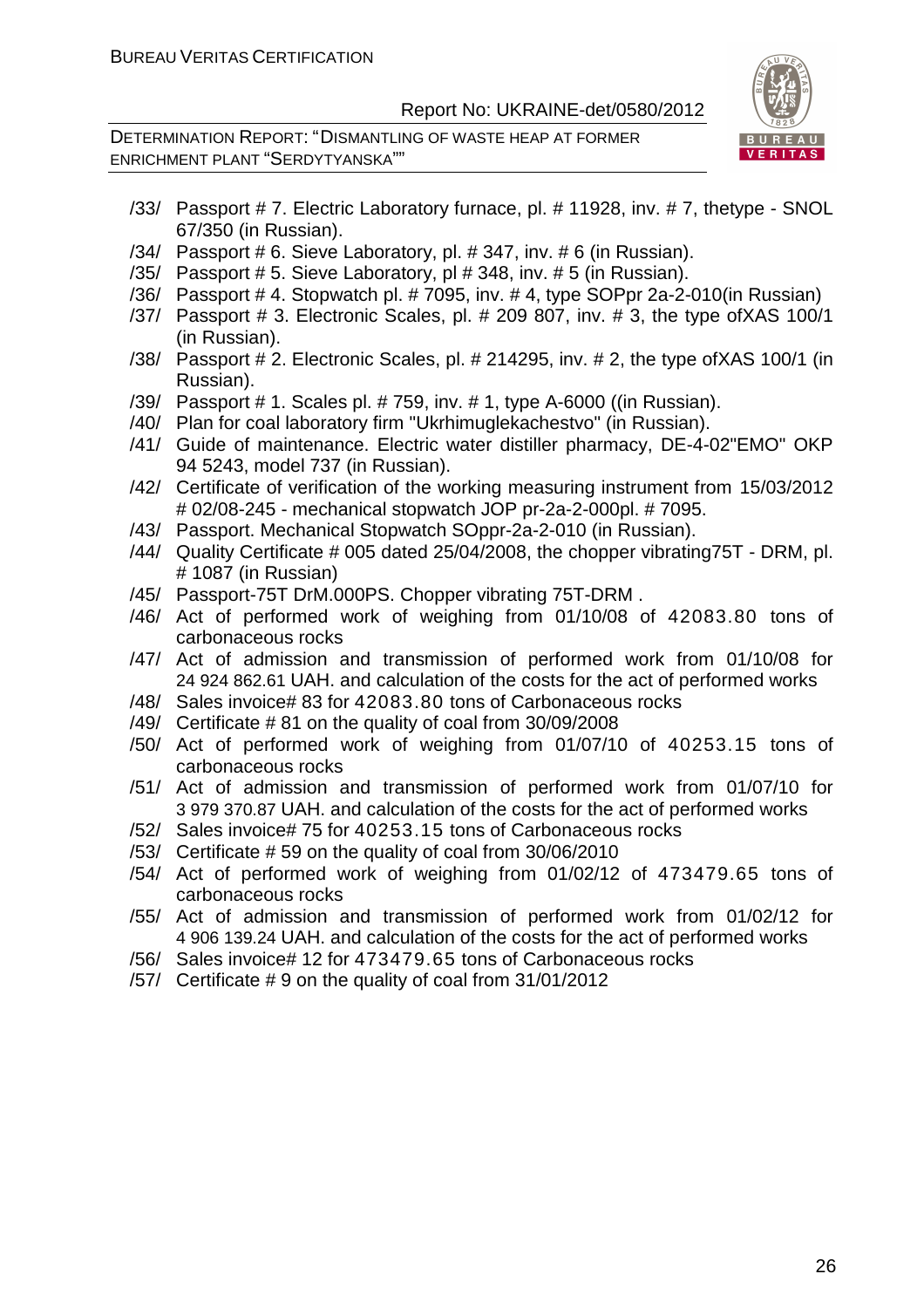/33/ Passport # 7. Electric Laboratory furnace, pl. # 11928, inv. # 7, thetype - SNOL 67/350 (in Russian).

/34/ Passport # 6. Sieve Laboratory, pl. # 347, inv. # 6 (in Russian).

/35/ Passport # 5. Sieve Laboratory, pl # 348, inv. # 5 (in Russian).

/36/ Passport # 4. Stopwatch pl. # 7095, inv. # 4, type SOPpr 2a-2-010(in Russian)

/37/ Passport # 3. Electronic Scales, pl. # 209 807, inv. # 3, the type ofXAS 100/1 (in Russian).

/38/ Passport # 2. Electronic Scales, pl. # 214295, inv. # 2, the type ofXAS 100/1 (in Russian).

/39/ Passport # 1. Scales pl. # 759, inv. # 1, type A-6000 ((in Russian).

/40/ Plan for coal laboratory firm "Ukrhimuglekachestvo" (in Russian).

/41/ Guide of maintenance. Electric water distiller pharmacy, DE-4-02"EMO" OKP 94 5243, model 737 (in Russian).

/42/ Certificate of verification of the working measuring instrument from 15/03/2012 # 02/08-245 - mechanical stopwatch JOP pr-2a-2-000pl. # 7095.

/43/ Passport. Mechanical Stopwatch SOppr-2a-2-010 (in Russian).

/44/ Quality Certificate # 005 dated 25/04/2008, the chopper vibrating75T - DRM, pl. # 1087 (in Russian)

/45/ Passport-75T DrM.000PS. Chopper vibrating 75T-DRM .

/46/ Act of performed work of weighing from 01/10/08 of 42083.80 tons of carbonaceous rocks

/47/ Act of admission and transmission of performed work from 01/10/08 for 24 924 862.61 UAH. and calculation of the costs for the act of performed works

/48/ Sales invoice# 83 for 42083.80 tons of Carbonaceous rocks

/49/ Certificate # 81 on the quality of coal from 30/09/2008

/50/ Act of performed work of weighing from 01/07/10 of 40253.15 tons of carbonaceous rocks

/51/ Act of admission and transmission of performed work from 01/07/10 for 3 979 370.87 UAH. and calculation of the costs for the act of performed works

/52/ Sales invoice# 75 for 40253.15 tons of Carbonaceous rocks

/53/ Certificate # 59 on the quality of coal from 30/06/2010

/54/ Act of performed work of weighing from 01/02/12 of 473479.65 tons of carbonaceous rocks

/55/ Act of admission and transmission of performed work from 01/02/12 for 4 906 139.24 UAH. and calculation of the costs for the act of performed works

/56/ Sales invoice# 12 for 473479.65 tons of Carbonaceous rocks

/57/ Certificate # 9 on the quality of coal from 31/01/2012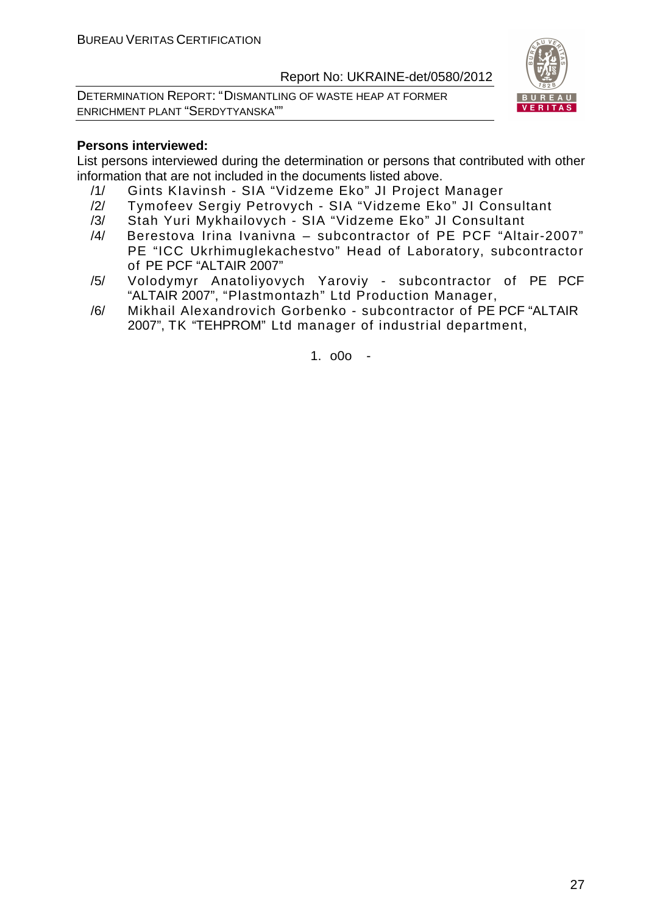**Persons interviewed:**

List persons interviewed during the determination or persons that contributed with other information that are not included in the documents listed above.

/1/ Gints Klavinsh - SIA "Vidzeme Eko" JI Project Manager

/2/ Tymofeev Sergiy Petrovych - SIA "Vidzeme Eko" JI Consultant

/3/ Stah Yuri Mykhailovych - SIA "Vidzeme Eko" JI Consultant

/4/ Berestova Irina Ivanivna – subcontractor of PE PCF "Altair-2007" PE "ICC Ukrhimuglekachestvo" Head of Laboratory, subcontractor of PE PCF "ALTAIR 2007"

/5/ Volodymyr Anatoliyovych Yaroviy - subcontractor of PE PCF "ALTAIR 2007", "Plastmontazh" Ltd Production Manager,

/6/ Mikhail Alexandrovich Gorbenko - subcontractor of PE PCF "ALTAIR 2007", TK "TEHPROM" Ltd manager of industrial department,

1. o0o -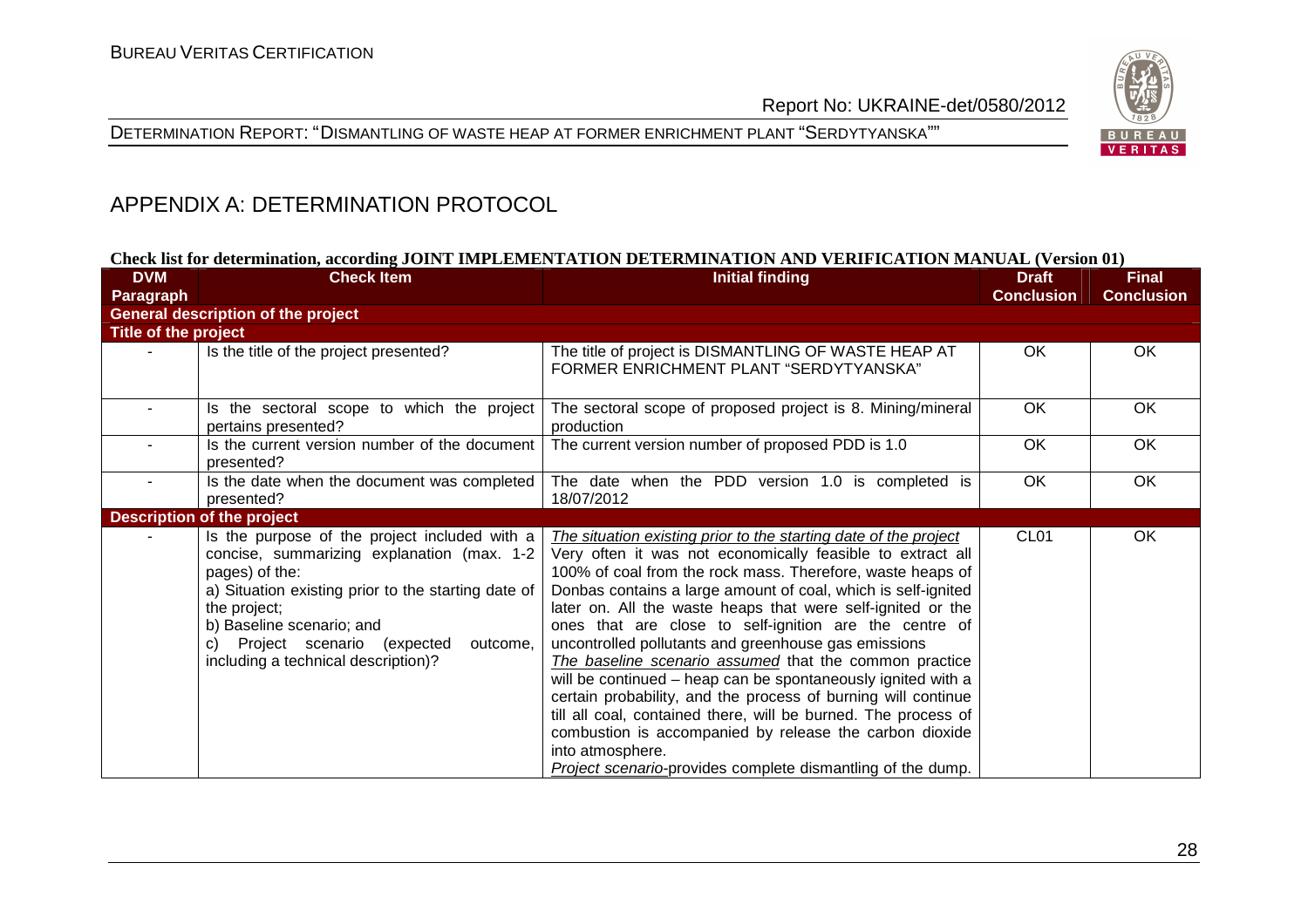## APPENDIX A: DETERMINATION PROTOCOL

**Check list for determination, according JOINT IMPLEMENTATION DETERMINATION AND VERIFICATION MANUAL (Version 01)**

| DVM Paragraph | Check Item | Initial finding | Draft Conclusion | Final Conclusion |
|---|---|---|---|---|
| **General description of the project** | | | | |
| **Title of the project** | | | | |
| - | Is the title of the project presented? | The title of project is DISMANTLING OF WASTE HEAP AT FORMER ENRICHMENT PLANT "SERDYTYANSKA" | OK | OK |
| - | Is the sectoral scope to which the project pertains presented? | The sectoral scope of proposed project is 8. Mining/mineral production | OK | OK |
| - | Is the current version number of the document presented? | The current version number of proposed PDD is 1.0 | OK | OK |
| - | Is the date when the document was completed presented? | The date when the PDD version 1.0 is completed is 18/07/2012 | OK | OK |
| **Description of the project** | | | | |
| - | Is the purpose of the project included with a concise, summarizing explanation (max. 1-2 pages) of the:<br>a) Situation existing prior to the starting date of the project;<br>b) Baseline scenario; and<br>c) Project scenario (expected outcome, including a technical description)? | <u>*The situation existing prior to the starting date of the project*</u><br>Very often it was not economically feasible to extract all 100% of coal from the rock mass. Therefore, waste heaps of Donbas contains a large amount of coal, which is self-ignited later on. All the waste heaps that were self-ignited or the ones that are close to self-ignition are the centre of uncontrolled pollutants and greenhouse gas emissions<br><u>*The baseline scenario assumed*</u> that the common practice will be continued – heap can be spontaneously ignited with a certain probability, and the process of burning will continue till all coal, contained there, will be burned. The process of combustion is accompanied by release the carbon dioxide into atmosphere.<br><u>*Project scenario*</u>-provides complete dismantling of the dump. | CL01 | OK |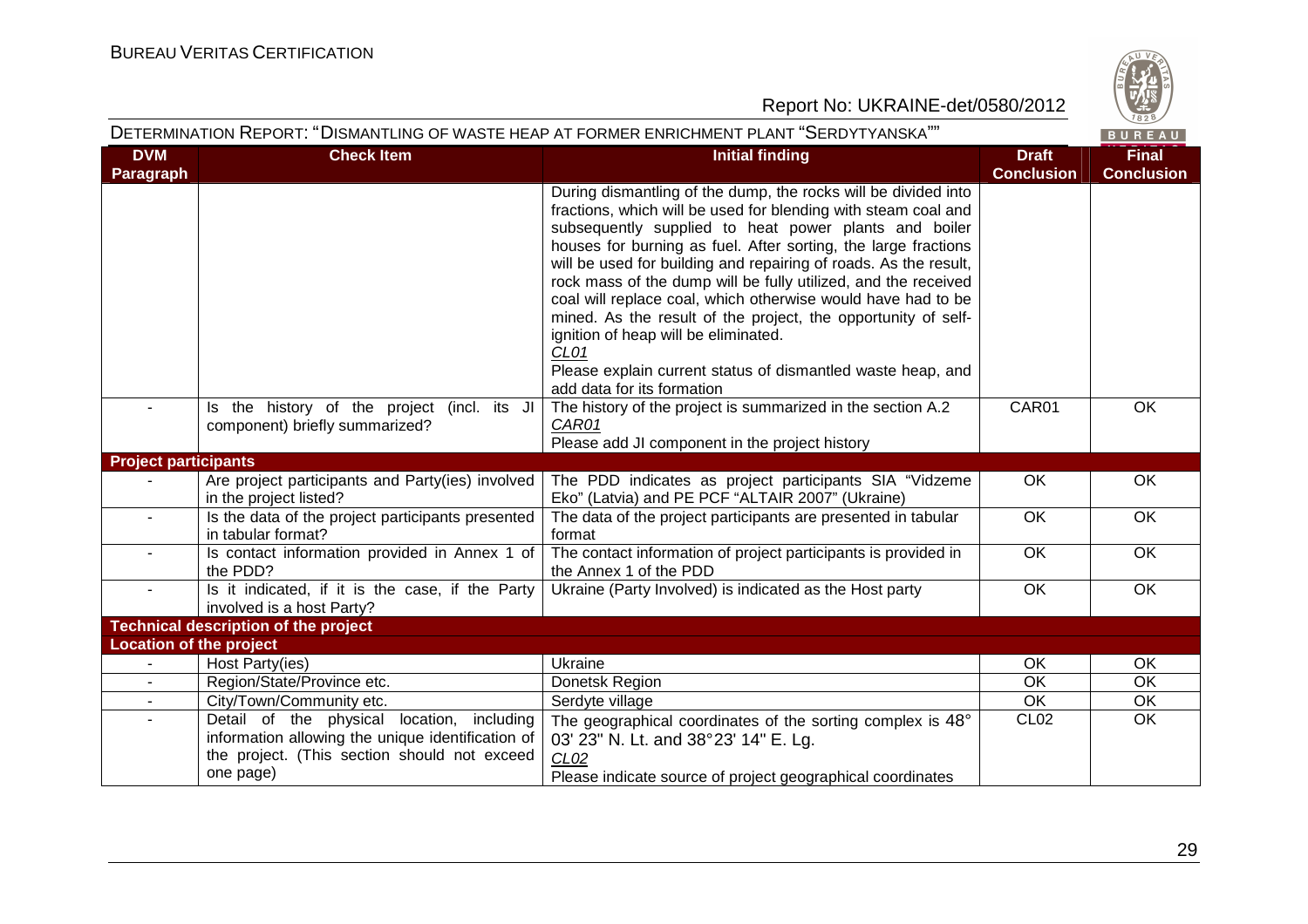DETERMINATION REPORT: "DISMANTLING OF WASTE HEAP AT FORMER ENRICHMENT PLANT "SERDYTYANSKA""

| DVM Paragraph | Check Item | Initial finding | Draft Conclusion | Final Conclusion |
|---|---|---|---|---|
| | | During dismantling of the dump, the rocks will be divided into fractions, which will be used for blending with steam coal and subsequently supplied to heat power plants and boiler houses for burning as fuel. After sorting, the large fractions will be used for building and repairing of roads. As the result, rock mass of the dump will be fully utilized, and the received coal will replace coal, which otherwise would have had to be mined. As the result of the project, the opportunity of self-ignition of heap will be eliminated. <br> CL01 <br> Please explain current status of dismantled waste heap, and add data for its formation | | |
| - | Is the history of the project (incl. its JI component) briefly summarized? | The history of the project is summarized in the section A.2 <br> CAR01 <br> Please add JI component in the project history | CAR01 | OK |
| **Project participants** | | | | |
| - | Are project participants and Party(ies) involved in the project listed? | The PDD indicates as project participants SIA "Vidzeme Eko" (Latvia) and PE PCF "ALTAIR 2007" (Ukraine) | OK | OK |
| - | Is the data of the project participants presented in tabular format? | The data of the project participants are presented in tabular format | OK | OK |
| - | Is contact information provided in Annex 1 of the PDD? | The contact information of project participants is provided in the Annex 1 of the PDD | OK | OK |
| - | Is it indicated, if it is the case, if the Party involved is a host Party? | Ukraine (Party Involved) is indicated as the Host party | OK | OK |
| **Technical description of the project** | | | | |
| **Location of the project** | | | | |
| - | Host Party(ies) | Ukraine | OK | OK |
| - | Region/State/Province etc. | Donetsk Region | OK | OK |
| - | City/Town/Community etc. | Serdyte village | OK | OK |
| - | Detail of the physical location, including information allowing the unique identification of the project. (This section should not exceed one page) | The geographical coordinates of the sorting complex is 48° 03' 23" N. Lt. and 38°23' 14" E. Lg. <br> CL02 <br> Please indicate source of project geographical coordinates | CL02 | OK |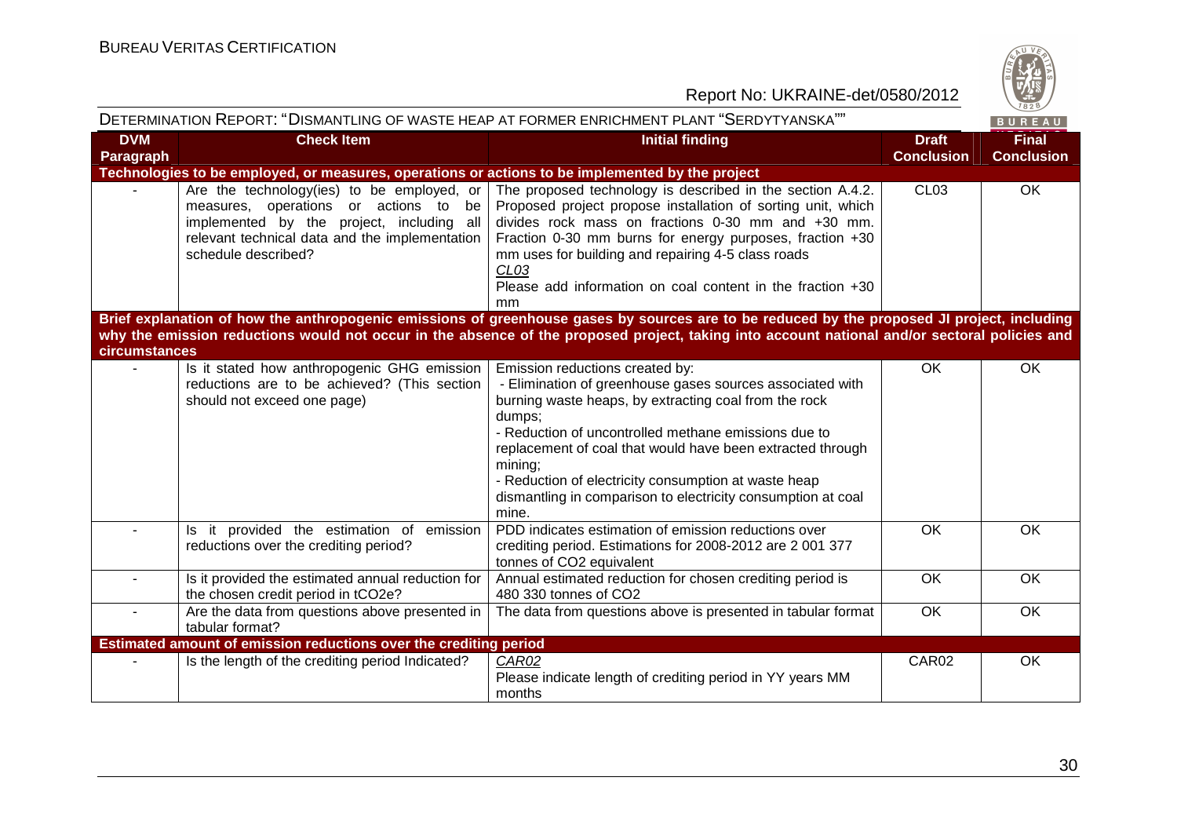DETERMINATION REPORT: "DISMANTLING OF WASTE HEAP AT FORMER ENRICHMENT PLANT "SERDYTYANSKA""

| DVM Paragraph | Check Item | Initial finding | Draft Conclusion | Final Conclusion |
|---|---|---|---|---|
| **Technologies to be employed, or measures, operations or actions to be implemented by the project** | | | | |
| - | Are the technology(ies) to be employed, or measures, operations or actions to be implemented by the project, including all relevant technical data and the implementation schedule described? | The proposed technology is described in the section A.4.2. Proposed project propose installation of sorting unit, which divides rock mass on fractions 0-30 mm and +30 mm. Fraction 0-30 mm burns for energy purposes, fraction +30 mm uses for building and repairing 4-5 class roads<br>*CL03*<br>Please add information on coal content in the fraction +30 mm | CL03 | OK |
| **Brief explanation of how the anthropogenic emissions of greenhouse gases by sources are to be reduced by the proposed JI project, including why the emission reductions would not occur in the absence of the proposed project, taking into account national and/or sectoral policies and circumstances** | | | | |
| - | Is it stated how anthropogenic GHG emission reductions are to be achieved? (This section should not exceed one page) | Emission reductions created by:<br>- Elimination of greenhouse gases sources associated with burning waste heaps, by extracting coal from the rock dumps;<br>- Reduction of uncontrolled methane emissions due to replacement of coal that would have been extracted through mining;<br>- Reduction of electricity consumption at waste heap dismantling in comparison to electricity consumption at coal mine. | OK | OK |
| - | Is it provided the estimation of emission reductions over the crediting period? | PDD indicates estimation of emission reductions over crediting period. Estimations for 2008-2012 are 2 001 377 tonnes of CO2 equivalent | OK | OK |
| - | Is it provided the estimated annual reduction for the chosen credit period in tCO2e? | Annual estimated reduction for chosen crediting period is 480 330 tonnes of CO2 | OK | OK |
| - | Are the data from questions above presented in tabular format? | The data from questions above is presented in tabular format | OK | OK |
| **Estimated amount of emission reductions over the crediting period** | | | | |
| - | Is the length of the crediting period Indicated? | *CAR02*<br>Please indicate length of crediting period in YY years MM months | CAR02 | OK |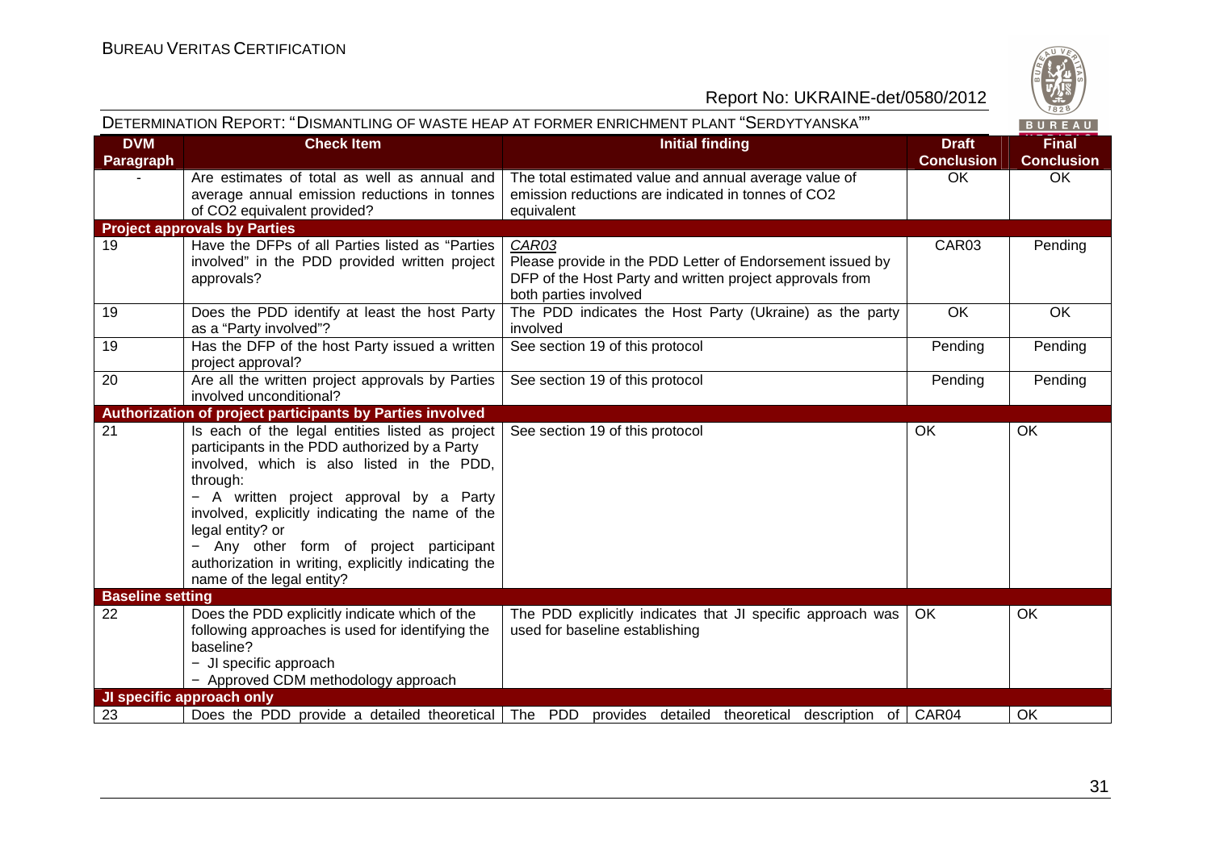| DVM Paragraph | Check Item | Initial finding | Draft Conclusion | Final Conclusion |
|---|---|---|---|---|
| - | Are estimates of total as well as annual and average annual emission reductions in tonnes of CO2 equivalent provided? | The total estimated value and annual average value of emission reductions are indicated in tonnes of CO2 equivalent | OK | OK |
| **Project approvals by Parties** | | | | |
| 19 | Have the DFPs of all Parties listed as "Parties involved" in the PDD provided written project approvals? | *CAR03* Please provide in the PDD Letter of Endorsement issued by DFP of the Host Party and written project approvals from both parties involved | CAR03 | Pending |
| 19 | Does the PDD identify at least the host Party as a "Party involved"? | The PDD indicates the Host Party (Ukraine) as the party involved | OK | OK |
| 19 | Has the DFP of the host Party issued a written project approval? | See section 19 of this protocol | Pending | Pending |
| 20 | Are all the written project approvals by Parties involved unconditional? | See section 19 of this protocol | Pending | Pending |
| **Authorization of project participants by Parties involved** | | | | |
| 21 | Is each of the legal entities listed as project participants in the PDD authorized by a Party involved, which is also listed in the PDD, through:<br>− A written project approval by a Party involved, explicitly indicating the name of the legal entity? or<br>− Any other form of project participant authorization in writing, explicitly indicating the name of the legal entity? | See section 19 of this protocol | OK | OK |
| **Baseline setting** | | | | |
| 22 | Does the PDD explicitly indicate which of the following approaches is used for identifying the baseline?<br>− JI specific approach<br>− Approved CDM methodology approach | The PDD explicitly indicates that JI specific approach was used for baseline establishing | OK | OK |
| **JI specific approach only** | | | | |
| 23 | Does the PDD provide a detailed theoretical | The PDD provides detailed theoretical description of | CAR04 | OK |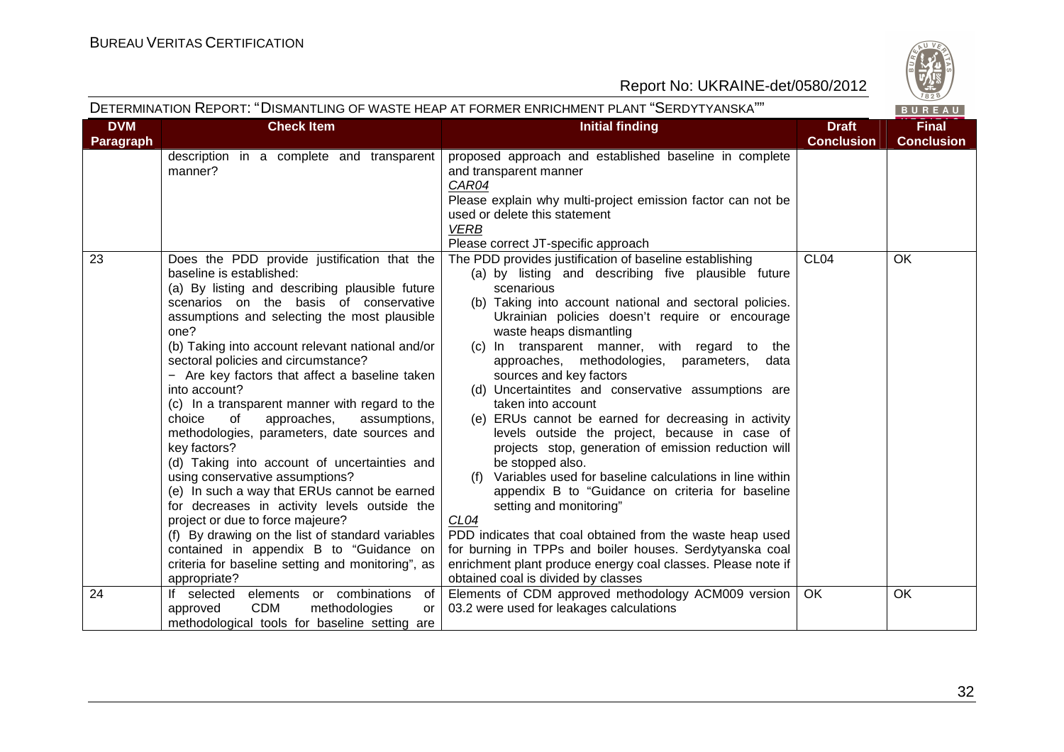DETERMINATION REPORT: "DISMANTLING OF WASTE HEAP AT FORMER ENRICHMENT PLANT "SERDYTYANSKA""

| DVM Paragraph | Check Item | Initial finding | Draft Conclusion | Final Conclusion |
|---|---|---|---|---|
| | description in a complete and transparent manner? | proposed approach and established baseline in complete and transparent manner<br>*CAR04*<br>Please explain why multi-project emission factor can not be used or delete this statement<br>*VERB*<br>Please correct JT-specific approach | | |
| 23 | Does the PDD provide justification that the baseline is established:<br>(a) By listing and describing plausible future scenarios on the basis of conservative assumptions and selecting the most plausible one?<br>(b) Taking into account relevant national and/or sectoral policies and circumstance?<br>− Are key factors that affect a baseline taken into account?<br>(c) In a transparent manner with regard to the choice of approaches, assumptions, methodologies, parameters, date sources and key factors?<br>(d) Taking into account of uncertainties and using conservative assumptions?<br>(e) In such a way that ERUs cannot be earned for decreases in activity levels outside the project or due to force majeure?<br>(f) By drawing on the list of standard variables contained in appendix B to "Guidance on criteria for baseline setting and monitoring", as appropriate? | The PDD provides justification of baseline establishing<br>(a) by listing and describing five plausible future scenarious<br>(b) Taking into account national and sectoral policies. Ukrainian policies doesn't require or encourage waste heaps dismantling<br>(c) In transparent manner, with regard to the approaches, methodologies, parameters, data sources and key factors<br>(d) Uncertaintites and conservative assumptions are taken into account<br>(e) ERUs cannot be earned for decreasing in activity levels outside the project, because in case of projects stop, generation of emission reduction will be stopped also.<br>(f) Variables used for baseline calculations in line within appendix B to "Guidance on criteria for baseline setting and monitoring"<br>*CL04*<br>PDD indicates that coal obtained from the waste heap used for burning in TPPs and boiler houses. Serdytyanska coal enrichment plant produce energy coal classes. Please note if obtained coal is divided by classes | CL04 | OK |
| 24 | If selected elements or combinations of approved CDM methodologies or methodological tools for baseline setting are | Elements of CDM approved methodology ACM009 version 03.2 were used for leakages calculations | OK | OK |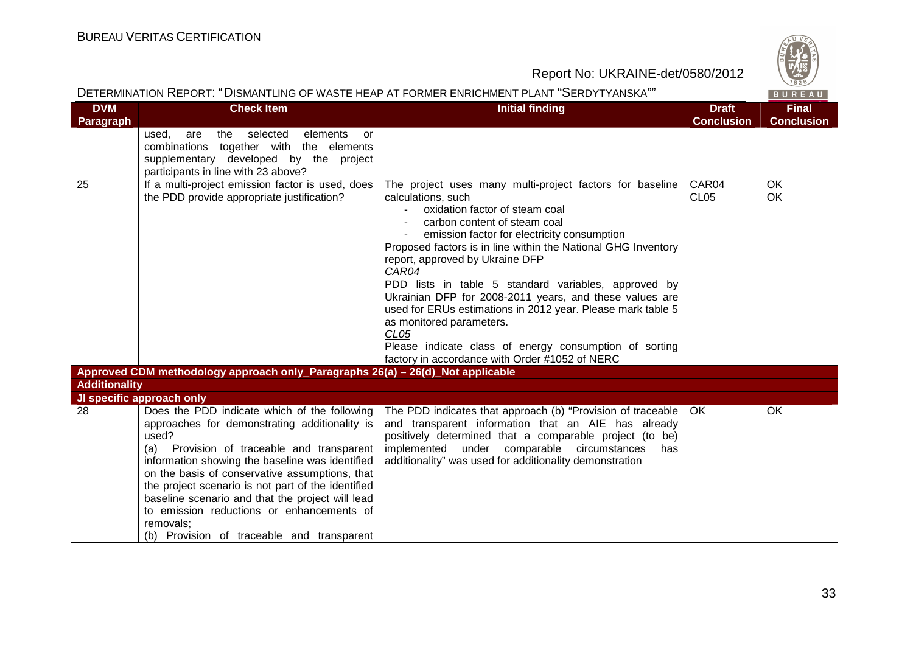| DVM Paragraph | Check Item | Initial finding | Draft Conclusion | Final Conclusion |
|---|---|---|---|---|
| | used, are the selected elements or combinations together with the elements supplementary developed by the project participants in line with 23 above? | | | |
| 25 | If a multi-project emission factor is used, does the PDD provide appropriate justification? | The project uses many multi-project factors for baseline calculations, such<br>- oxidation factor of steam coal<br>- carbon content of steam coal<br>- emission factor for electricity consumption<br>Proposed factors is in line within the National GHG Inventory report, approved by Ukraine DFP<br>*CAR04*<br>PDD lists in table 5 standard variables, approved by Ukrainian DFP for 2008-2011 years, and these values are used for ERUs estimations in 2012 year. Please mark table 5 as monitored parameters.<br>*CL05*<br>Please indicate class of energy consumption of sorting factory in accordance with Order #1052 of NERC | CAR04<br>CL05 | OK<br>OK |
| **Approved CDM methodology approach only_Paragraphs 26(a) – 26(d)_Not applicable** | | | | |
| **Additionality** | | | | |
| **JI specific approach only** | | | | |
| 28 | Does the PDD indicate which of the following approaches for demonstrating additionality is used?<br>(a) Provision of traceable and transparent information showing the baseline was identified on the basis of conservative assumptions, that the project scenario is not part of the identified baseline scenario and that the project will lead to emission reductions or enhancements of removals;<br>(b) Provision of traceable and transparent | The PDD indicates that approach (b) "Provision of traceable and transparent information that an AIE has already positively determined that a comparable project (to be) implemented under comparable circumstances has additionality" was used for additionality demonstration | OK | OK |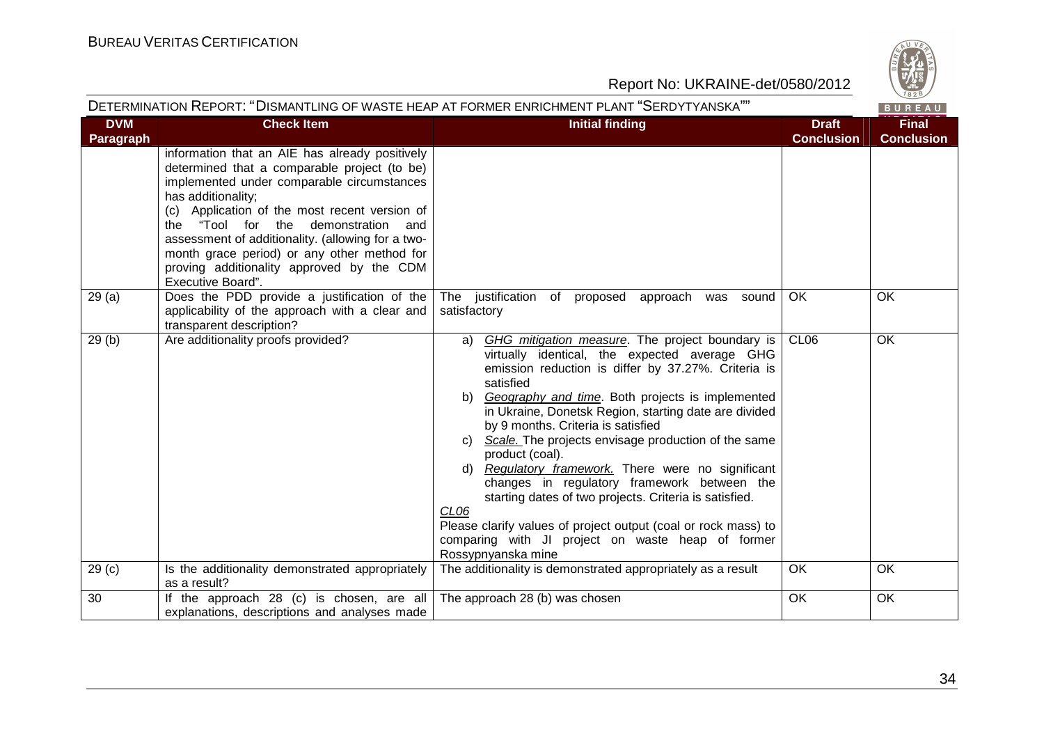| DVM Paragraph | Check Item | Initial finding | Draft Conclusion | Final Conclusion |
|---|---|---|---|---|
| | information that an AIE has already positively determined that a comparable project (to be) implemented under comparable circumstances has additionality;<br>(c) Application of the most recent version of the "Tool for the demonstration and assessment of additionality. (allowing for a two-month grace period) or any other method for proving additionality approved by the CDM Executive Board". | | | |
| 29 (a) | Does the PDD provide a justification of the applicability of the approach with a clear and transparent description? | The justification of proposed approach was sound satisfactory | OK | OK |
| 29 (b) | Are additionality proofs provided? | a) *GHG mitigation measure*. The project boundary is virtually identical, the expected average GHG emission reduction is differ by 37.27%. Criteria is satisfied<br>b) *Geography and time*. Both projects is implemented in Ukraine, Donetsk Region, starting date are divided by 9 months. Criteria is satisfied<br>c) *Scale.* The projects envisage production of the same product (coal).<br>d) *Regulatory framework.* There were no significant changes in regulatory framework between the starting dates of two projects. Criteria is satisfied.<br>*CL06*<br>Please clarify values of project output (coal or rock mass) to comparing with JI project on waste heap of former Rossypnyanska mine | CL06 | OK |
| 29 (c) | Is the additionality demonstrated appropriately as a result? | The additionality is demonstrated appropriately as a result | OK | OK |
| 30 | If the approach 28 (c) is chosen, are all explanations, descriptions and analyses made | The approach 28 (b) was chosen | OK | OK |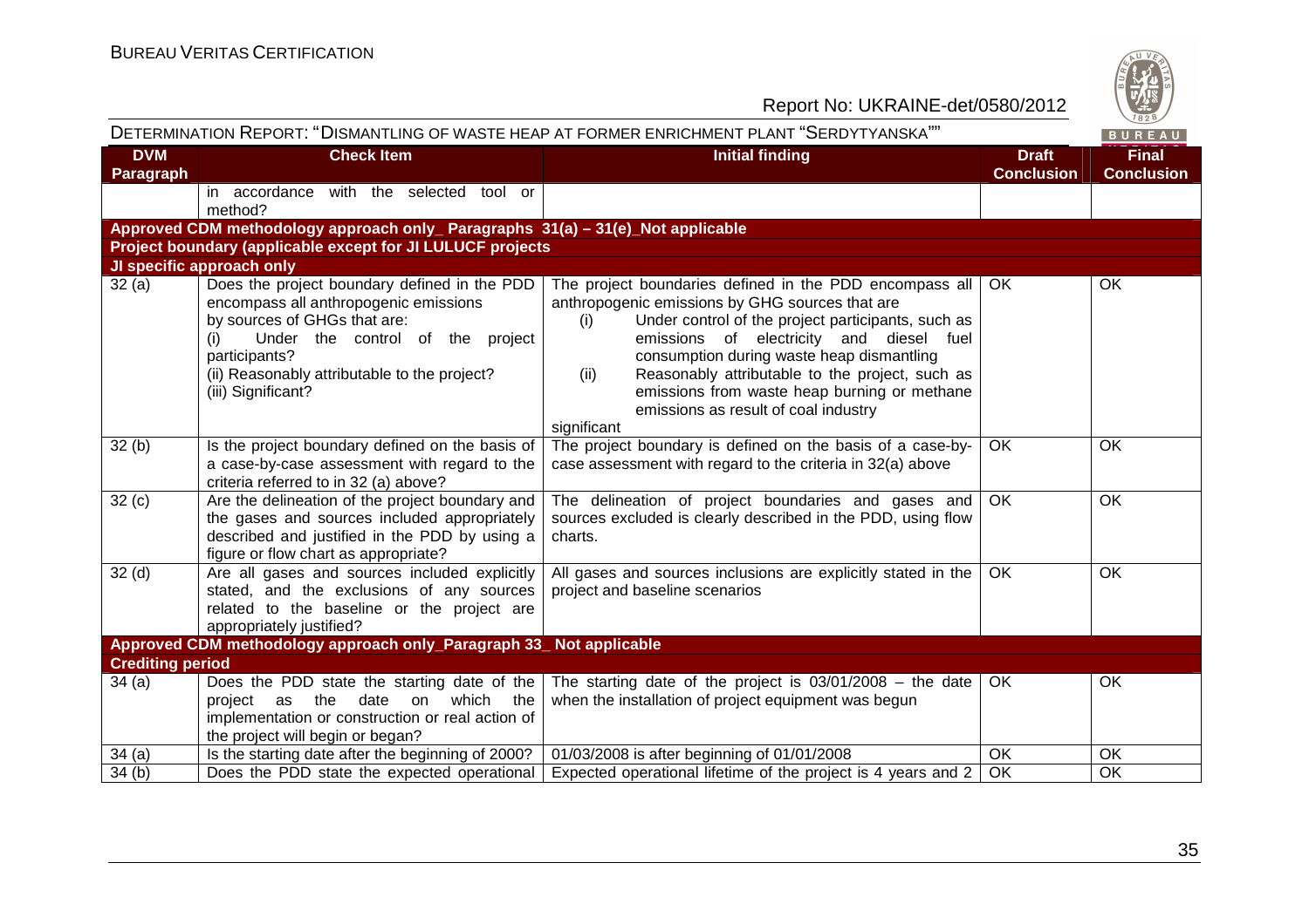| DVM Paragraph | Check Item | Initial finding | Draft Conclusion | Final Conclusion |
|---|---|---|---|---|
| | in accordance with the selected tool or method? | | | |
| **Approved CDM methodology approach only_ Paragraphs 31(a) – 31(e)_Not applicable** | | | | |
| **Project boundary (applicable except for JI LULUCF projects** | | | | |
| **JI specific approach only** | | | | |
| 32 (a) | Does the project boundary defined in the PDD encompass all anthropogenic emissions by sources of GHGs that are: (i) Under the control of the project participants? (ii) Reasonably attributable to the project? (iii) Significant? | The project boundaries defined in the PDD encompass all anthropogenic emissions by GHG sources that are (i) Under control of the project participants, such as emissions of electricity and diesel fuel consumption during waste heap dismantling (ii) Reasonably attributable to the project, such as emissions from waste heap burning or methane emissions as result of coal industry significant | OK | OK |
| 32 (b) | Is the project boundary defined on the basis of a case-by-case assessment with regard to the criteria referred to in 32 (a) above? | The project boundary is defined on the basis of a case-by-case assessment with regard to the criteria in 32(a) above | OK | OK |
| 32 (c) | Are the delineation of the project boundary and the gases and sources included appropriately described and justified in the PDD by using a figure or flow chart as appropriate? | The delineation of project boundaries and gases and sources excluded is clearly described in the PDD, using flow charts. | OK | OK |
| 32 (d) | Are all gases and sources included explicitly stated, and the exclusions of any sources related to the baseline or the project are appropriately justified? | All gases and sources inclusions are explicitly stated in the project and baseline scenarios | OK | OK |
| **Approved CDM methodology approach only_Paragraph 33_ Not applicable** | | | | |
| **Crediting period** | | | | |
| 34 (a) | Does the PDD state the starting date of the project as the date on which the implementation or construction or real action of the project will begin or began? | The starting date of the project is 03/01/2008 – the date when the installation of project equipment was begun | OK | OK |
| 34 (a) | Is the starting date after the beginning of 2000? | 01/03/2008 is after beginning of 01/01/2008 | OK | OK |
| 34 (b) | Does the PDD state the expected operational | Expected operational lifetime of the project is 4 years and 2 | OK | OK |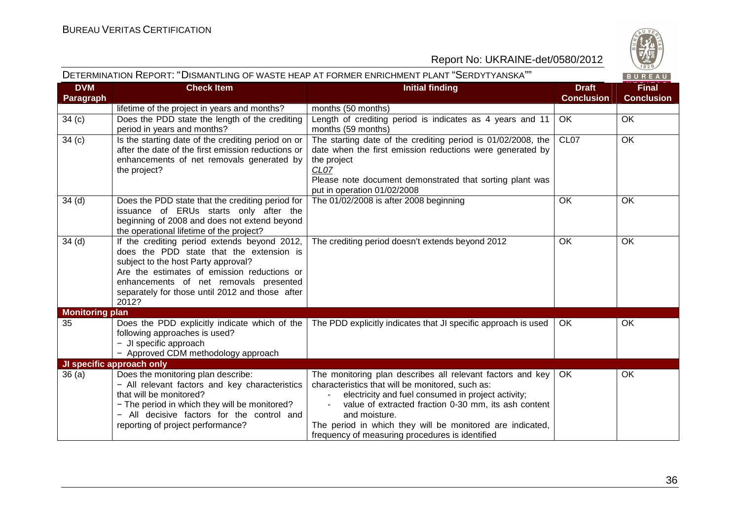DETERMINATION REPORT: "DISMANTLING OF WASTE HEAP AT FORMER ENRICHMENT PLANT "SERDYTYANSKA""

| DVM Paragraph | Check Item | Initial finding | Draft Conclusion | Final Conclusion |
|---|---|---|---|---|
| | lifetime of the project in years and months? | months (50 months) | | |
| 34 (c) | Does the PDD state the length of the crediting period in years and months? | Length of crediting period is indicates as 4 years and 11 months (59 months) | OK | OK |
| 34 (c) | Is the starting date of the crediting period on or after the date of the first emission reductions or enhancements of net removals generated by the project? | The starting date of the crediting period is 01/02/2008, the date when the first emission reductions were generated by the project<br>*CL07*<br>Please note document demonstrated that sorting plant was put in operation 01/02/2008 | CL07 | OK |
| 34 (d) | Does the PDD state that the crediting period for issuance of ERUs starts only after the beginning of 2008 and does not extend beyond the operational lifetime of the project? | The 01/02/2008 is after 2008 beginning | OK | OK |
| 34 (d) | If the crediting period extends beyond 2012, does the PDD state that the extension is subject to the host Party approval?<br>Are the estimates of emission reductions or enhancements of net removals presented separately for those until 2012 and those after 2012? | The crediting period doesn't extends beyond 2012 | OK | OK |
| **Monitoring plan** | | | | |
| 35 | Does the PDD explicitly indicate which of the following approaches is used?<br>− JI specific approach<br>− Approved CDM methodology approach | The PDD explicitly indicates that JI specific approach is used | OK | OK |
| **JI specific approach only** | | | | |
| 36 (a) | Does the monitoring plan describe:<br>− All relevant factors and key characteristics that will be monitored?<br>− The period in which they will be monitored?<br>− All decisive factors for the control and reporting of project performance? | The monitoring plan describes all relevant factors and key characteristics that will be monitored, such as:<br>- electricity and fuel consumed in project activity;<br>- value of extracted fraction 0-30 mm, its ash content and moisture.<br>The period in which they will be monitored are indicated, frequency of measuring procedures is identified | OK | OK |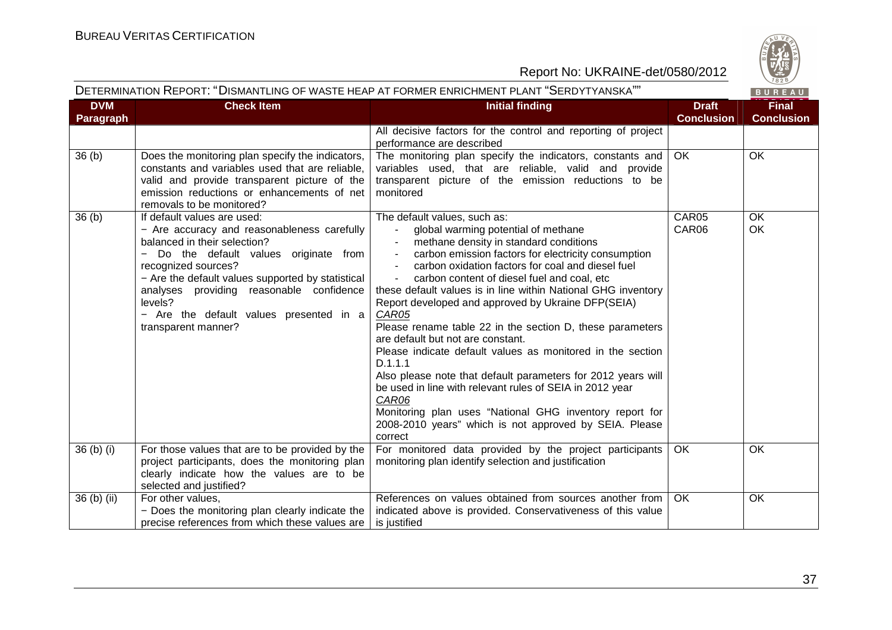DETERMINATION REPORT: "DISMANTLING OF WASTE HEAP AT FORMER ENRICHMENT PLANT "SERDYTYANSKA""

| DVM Paragraph | Check Item | Initial finding | Draft Conclusion | Final Conclusion |
|---|---|---|---|---|
| | | All decisive factors for the control and reporting of project performance are described | | |
| 36 (b) | Does the monitoring plan specify the indicators, constants and variables used that are reliable, valid and provide transparent picture of the emission reductions or enhancements of net removals to be monitored? | The monitoring plan specify the indicators, constants and variables used, that are reliable, valid and provide transparent picture of the emission reductions to be monitored | OK | OK |
| 36 (b) | If default values are used:<br>− Are accuracy and reasonableness carefully balanced in their selection?<br>− Do the default values originate from recognized sources?<br>− Are the default values supported by statistical analyses providing reasonable confidence levels?<br>− Are the default values presented in a transparent manner? | The default values, such as:<br>- global warming potential of methane<br>- methane density in standard conditions<br>- carbon emission factors for electricity consumption<br>- carbon oxidation factors for coal and diesel fuel<br>- carbon content of diesel fuel and coal, etc<br>these default values is in line within National GHG inventory Report developed and approved by Ukraine DFP(SEIA)<br>*CAR05*<br>Please rename table 22 in the section D, these parameters are default but not are constant.<br>Please indicate default values as monitored in the section D.1.1.1<br>Also please note that default parameters for 2012 years will be used in line with relevant rules of SEIA in 2012 year<br>*CAR06*<br>Monitoring plan uses "National GHG inventory report for 2008-2010 years" which is not approved by SEIA. Please correct | CAR05<br>CAR06 | OK<br>OK |
| 36 (b) (i) | For those values that are to be provided by the project participants, does the monitoring plan clearly indicate how the values are to be selected and justified? | For monitored data provided by the project participants monitoring plan identify selection and justification | OK | OK |
| 36 (b) (ii) | For other values,<br>− Does the monitoring plan clearly indicate the precise references from which these values are | References on values obtained from sources another from indicated above is provided. Conservativeness of this value is justified | OK | OK |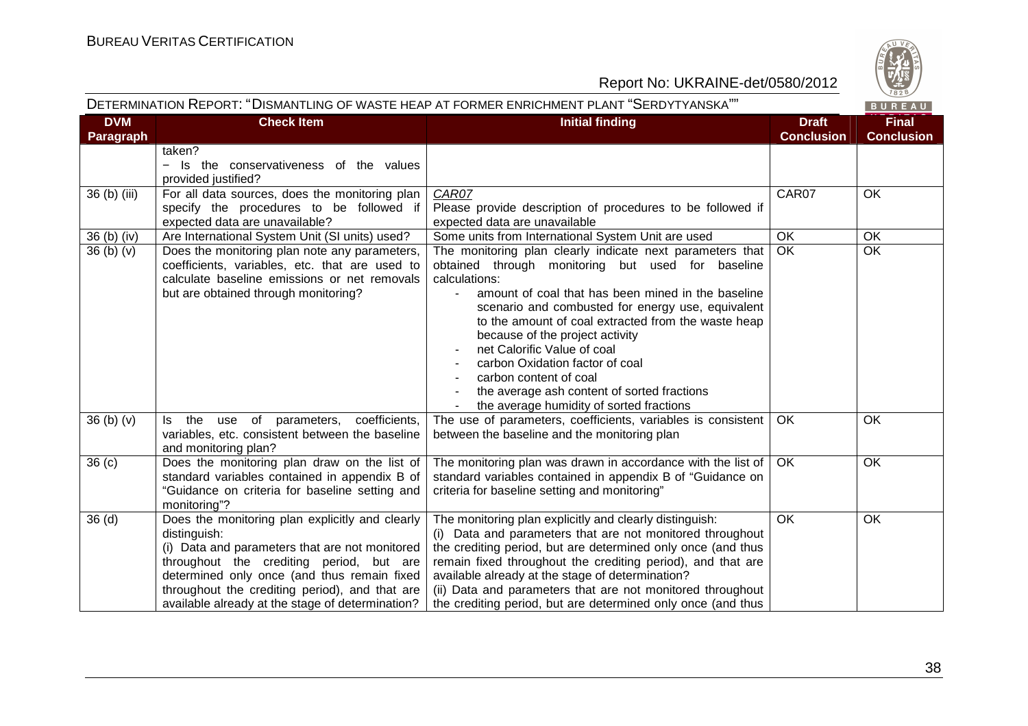| DVM Paragraph | Check Item | Initial finding | Draft Conclusion | Final Conclusion |
|---|---|---|---|---|
| | taken?<br>− Is the conservativeness of the values provided justified? | | | |
| 36 (b) (iii) | For all data sources, does the monitoring plan specify the procedures to be followed if expected data are unavailable? | *CAR07*<br>Please provide description of procedures to be followed if expected data are unavailable | CAR07 | OK |
| 36 (b) (iv) | Are International System Unit (SI units) used? | Some units from International System Unit are used | OK | OK |
| 36 (b) (v) | Does the monitoring plan note any parameters, coefficients, variables, etc. that are used to calculate baseline emissions or net removals but are obtained through monitoring? | The monitoring plan clearly indicate next parameters that obtained through monitoring but used for baseline calculations:<br>- amount of coal that has been mined in the baseline scenario and combusted for energy use, equivalent to the amount of coal extracted from the waste heap because of the project activity<br>- net Calorific Value of coal<br>- carbon Oxidation factor of coal<br>- carbon content of coal<br>- the average ash content of sorted fractions<br>- the average humidity of sorted fractions | OK | OK |
| 36 (b) (v) | Is the use of parameters, coefficients, variables, etc. consistent between the baseline and monitoring plan? | The use of parameters, coefficients, variables is consistent between the baseline and the monitoring plan | OK | OK |
| 36 (c) | Does the monitoring plan draw on the list of standard variables contained in appendix B of "Guidance on criteria for baseline setting and monitoring"? | The monitoring plan was drawn in accordance with the list of standard variables contained in appendix B of "Guidance on criteria for baseline setting and monitoring" | OK | OK |
| 36 (d) | Does the monitoring plan explicitly and clearly distinguish:<br>(i) Data and parameters that are not monitored throughout the crediting period, but are determined only once (and thus remain fixed throughout the crediting period), and that are available already at the stage of determination? | The monitoring plan explicitly and clearly distinguish:<br>(i) Data and parameters that are not monitored throughout the crediting period, but are determined only once (and thus remain fixed throughout the crediting period), and that are available already at the stage of determination?<br>(ii) Data and parameters that are not monitored throughout the crediting period, but are determined only once (and thus | OK | OK |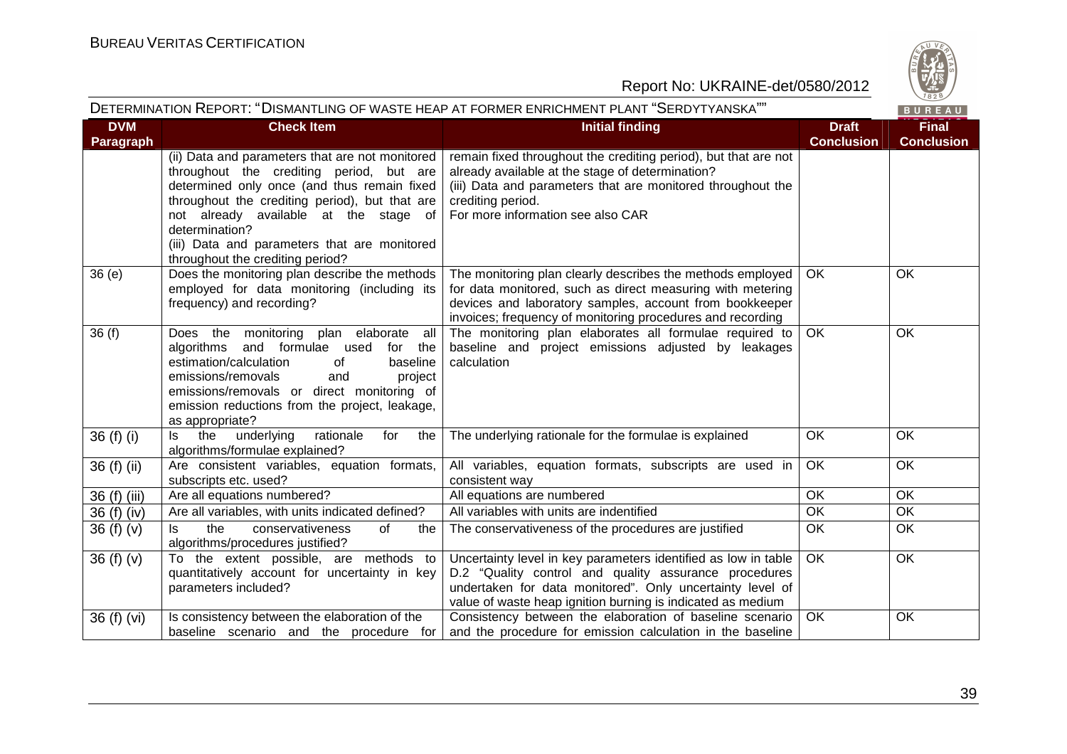DETERMINATION REPORT: "DISMANTLING OF WASTE HEAP AT FORMER ENRICHMENT PLANT "SERDYTYANSKA""

| DVM Paragraph | Check Item | Initial finding | Draft Conclusion | Final Conclusion |
|---|---|---|---|---|
| | (ii) Data and parameters that are not monitored throughout the crediting period, but are determined only once (and thus remain fixed throughout the crediting period), but that are not already available at the stage of determination?<br>(iii) Data and parameters that are monitored throughout the crediting period? | remain fixed throughout the crediting period), but that are not already available at the stage of determination?<br>(iii) Data and parameters that are monitored throughout the crediting period.<br>For more information see also CAR | | |
| 36 (e) | Does the monitoring plan describe the methods employed for data monitoring (including its frequency) and recording? | The monitoring plan clearly describes the methods employed for data monitored, such as direct measuring with metering devices and laboratory samples, account from bookkeeper invoices; frequency of monitoring procedures and recording | OK | OK |
| 36 (f) | Does the monitoring plan elaborate all algorithms and formulae used for the estimation/calculation of baseline emissions/removals and project emissions/removals or direct monitoring of emission reductions from the project, leakage, as appropriate? | The monitoring plan elaborates all formulae required to baseline and project emissions adjusted by leakages calculation | OK | OK |
| 36 (f) (i) | Is the underlying rationale for the algorithms/formulae explained? | The underlying rationale for the formulae is explained | OK | OK |
| 36 (f) (ii) | Are consistent variables, equation formats, subscripts etc. used? | All variables, equation formats, subscripts are used in consistent way | OK | OK |
| 36 (f) (iii) | Are all equations numbered? | All equations are numbered | OK | OK |
| 36 (f) (iv) | Are all variables, with units indicated defined? | All variables with units are indentified | OK | OK |
| 36 (f) (v) | Is the conservativeness of the algorithms/procedures justified? | The conservativeness of the procedures are justified | OK | OK |
| 36 (f) (v) | To the extent possible, are methods to quantitatively account for uncertainty in key parameters included? | Uncertainty level in key parameters identified as low in table D.2 "Quality control and quality assurance procedures undertaken for data monitored". Only uncertainty level of value of waste heap ignition burning is indicated as medium | OK | OK |
| 36 (f) (vi) | Is consistency between the elaboration of the baseline scenario and the procedure for | Consistency between the elaboration of baseline scenario and the procedure for emission calculation in the baseline | OK | OK |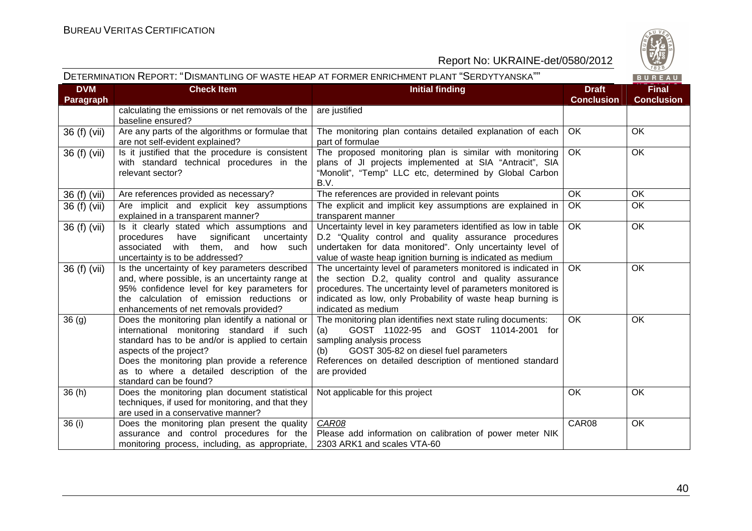| DVM Paragraph | Check Item | Initial finding | Draft Conclusion | Final Conclusion |
|---|---|---|---|---|
| | calculating the emissions or net removals of the baseline ensured? | are justified | | |
| 36 (f) (vii) | Are any parts of the algorithms or formulae that are not self-evident explained? | The monitoring plan contains detailed explanation of each part of formulae | OK | OK |
| 36 (f) (vii) | Is it justified that the procedure is consistent with standard technical procedures in the relevant sector? | The proposed monitoring plan is similar with monitoring plans of JI projects implemented at SIA "Antracit", SIA "Monolit", "Temp" LLC etc, determined by Global Carbon B.V. | OK | OK |
| 36 (f) (vii) | Are references provided as necessary? | The references are provided in relevant points | OK | OK |
| 36 (f) (vii) | Are implicit and explicit key assumptions explained in a transparent manner? | The explicit and implicit key assumptions are explained in transparent manner | OK | OK |
| 36 (f) (vii) | Is it clearly stated which assumptions and procedures have significant uncertainty associated with them, and how such uncertainty is to be addressed? | Uncertainty level in key parameters identified as low in table D.2 "Quality control and quality assurance procedures undertaken for data monitored". Only uncertainty level of value of waste heap ignition burning is indicated as medium | OK | OK |
| 36 (f) (vii) | Is the uncertainty of key parameters described and, where possible, is an uncertainty range at 95% confidence level for key parameters for the calculation of emission reductions or enhancements of net removals provided? | The uncertainty level of parameters monitored is indicated in the section D.2, quality control and quality assurance procedures. The uncertainty level of parameters monitored is indicated as low, only Probability of waste heap burning is indicated as medium | OK | OK |
| 36 (g) | Does the monitoring plan identify a national or international monitoring standard if such standard has to be and/or is applied to certain aspects of the project?<br>Does the monitoring plan provide a reference as to where a detailed description of the standard can be found? | The monitoring plan identifies next state ruling documents:<br>(a) GOST 11022-95 and GOST 11014-2001 for sampling analysis process<br>(b) GOST 305-82 on diesel fuel parameters<br>References on detailed description of mentioned standard are provided | OK | OK |
| 36 (h) | Does the monitoring plan document statistical techniques, if used for monitoring, and that they are used in a conservative manner? | Not applicable for this project | OK | OK |
| 36 (i) | Does the monitoring plan present the quality assurance and control procedures for the monitoring process, including, as appropriate, | *CAR08*<br>Please add information on calibration of power meter NIK 2303 ARK1 and scales VTA-60 | CAR08 | OK |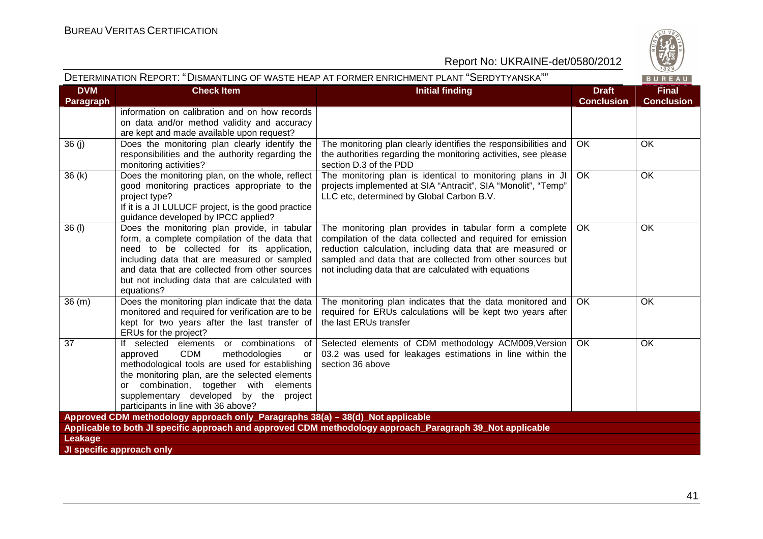| DVM Paragraph | Check Item | Initial finding | Draft Conclusion | Final Conclusion |
|---|---|---|---|---|
| | information on calibration and on how records on data and/or method validity and accuracy are kept and made available upon request? | | | |
| 36 (j) | Does the monitoring plan clearly identify the responsibilities and the authority regarding the monitoring activities? | The monitoring plan clearly identifies the responsibilities and the authorities regarding the monitoring activities, see please section D.3 of the PDD | OK | OK |
| 36 (k) | Does the monitoring plan, on the whole, reflect good monitoring practices appropriate to the project type? If it is a JI LULUCF project, is the good practice guidance developed by IPCC applied? | The monitoring plan is identical to monitoring plans in JI projects implemented at SIA "Antracit", SIA "Monolit", "Temp" LLC etc, determined by Global Carbon B.V. | OK | OK |
| 36 (l) | Does the monitoring plan provide, in tabular form, a complete compilation of the data that need to be collected for its application, including data that are measured or sampled and data that are collected from other sources but not including data that are calculated with equations? | The monitoring plan provides in tabular form a complete compilation of the data collected and required for emission reduction calculation, including data that are measured or sampled and data that are collected from other sources but not including data that are calculated with equations | OK | OK |
| 36 (m) | Does the monitoring plan indicate that the data monitored and required for verification are to be kept for two years after the last transfer of ERUs for the project? | The monitoring plan indicates that the data monitored and required for ERUs calculations will be kept two years after the last ERUs transfer | OK | OK |
| 37 | If selected elements or combinations of approved CDM methodologies or methodological tools are used for establishing the monitoring plan, are the selected elements or combination, together with elements supplementary developed by the project participants in line with 36 above? | Selected elements of CDM methodology ACM009,Version 03.2 was used for leakages estimations in line within the section 36 above | OK | OK |
| **Approved CDM methodology approach only_Paragraphs 38(a) – 38(d)_Not applicable** | | | | |
| **Applicable to both JI specific approach and approved CDM methodology approach_Paragraph 39_Not applicable** | | | | |
| **Leakage** | | | | |
| **JI specific approach only** | | | | |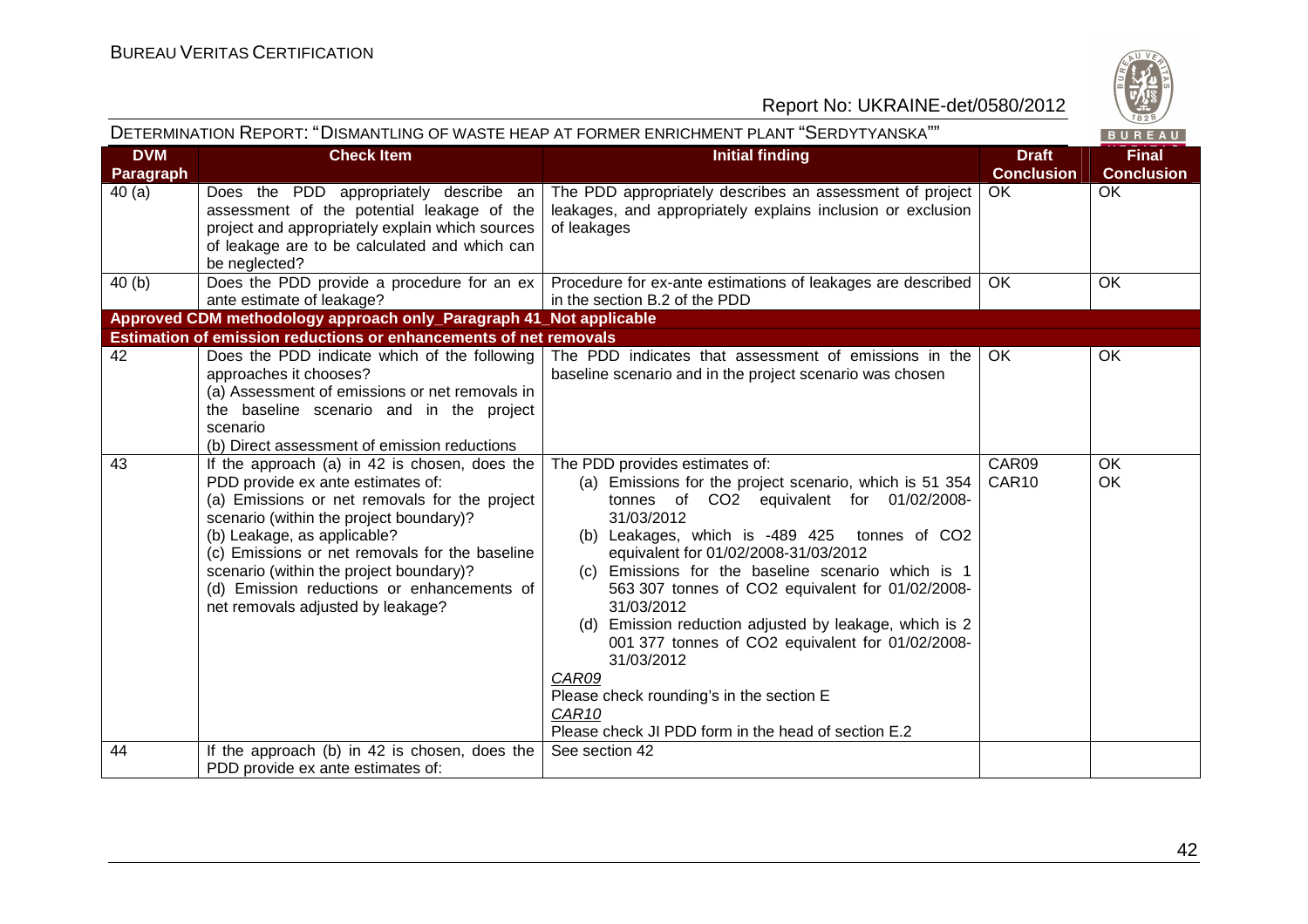DETERMINATION REPORT: "DISMANTLING OF WASTE HEAP AT FORMER ENRICHMENT PLANT "SERDYTYANSKA""

| DVM Paragraph | Check Item | Initial finding | Draft Conclusion | Final Conclusion |
|---|---|---|---|---|
| 40 (a) | Does the PDD appropriately describe an assessment of the potential leakage of the project and appropriately explain which sources of leakage are to be calculated and which can be neglected? | The PDD appropriately describes an assessment of project leakages, and appropriately explains inclusion or exclusion of leakages | OK | OK |
| 40 (b) | Does the PDD provide a procedure for an ex ante estimate of leakage? | Procedure for ex-ante estimations of leakages are described in the section B.2 of the PDD | OK | OK |
| **Approved CDM methodology approach only_Paragraph 41_Not applicable** | | | | |
| **Estimation of emission reductions or enhancements of net removals** | | | | |
| 42 | Does the PDD indicate which of the following approaches it chooses?<br>(a) Assessment of emissions or net removals in the baseline scenario and in the project scenario<br>(b) Direct assessment of emission reductions | The PDD indicates that assessment of emissions in the baseline scenario and in the project scenario was chosen | OK | OK |
| 43 | If the approach (a) in 42 is chosen, does the PDD provide ex ante estimates of:<br>(a) Emissions or net removals for the project scenario (within the project boundary)?<br>(b) Leakage, as applicable?<br>(c) Emissions or net removals for the baseline scenario (within the project boundary)?<br>(d) Emission reductions or enhancements of net removals adjusted by leakage? | The PDD provides estimates of:<br>(a) Emissions for the project scenario, which is 51 354 tonnes of $CO_2$ equivalent for 01/02/2008-31/03/2012<br>(b) Leakages, which is -489 425 tonnes of $CO_2$ equivalent for 01/02/2008-31/03/2012<br>(c) Emissions for the baseline scenario which is 1 563 307 tonnes of $CO_2$ equivalent for 01/02/2008-31/03/2012<br>(d) Emission reduction adjusted by leakage, which is 2 001 377 tonnes of $CO_2$ equivalent for 01/02/2008-31/03/2012<br>*CAR09*<br>Please check rounding's in the section E<br>*CAR10*<br>Please check JI PDD form in the head of section E.2 | CAR09<br>CAR10 | OK<br>OK |
| 44 | If the approach (b) in 42 is chosen, does the PDD provide ex ante estimates of: | See section 42 | | |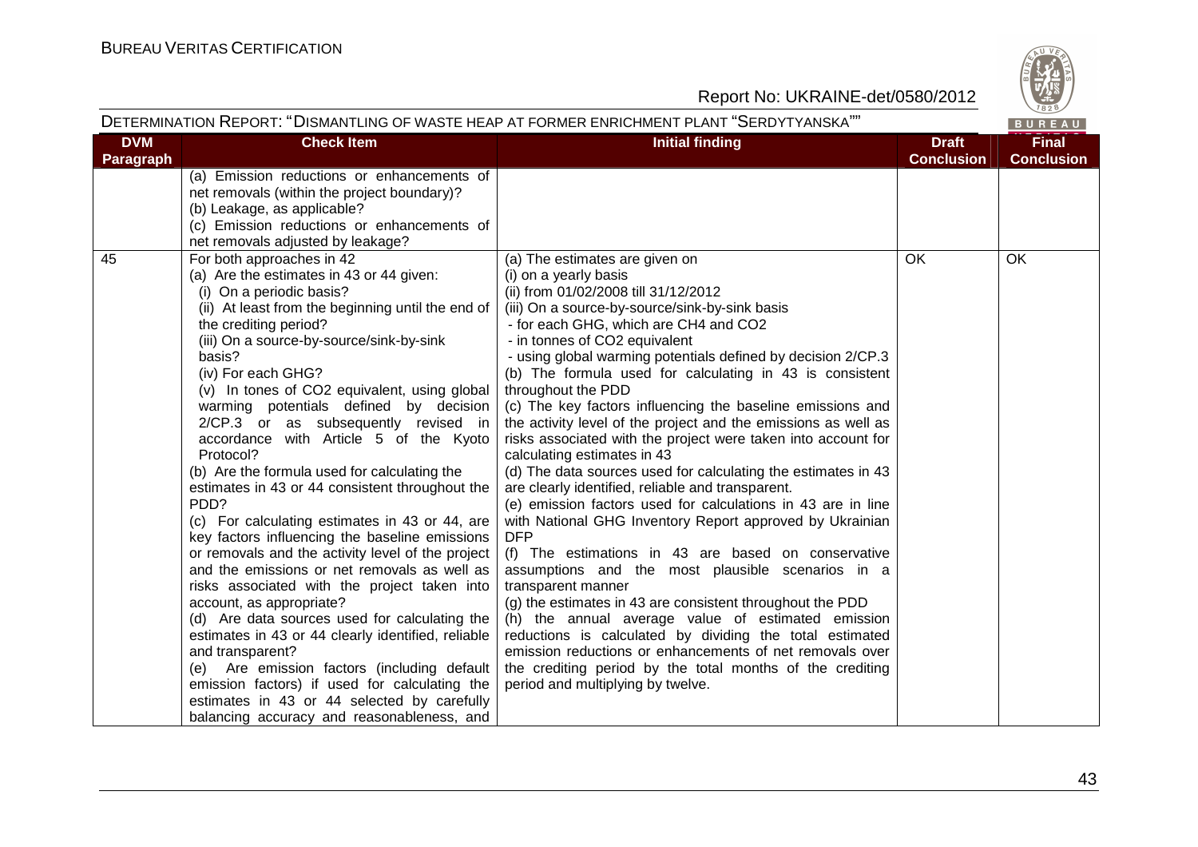| DVM Paragraph | Check Item | Initial finding | Draft Conclusion | Final Conclusion |
|---|---|---|---|---|
| | (a) Emission reductions or enhancements of net removals (within the project boundary)?<br>(b) Leakage, as applicable?<br>(c) Emission reductions or enhancements of net removals adjusted by leakage? | | | |
| 45 | For both approaches in 42<br>(a) Are the estimates in 43 or 44 given:<br>(i) On a periodic basis?<br>(ii) At least from the beginning until the end of the crediting period?<br>(iii) On a source-by-source/sink-by-sink basis?<br>(iv) For each GHG?<br>(v) In tones of $CO_2$ equivalent, using global warming potentials defined by decision 2/CP.3 or as subsequently revised in accordance with Article 5 of the Kyoto Protocol?<br>(b) Are the formula used for calculating the estimates in 43 or 44 consistent throughout the PDD?<br>(c) For calculating estimates in 43 or 44, are key factors influencing the baseline emissions or removals and the activity level of the project and the emissions or net removals as well as risks associated with the project taken into account, as appropriate?<br>(d) Are data sources used for calculating the estimates in 43 or 44 clearly identified, reliable and transparent?<br>(e) Are emission factors (including default emission factors) if used for calculating the estimates in 43 or 44 selected by carefully balancing accuracy and reasonableness, and | (a) The estimates are given on<br>(i) on a yearly basis<br>(ii) from 01/02/2008 till 31/12/2012<br>(iii) On a source-by-source/sink-by-sink basis<br>- for each GHG, which are $CH_4$ and $CO_2$<br>- in tonnes of $CO_2$ equivalent<br>- using global warming potentials defined by decision 2/CP.3<br>(b) The formula used for calculating in 43 is consistent throughout the PDD<br>(c) The key factors influencing the baseline emissions and the activity level of the project and the emissions as well as risks associated with the project were taken into account for calculating estimates in 43<br>(d) The data sources used for calculating the estimates in 43 are clearly identified, reliable and transparent.<br>(e) emission factors used for calculations in 43 are in line with National GHG Inventory Report approved by Ukrainian DFP<br>(f) The estimations in 43 are based on conservative assumptions and the most plausible scenarios in a transparent manner<br>(g) the estimates in 43 are consistent throughout the PDD<br>(h) the annual average value of estimated emission reductions is calculated by dividing the total estimated emission reductions or enhancements of net removals over the crediting period by the total months of the crediting period and multiplying by twelve. | OK | OK |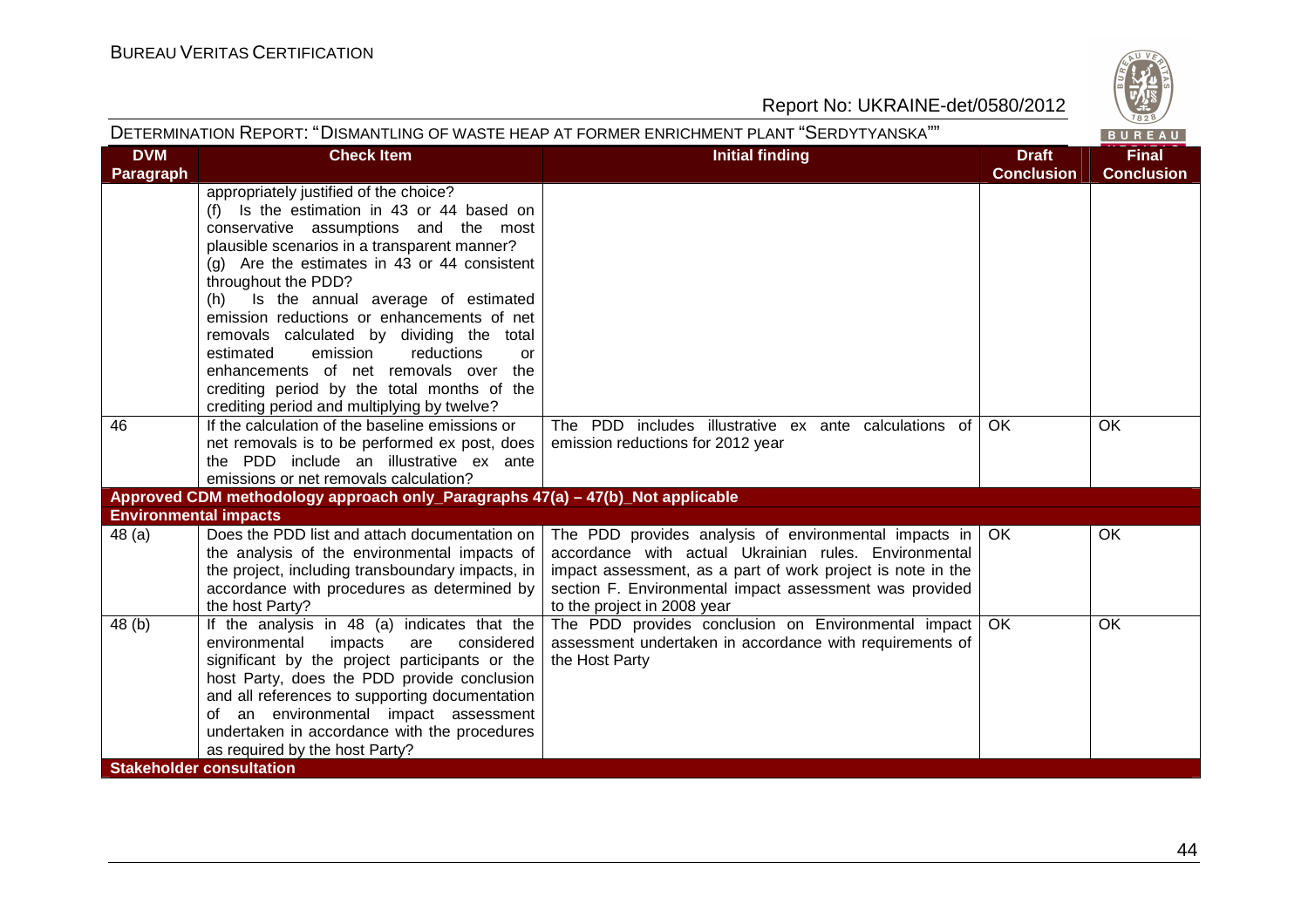| DVM Paragraph | Check Item | Initial finding | Draft Conclusion | Final Conclusion |
|---|---|---|---|---|
| | appropriately justified of the choice?<br>(f) Is the estimation in 43 or 44 based on conservative assumptions and the most plausible scenarios in a transparent manner?<br>(g) Are the estimates in 43 or 44 consistent throughout the PDD?<br>(h) Is the annual average of estimated emission reductions or enhancements of net removals calculated by dividing the total estimated emission reductions or enhancements of net removals over the crediting period by the total months of the crediting period and multiplying by twelve? | | | |
| 46 | If the calculation of the baseline emissions or net removals is to be performed ex post, does the PDD include an illustrative ex ante emissions or net removals calculation? | The PDD includes illustrative ex ante calculations of emission reductions for 2012 year | OK | OK |
| **Approved CDM methodology approach only_Paragraphs 47(a) – 47(b)_Not applicable** | | | | |
| **Environmental impacts** | | | | |
| 48 (a) | Does the PDD list and attach documentation on the analysis of the environmental impacts of the project, including transboundary impacts, in accordance with procedures as determined by the host Party? | The PDD provides analysis of environmental impacts in accordance with actual Ukrainian rules. Environmental impact assessment, as a part of work project is note in the section F. Environmental impact assessment was provided to the project in 2008 year | OK | OK |
| 48 (b) | If the analysis in 48 (a) indicates that the environmental impacts are considered significant by the project participants or the host Party, does the PDD provide conclusion and all references to supporting documentation of an environmental impact assessment undertaken in accordance with the procedures as required by the host Party? | The PDD provides conclusion on Environmental impact assessment undertaken in accordance with requirements of the Host Party | OK | OK |
| **Stakeholder consultation** | | | | |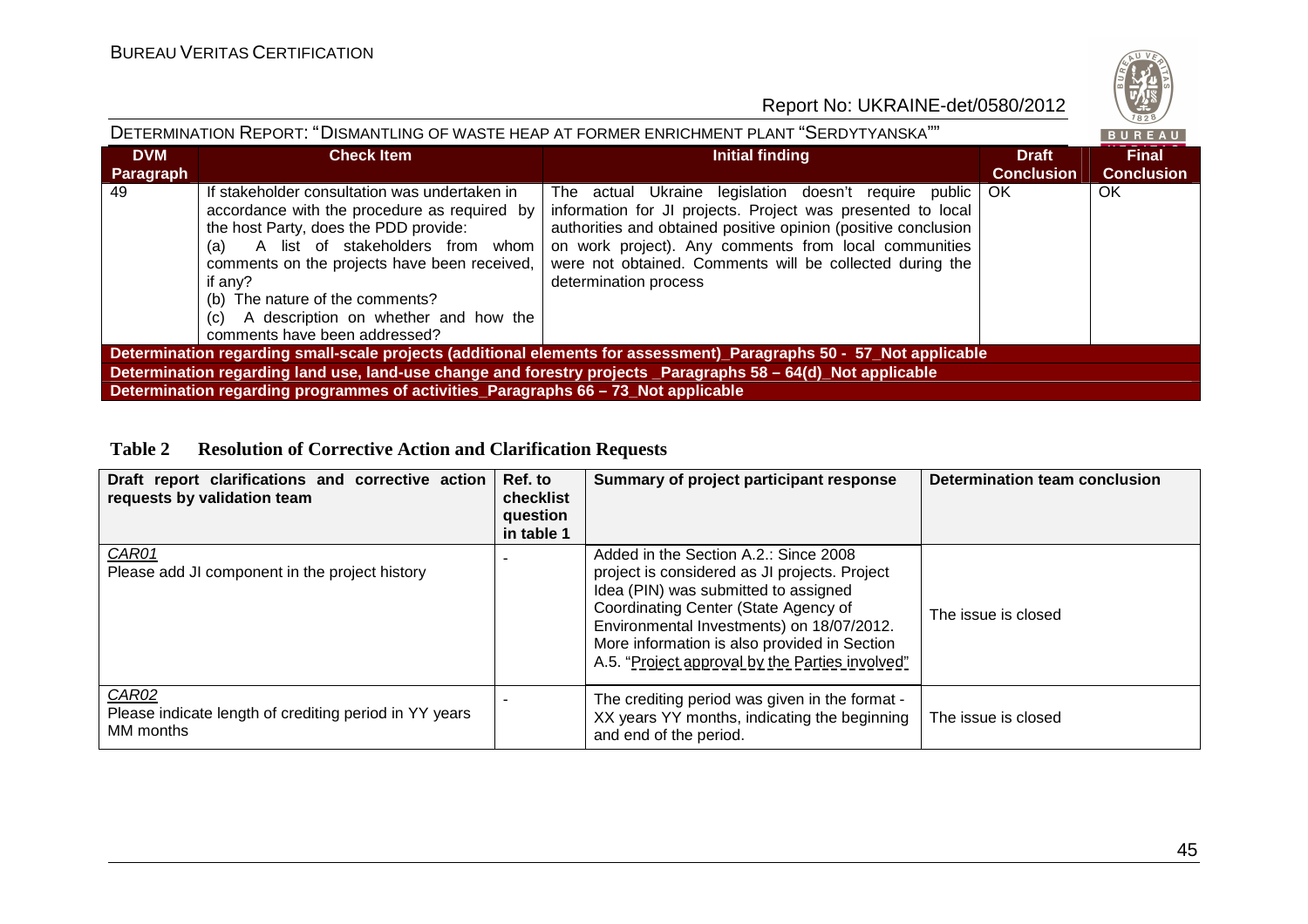| DVM Paragraph | Check Item | Initial finding | Draft Conclusion | Final Conclusion |
|---|---|---|---|---|
| 49 | If stakeholder consultation was undertaken in accordance with the procedure as required by the host Party, does the PDD provide:<br>(a) A list of stakeholders from whom comments on the projects have been received, if any?<br>(b) The nature of the comments?<br>(c) A description on whether and how the comments have been addressed? | The actual Ukraine legislation doesn't require public information for JI projects. Project was presented to local authorities and obtained positive opinion (positive conclusion on work project). Any comments from local communities were not obtained. Comments will be collected during the determination process | OK | OK |
| **Determination regarding small-scale projects (additional elements for assessment)_Paragraphs 50 - 57_Not applicable** | | | | |
| **Determination regarding land use, land-use change and forestry projects _Paragraphs 58 – 64(d)_Not applicable** | | | | |
| **Determination regarding programmes of activities_Paragraphs 66 – 73_Not applicable** | | | | |

**Table 2 Resolution of Corrective Action and Clarification Requests**

| Draft report clarifications and corrective action requests by validation team | Ref. to checklist question in table 1 | Summary of project participant response | Determination team conclusion |
|---|---|---|---|
| *CAR01*<br>Please add JI component in the project history | - | Added in the Section A.2.: Since 2008 project is considered as JI projects. Project Idea (PIN) was submitted to assigned Coordinating Center (State Agency of Environmental Investments) on 18/07/2012. More information is also provided in Section A.5. "Project approval by the Parties involved" | The issue is closed |
| *CAR02*<br>Please indicate length of crediting period in YY years MM months | - | The crediting period was given in the format - XX years YY months, indicating the beginning and end of the period. | The issue is closed |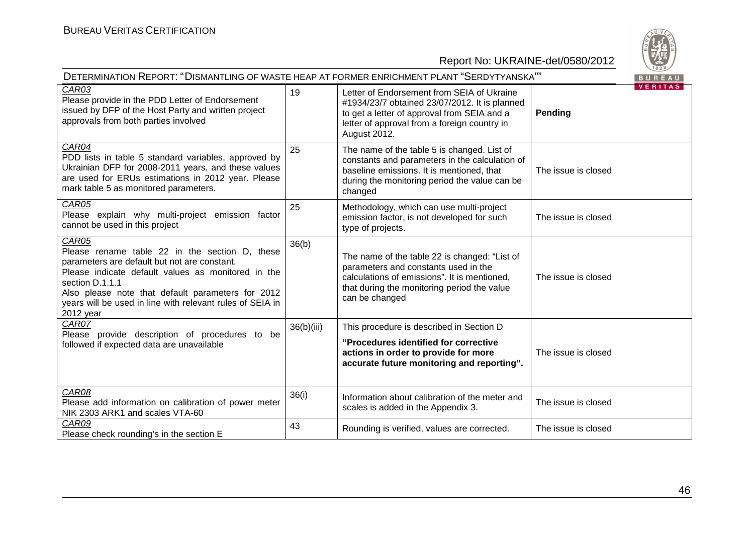DETERMINATION REPORT: "DISMANTLING OF WASTE HEAP AT FORMER ENRICHMENT PLANT "SERDYTYANSKA""

| | | | |
|---|---|---|---|
| CAR03<br>Please provide in the PDD Letter of Endorsement issued by DFP of the Host Party and written project approvals from both parties involved | 19 | Letter of Endorsement from SEIA of Ukraine #1934/23/7 obtained 23/07/2012. It is planned to get a letter of approval from SEIA and a letter of approval from a foreign country in August 2012. | **Pending** |
| CAR04<br>PDD lists in table 5 standard variables, approved by Ukrainian DFP for 2008-2011 years, and these values are used for ERUs estimations in 2012 year. Please mark table 5 as monitored parameters. | 25 | The name of the table 5 is changed. List of constants and parameters in the calculation of baseline emissions. It is mentioned, that during the monitoring period the value can be changed | The issue is closed |
| CAR05<br>Please explain why multi-project emission factor cannot be used in this project | 25 | Methodology, which can use multi-project emission factor, is not developed for such type of projects. | The issue is closed |
| CAR05<br>Please rename table 22 in the section D, these parameters are default but not are constant.<br>Please indicate default values as monitored in the section D.1.1.1<br>Also please note that default parameters for 2012 years will be used in line with relevant rules of SEIA in 2012 year | 36(b) | The name of the table 22 is changed: "List of parameters and constants used in the calculations of emissions". It is mentioned, that during the monitoring period the value can be changed | The issue is closed |
| CAR07<br>Please provide description of procedures to be followed if expected data are unavailable | 36(b)(iii) | This procedure is described in Section D<br>**"Procedures identified for corrective actions in order to provide for more accurate future monitoring and reporting".** | The issue is closed |
| CAR08<br>Please add information on calibration of power meter NIK 2303 ARK1 and scales VTA-60 | 36(i) | Information about calibration of the meter and scales is added in the Appendix 3. | The issue is closed |
| CAR09<br>Please check rounding's in the section E | 43 | Rounding is verified, values are corrected. | The issue is closed |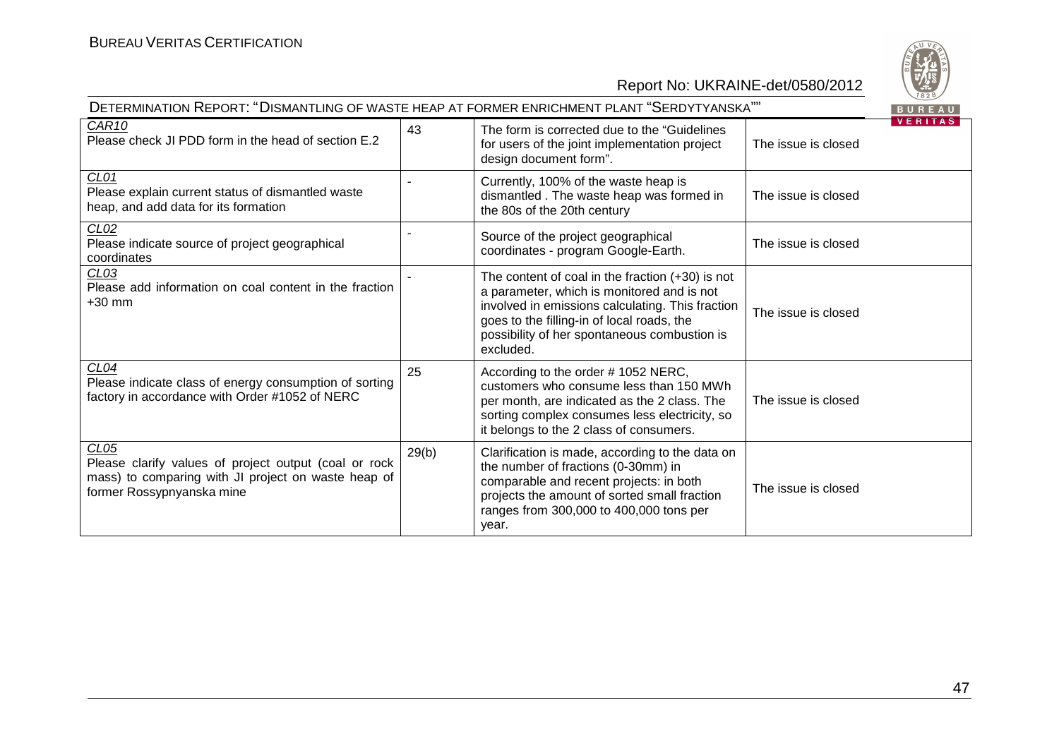| | | | |
|---|---|---|---|
| *CAR10*<br>Please check JI PDD form in the head of section E.2 | 43 | The form is corrected due to the "Guidelines for users of the joint implementation project design document form". | The issue is closed |
| *CL01*<br>Please explain current status of dismantled waste heap, and add data for its formation | - | Currently, 100% of the waste heap is dismantled . The waste heap was formed in the 80s of the 20th century | The issue is closed |
| *CL02*<br>Please indicate source of project geographical coordinates | - | Source of the project geographical coordinates - program Google-Earth. | The issue is closed |
| *CL03*<br>Please add information on coal content in the fraction +30 mm | - | The content of coal in the fraction (+30) is not a parameter, which is monitored and is not involved in emissions calculating. This fraction goes to the filling-in of local roads, the possibility of her spontaneous combustion is excluded. | The issue is closed |
| *CL04*<br>Please indicate class of energy consumption of sorting factory in accordance with Order #1052 of NERC | 25 | According to the order # 1052 NERC, customers who consume less than 150 MWh per month, are indicated as the 2 class. The sorting complex consumes less electricity, so it belongs to the 2 class of consumers. | The issue is closed |
| *CL05*<br>Please clarify values of project output (coal or rock mass) to comparing with JI project on waste heap of former Rossypnyanska mine | 29(b) | Clarification is made, according to the data on the number of fractions (0-30mm) in comparable and recent projects: in both projects the amount of sorted small fraction ranges from 300,000 to 400,000 tons per year. | The issue is closed |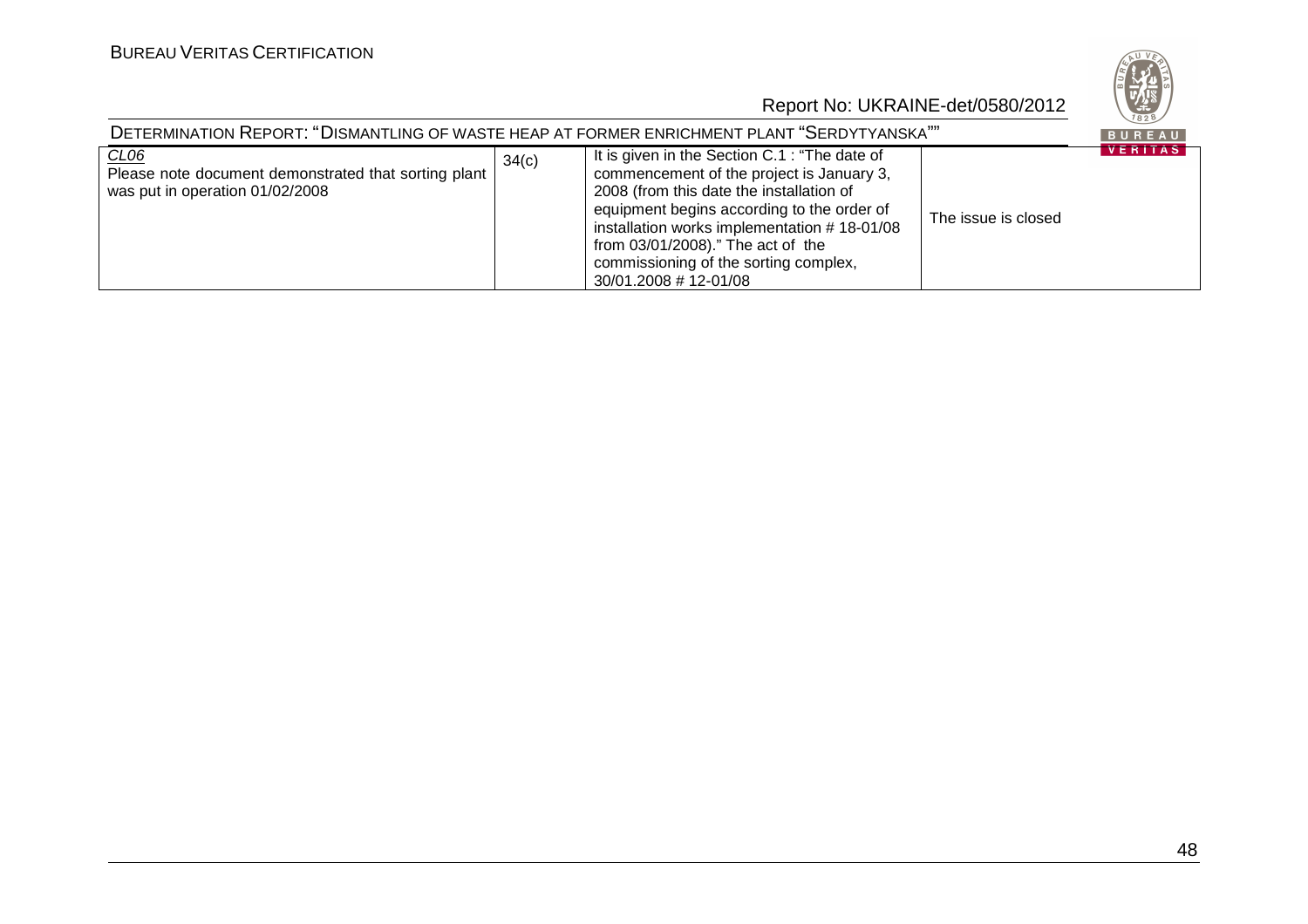| | | | |
|---|---|---|---|
| *CL06*<br>Please note document demonstrated that sorting plant was put in operation 01/02/2008 | 34(c) | It is given in the Section C.1 : "The date of commencement of the project is January 3, 2008 (from this date the installation of equipment begins according to the order of installation works implementation # 18-01/08 from 03/01/2008)." The act of the commissioning of the sorting complex, 30/01.2008 # 12-01/08 | The issue is closed |